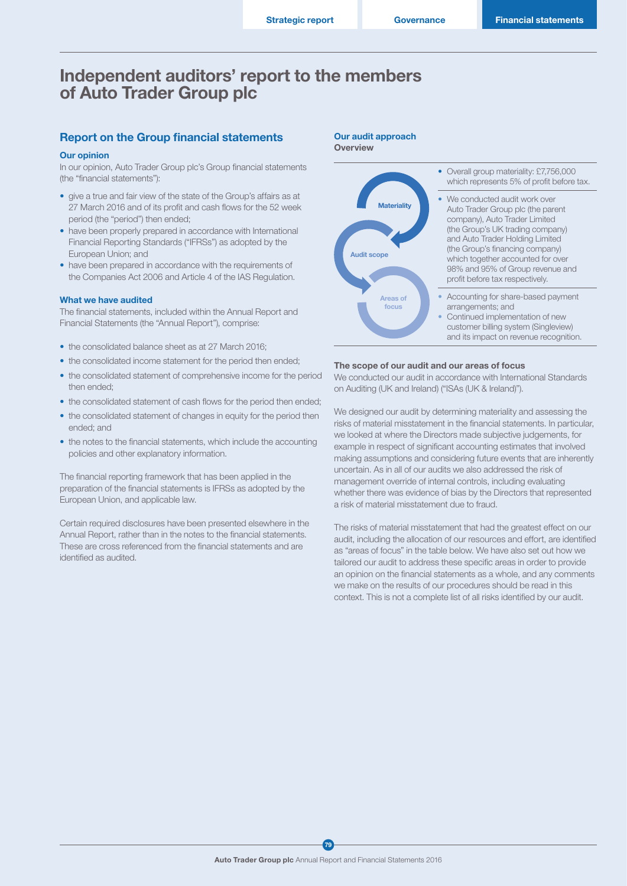# Independent auditors' report to the members of Auto Trader Group plc

## Report on the Group financial statements

### Our opinion

In our opinion, Auto Trader Group plc's Group financial statements (the "financial statements"):

- give a true and fair view of the state of the Group's affairs as at 27 March 2016 and of its profit and cash flows for the 52 week period (the "period") then ended;
- have been properly prepared in accordance with International Financial Reporting Standards ("IFRSs") as adopted by the European Union; and
- have been prepared in accordance with the requirements of the Companies Act 2006 and Article 4 of the IAS Regulation.

### What we have audited

The financial statements, included within the Annual Report and Financial Statements (the "Annual Report"), comprise:

- the consolidated balance sheet as at 27 March 2016;
- the consolidated income statement for the period then ended;
- the consolidated statement of comprehensive income for the period then ended;
- the consolidated statement of cash flows for the period then ended;
- the consolidated statement of changes in equity for the period then ended; and
- the notes to the financial statements, which include the accounting policies and other explanatory information.

The financial reporting framework that has been applied in the preparation of the financial statements is IFRSs as adopted by the European Union, and applicable law.

Certain required disclosures have been presented elsewhere in the Annual Report, rather than in the notes to the financial statements. These are cross referenced from the financial statements and are identified as audited.

### Our audit approach

**Overview**

Materiality

- Overall group materiality: £7,756,000 which represents 5% of profit before tax.

Audit scope

- We conducted audit work over Auto Trader Group plc (the parent company), Auto Trader Limited (the Group's UK trading company) and Auto Trader Holding Limited (the Group's financing company) which together accounted for over 98% and 95% of Group revenue and profit before tax respectively.

Areas of focus

- Accounting for share-based payment arrangements; and
- Continued implementation of new customer billing system (Singleview) and its impact on revenue recognition.

### The scope of our audit and our areas of focus

We conducted our audit in accordance with International Standards on Auditing (UK and Ireland) ("ISAs (UK & Ireland)").

We designed our audit by determining materiality and assessing the risks of material misstatement in the financial statements. In particular, we looked at where the Directors made subjective judgements, for example in respect of significant accounting estimates that involved making assumptions and considering future events that are inherently uncertain. As in all of our audits we also addressed the risk of management override of internal controls, including evaluating whether there was evidence of bias by the Directors that represented a risk of material misstatement due to fraud.

The risks of material misstatement that had the greatest effect on our audit, including the allocation of our resources and effort, are identified as "areas of focus" in the table below. We have also set out how we tailored our audit to address these specific areas in order to provide an opinion on the financial statements as a whole, and any comments we make on the results of our procedures should be read in this context. This is not a complete list of all risks identified by our audit.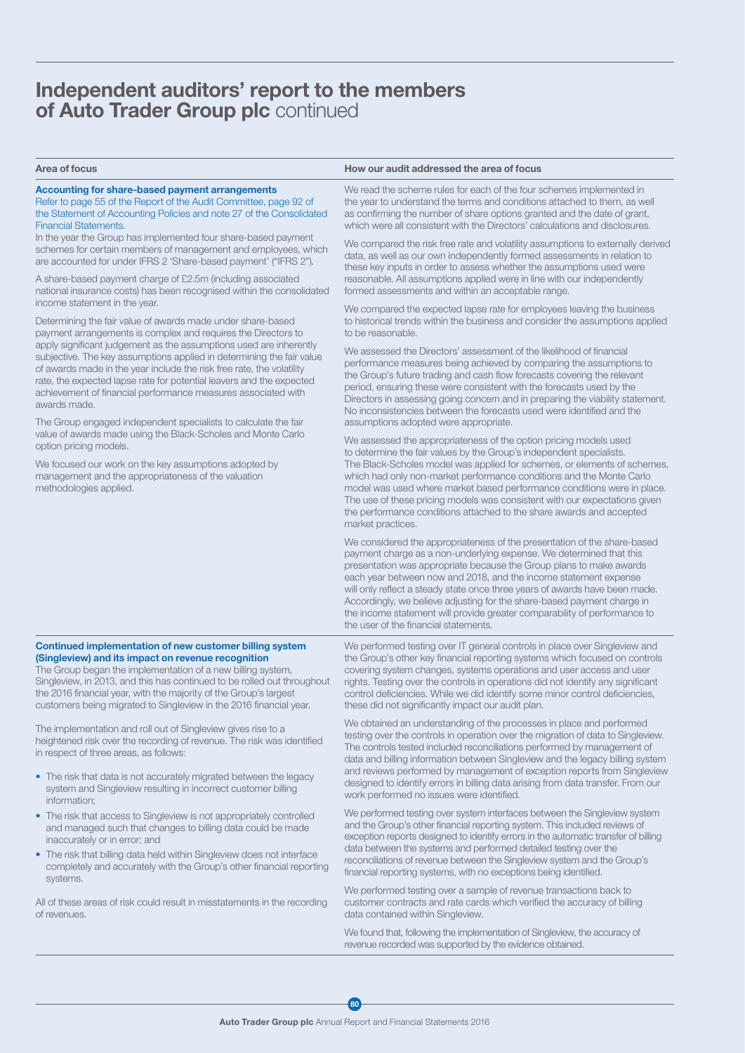# Independent auditors' report to the members of Auto Trader Group plc continued

| Area of focus | How our audit addressed the area of focus |
|---|---|
| **Accounting for share-based payment arrangements**<br>Refer to page 55 of the Report of the Audit Committee, page 92 of the Statement of Accounting Policies and note 27 of the Consolidated Financial Statements.<br><br>In the year the Group has implemented four share-based payment schemes for certain members of management and employees, which are accounted for under IFRS 2 'Share-based payment' ("IFRS 2").<br><br>A share-based payment charge of £2.5m (including associated national insurance costs) has been recognised within the consolidated income statement in the year.<br><br>Determining the fair value of awards made under share-based payment arrangements is complex and requires the Directors to apply significant judgement as the assumptions used are inherently subjective. The key assumptions applied in determining the fair value of awards made in the year include the risk free rate, the volatility rate, the expected lapse rate for potential leavers and the expected achievement of financial performance measures associated with awards made.<br><br>The Group engaged independent specialists to calculate the fair value of awards made using the Black-Scholes and Monte Carlo option pricing models.<br><br>We focused our work on the key assumptions adopted by management and the appropriateness of the valuation methodologies applied. | We read the scheme rules for each of the four schemes implemented in the year to understand the terms and conditions attached to them, as well as confirming the number of share options granted and the date of grant, which were all consistent with the Directors' calculations and disclosures.<br><br>We compared the risk free rate and volatility assumptions to externally derived data, as well as our own independently formed assessments in relation to these key inputs in order to assess whether the assumptions used were reasonable. All assumptions applied were in line with our independently formed assessments and within an acceptable range.<br><br>We compared the expected lapse rate for employees leaving the business to historical trends within the business and consider the assumptions applied to be reasonable.<br><br>We assessed the Directors' assessment of the likelihood of financial performance measures being achieved by comparing the assumptions to the Group's future trading and cash flow forecasts covering the relevant period, ensuring these were consistent with the forecasts used by the Directors in assessing going concern and in preparing the viability statement. No inconsistencies between the forecasts used were identified and the assumptions adopted were appropriate.<br><br>We assessed the appropriateness of the option pricing models used to determine the fair values by the Group's independent specialists. The Black-Scholes model was applied for schemes, or elements of schemes, which had only non-market performance conditions and the Monte Carlo model was used where market based performance conditions were in place. The use of these pricing models was consistent with our expectations given the performance conditions attached to the share awards and accepted market practices.<br><br>We considered the appropriateness of the presentation of the share-based payment charge as a non-underlying expense. We determined that this presentation was appropriate because the Group plans to make awards each year between now and 2018, and the income statement expense will only reflect a steady state once three years of awards have been made. Accordingly, we believe adjusting for the share-based payment charge in the income statement will provide greater comparability of performance to the user of the financial statements. |
| **Continued implementation of new customer billing system (Singleview) and its impact on revenue recognition**<br>The Group began the implementation of a new billing system, Singleview, in 2013, and this has continued to be rolled out throughout the 2016 financial year, with the majority of the Group's largest customers being migrated to Singleview in the 2016 financial year.<br><br>The implementation and roll out of Singleview gives rise to a heightened risk over the recording of revenue. The risk was identified in respect of three areas, as follows:<br><br>• The risk that data is not accurately migrated between the legacy system and Singleview resulting in incorrect customer billing information;<br>• The risk that access to Singleview is not appropriately controlled and managed such that changes to billing data could be made inaccurately or in error; and<br>• The risk that billing data held within Singleview does not interface completely and accurately with the Group's other financial reporting systems.<br><br>All of these areas of risk could result in misstatements in the recording of revenues. | We performed testing over IT general controls in place over Singleview and the Group's other key financial reporting systems which focused on controls covering system changes, systems operations and user access and user rights. Testing over the controls in operations did not identify any significant control deficiencies. While we did identify some minor control deficiencies, these did not significantly impact our audit plan.<br><br>We obtained an understanding of the processes in place and performed testing over the controls in operation over the migration of data to Singleview. The controls tested included reconciliations performed by management of data and billing information between Singleview and the legacy billing system and reviews performed by management of exception reports from Singleview designed to identify errors in billing data arising from data transfer. From our work performed no issues were identified.<br><br>We performed testing over system interfaces between the Singleview system and the Group's other financial reporting system. This included reviews of exception reports designed to identify errors in the automatic transfer of billing data between the systems and performed detailed testing over the reconciliations of revenue between the Singleview system and the Group's financial reporting systems, with no exceptions being identified.<br><br>We performed testing over a sample of revenue transactions back to customer contracts and rate cards which verified the accuracy of billing data contained within Singleview.<br><br>We found that, following the implementation of Singleview, the accuracy of revenue recorded was supported by the evidence obtained. |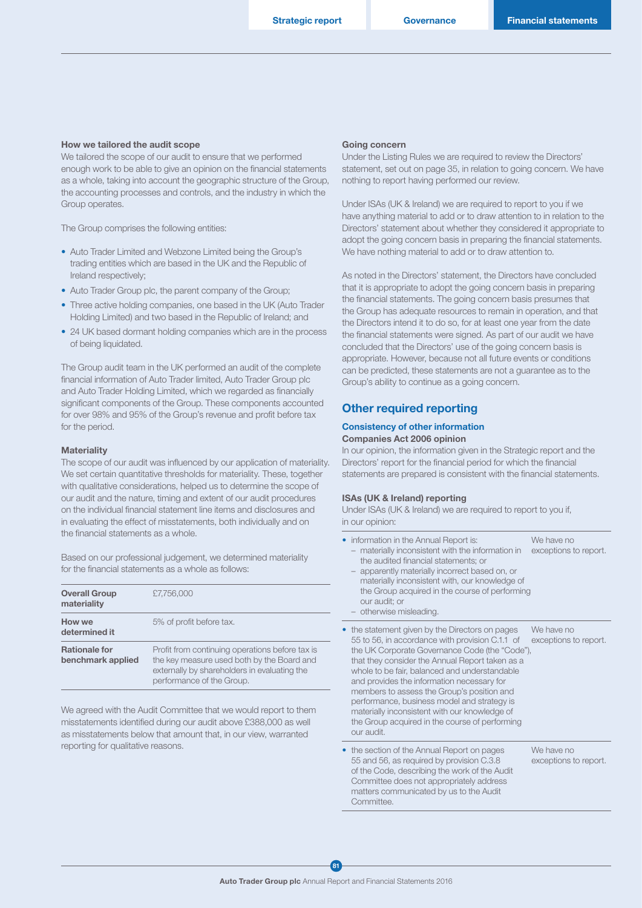### How we tailored the audit scope

We tailored the scope of our audit to ensure that we performed enough work to be able to give an opinion on the financial statements as a whole, taking into account the geographic structure of the Group, the accounting processes and controls, and the industry in which the Group operates.

The Group comprises the following entities:

- Auto Trader Limited and Webzone Limited being the Group's trading entities which are based in the UK and the Republic of Ireland respectively;
- Auto Trader Group plc, the parent company of the Group;
- Three active holding companies, one based in the UK (Auto Trader Holding Limited) and two based in the Republic of Ireland; and
- 24 UK based dormant holding companies which are in the process of being liquidated.

The Group audit team in the UK performed an audit of the complete financial information of Auto Trader limited, Auto Trader Group plc and Auto Trader Holding Limited, which we regarded as financially significant components of the Group. These components accounted for over 98% and 95% of the Group's revenue and profit before tax for the period.

### Materiality

The scope of our audit was influenced by our application of materiality. We set certain quantitative thresholds for materiality. These, together with qualitative considerations, helped us to determine the scope of our audit and the nature, timing and extent of our audit procedures on the individual financial statement line items and disclosures and in evaluating the effect of misstatements, both individually and on the financial statements as a whole.

Based on our professional judgement, we determined materiality for the financial statements as a whole as follows:

| | |
|---|---|
| **Overall Group materiality** | £7,756,000 |
| **How we determined it** | 5% of profit before tax. |
| **Rationale for benchmark applied** | Profit from continuing operations before tax is the key measure used both by the Board and externally by shareholders in evaluating the performance of the Group. |

We agreed with the Audit Committee that we would report to them misstatements identified during our audit above £388,000 as well as misstatements below that amount that, in our view, warranted reporting for qualitative reasons.

### Going concern

Under the Listing Rules we are required to review the Directors' statement, set out on page 35, in relation to going concern. We have nothing to report having performed our review.

Under ISAs (UK & Ireland) we are required to report to you if we have anything material to add or to draw attention to in relation to the Directors' statement about whether they considered it appropriate to adopt the going concern basis in preparing the financial statements. We have nothing material to add or to draw attention to.

As noted in the Directors' statement, the Directors have concluded that it is appropriate to adopt the going concern basis in preparing the financial statements. The going concern basis presumes that the Group has adequate resources to remain in operation, and that the Directors intend it to do so, for at least one year from the date the financial statements were signed. As part of our audit we have concluded that the Directors' use of the going concern basis is appropriate. However, because not all future events or conditions can be predicted, these statements are not a guarantee as to the Group's ability to continue as a going concern.

## Other required reporting

### Consistency of other information

#### Companies Act 2006 opinion

In our opinion, the information given in the Strategic report and the Directors' report for the financial period for which the financial statements are prepared is consistent with the financial statements.

#### ISAs (UK & Ireland) reporting

Under ISAs (UK & Ireland) we are required to report to you if, in our opinion:

| | |
|---|---|
| • information in the Annual Report is:<br>– materially inconsistent with the information in the audited financial statements; or<br>– apparently materially incorrect based on, or materially inconsistent with, our knowledge of the Group acquired in the course of performing our audit; or<br>– otherwise misleading. | We have no exceptions to report. |
| • the statement given by the Directors on pages 55 to 56, in accordance with provision C.1.1 of the UK Corporate Governance Code (the "Code"), that they consider the Annual Report taken as a whole to be fair, balanced and understandable and provides the information necessary for members to assess the Group's position and performance, business model and strategy is materially inconsistent with our knowledge of the Group acquired in the course of performing our audit. | We have no exceptions to report. |
| • the section of the Annual Report on pages 55 and 56, as required by provision C.3.8 of the Code, describing the work of the Audit Committee does not appropriately address matters communicated by us to the Audit Committee. | We have no exceptions to report. |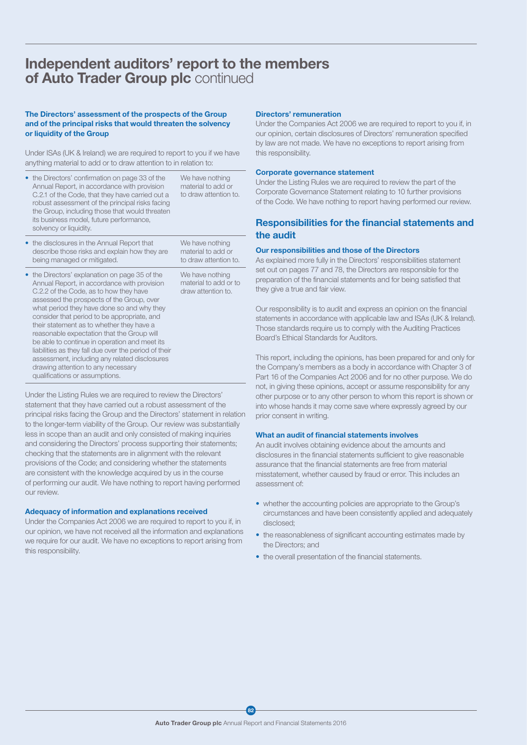# Independent auditors' report to the members of Auto Trader Group plc continued

### The Directors' assessment of the prospects of the Group and of the principal risks that would threaten the solvency or liquidity of the Group

Under ISAs (UK & Ireland) we are required to report to you if we have anything material to add or to draw attention to in relation to:

| | |
|---|---|
| • the Directors' confirmation on page 33 of the Annual Report, in accordance with provision C.2.1 of the Code, that they have carried out a robust assessment of the principal risks facing the Group, including those that would threaten its business model, future performance, solvency or liquidity. | We have nothing material to add or to draw attention to. |
| • the disclosures in the Annual Report that describe those risks and explain how they are being managed or mitigated. | We have nothing material to add or to draw attention to. |
| • the Directors' explanation on page 35 of the Annual Report, in accordance with provision C.2.2 of the Code, as to how they have assessed the prospects of the Group, over what period they have done so and why they consider that period to be appropriate, and their statement as to whether they have a reasonable expectation that the Group will be able to continue in operation and meet its liabilities as they fall due over the period of their assessment, including any related disclosures drawing attention to any necessary qualifications or assumptions. | We have nothing material to add or to draw attention to. |

Under the Listing Rules we are required to review the Directors' statement that they have carried out a robust assessment of the principal risks facing the Group and the Directors' statement in relation to the longer-term viability of the Group. Our review was substantially less in scope than an audit and only consisted of making inquiries and considering the Directors' process supporting their statements; checking that the statements are in alignment with the relevant provisions of the Code; and considering whether the statements are consistent with the knowledge acquired by us in the course of performing our audit. We have nothing to report having performed our review.

### Adequacy of information and explanations received

Under the Companies Act 2006 we are required to report to you if, in our opinion, we have not received all the information and explanations we require for our audit. We have no exceptions to report arising from this responsibility.

### Directors' remuneration

Under the Companies Act 2006 we are required to report to you if, in our opinion, certain disclosures of Directors' remuneration specified by law are not made. We have no exceptions to report arising from this responsibility.

### Corporate governance statement

Under the Listing Rules we are required to review the part of the Corporate Governance Statement relating to 10 further provisions of the Code. We have nothing to report having performed our review.

## Responsibilities for the financial statements and the audit

### Our responsibilities and those of the Directors

As explained more fully in the Directors' responsibilities statement set out on pages 77 and 78, the Directors are responsible for the preparation of the financial statements and for being satisfied that they give a true and fair view.

Our responsibility is to audit and express an opinion on the financial statements in accordance with applicable law and ISAs (UK & Ireland). Those standards require us to comply with the Auditing Practices Board's Ethical Standards for Auditors.

This report, including the opinions, has been prepared for and only for the Company's members as a body in accordance with Chapter 3 of Part 16 of the Companies Act 2006 and for no other purpose. We do not, in giving these opinions, accept or assume responsibility for any other purpose or to any other person to whom this report is shown or into whose hands it may come save where expressly agreed by our prior consent in writing.

### What an audit of financial statements involves

An audit involves obtaining evidence about the amounts and disclosures in the financial statements sufficient to give reasonable assurance that the financial statements are free from material misstatement, whether caused by fraud or error. This includes an assessment of:

- whether the accounting policies are appropriate to the Group's circumstances and have been consistently applied and adequately disclosed;
- the reasonableness of significant accounting estimates made by the Directors; and
- the overall presentation of the financial statements.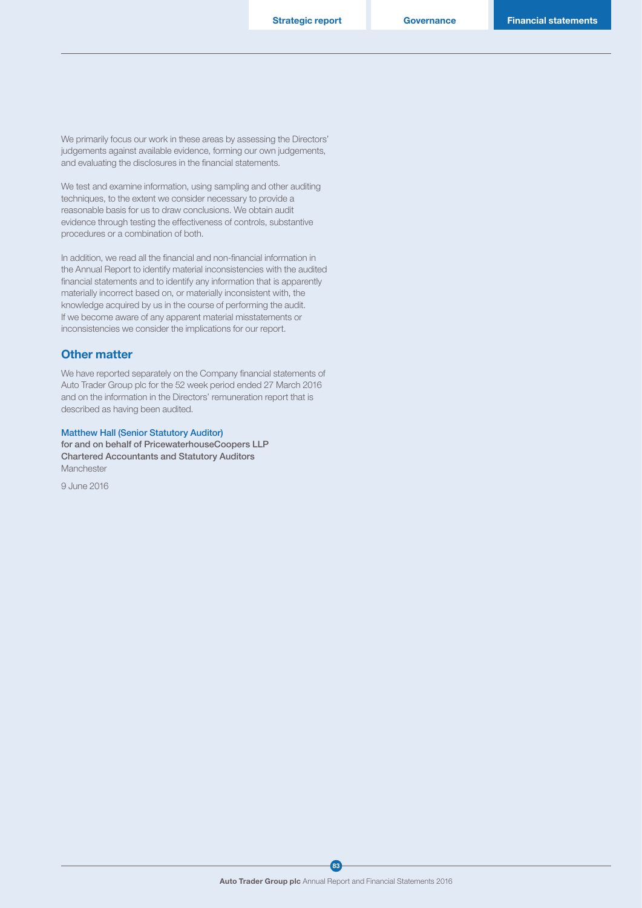We primarily focus our work in these areas by assessing the Directors' judgements against available evidence, forming our own judgements, and evaluating the disclosures in the financial statements.

We test and examine information, using sampling and other auditing techniques, to the extent we consider necessary to provide a reasonable basis for us to draw conclusions. We obtain audit evidence through testing the effectiveness of controls, substantive procedures or a combination of both.

In addition, we read all the financial and non-financial information in the Annual Report to identify material inconsistencies with the audited financial statements and to identify any information that is apparently materially incorrect based on, or materially inconsistent with, the knowledge acquired by us in the course of performing the audit. If we become aware of any apparent material misstatements or inconsistencies we consider the implications for our report.

## Other matter

We have reported separately on the Company financial statements of Auto Trader Group plc for the 52 week period ended 27 March 2016 and on the information in the Directors' remuneration report that is described as having been audited.

Matthew Hall (Senior Statutory Auditor)
**for and on behalf of PricewaterhouseCoopers LLP**
**Chartered Accountants and Statutory Auditors**
Manchester

9 June 2016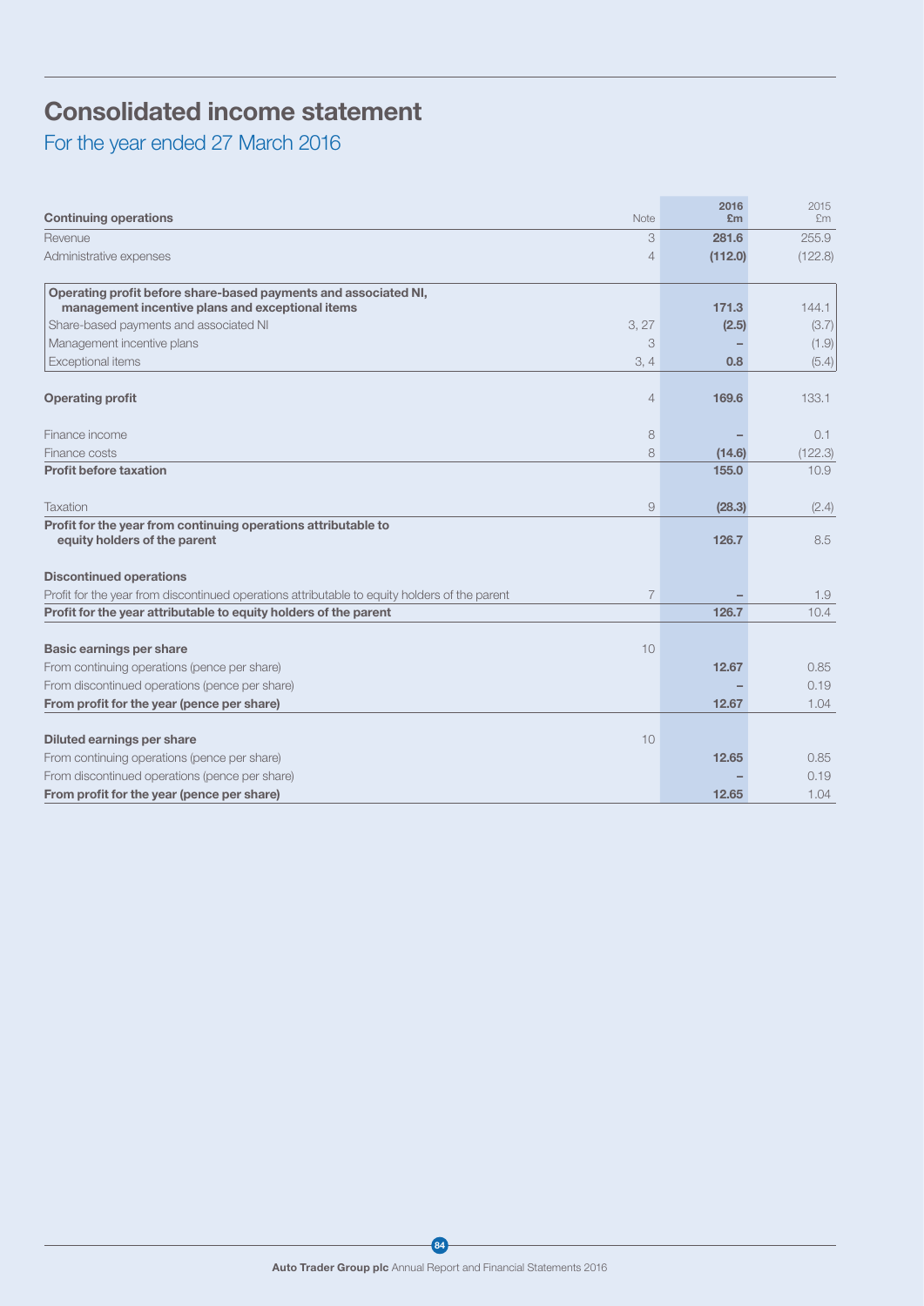# Consolidated income statement

## For the year ended 27 March 2016

| Continuing operations | Note | 2016 £m | 2015 £m |
|---|---|---|---|
| Revenue | 3 | **281.6** | 255.9 |
| Administrative expenses | 4 | **(112.0)** | (122.8) |
| **Operating profit before share-based payments and associated NI, management incentive plans and exceptional items** | | **171.3** | 144.1 |
| Share-based payments and associated NI | 3, 27 | **(2.5)** | (3.7) |
| Management incentive plans | 3 | **–** | (1.9) |
| Exceptional items | 3, 4 | **0.8** | (5.4) |
| **Operating profit** | 4 | **169.6** | 133.1 |
| Finance income | 8 | **–** | 0.1 |
| Finance costs | 8 | **(14.6)** | (122.3) |
| **Profit before taxation** | | **155.0** | 10.9 |
| Taxation | 9 | **(28.3)** | (2.4) |
| **Profit for the year from continuing operations attributable to equity holders of the parent** | | **126.7** | 8.5 |
| **Discontinued operations** | | | |
| Profit for the year from discontinued operations attributable to equity holders of the parent | 7 | **–** | 1.9 |
| **Profit for the year attributable to equity holders of the parent** | | **126.7** | 10.4 |
| **Basic earnings per share** | 10 | | |
| From continuing operations (pence per share) | | **12.67** | 0.85 |
| From discontinued operations (pence per share) | | **–** | 0.19 |
| **From profit for the year (pence per share)** | | **12.67** | 1.04 |
| **Diluted earnings per share** | 10 | | |
| From continuing operations (pence per share) | | **12.65** | 0.85 |
| From discontinued operations (pence per share) | | **–** | 0.19 |
| **From profit for the year (pence per share)** | | **12.65** | 1.04 |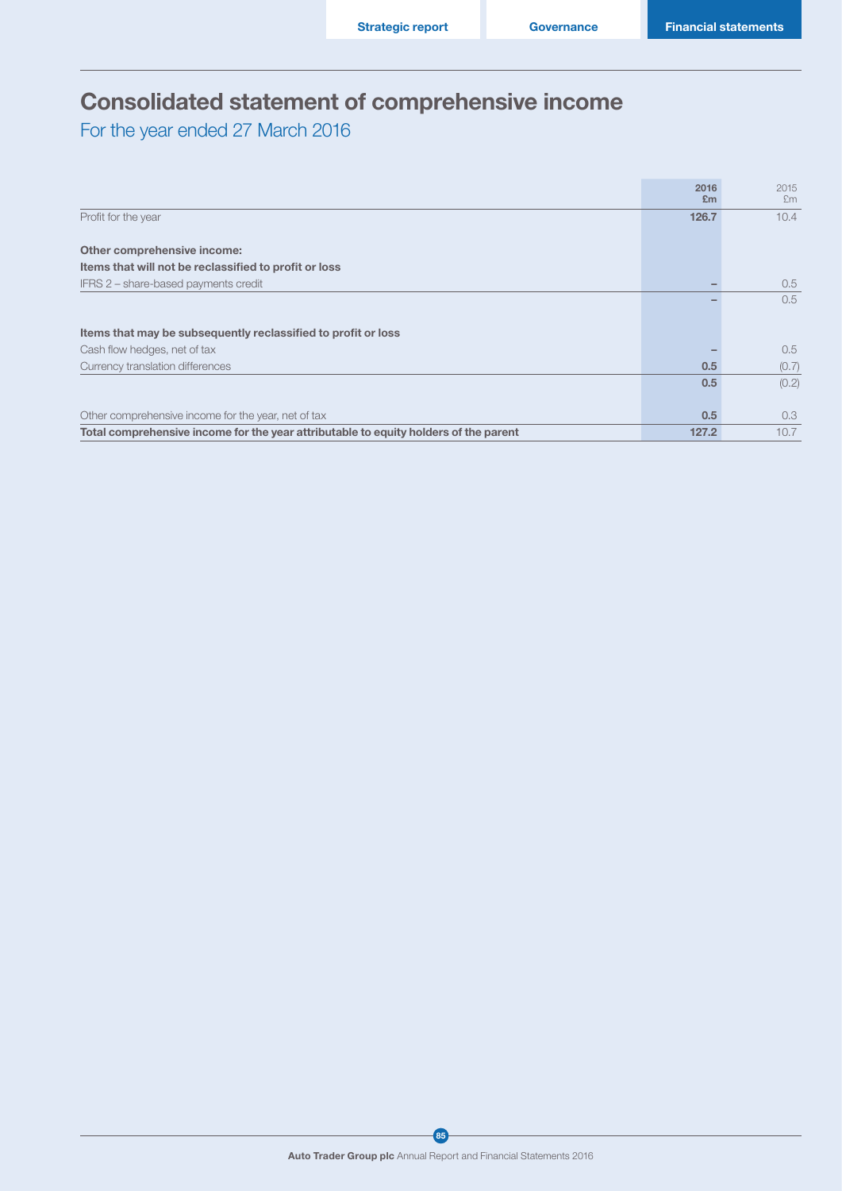# Consolidated statement of comprehensive income

For the year ended 27 March 2016

| | 2016 £m | 2015 £m |
|---|---|---|
| Profit for the year | **126.7** | 10.4 |
| **Other comprehensive income:** | | |
| **Items that will not be reclassified to profit or loss** | | |
| IFRS 2 – share-based payments credit | – | 0.5 |
| | – | 0.5 |
| **Items that may be subsequently reclassified to profit or loss** | | |
| Cash flow hedges, net of tax | – | 0.5 |
| Currency translation differences | **0.5** | (0.7) |
| | **0.5** | (0.2) |
| Other comprehensive income for the year, net of tax | **0.5** | 0.3 |
| **Total comprehensive income for the year attributable to equity holders of the parent** | **127.2** | 10.7 |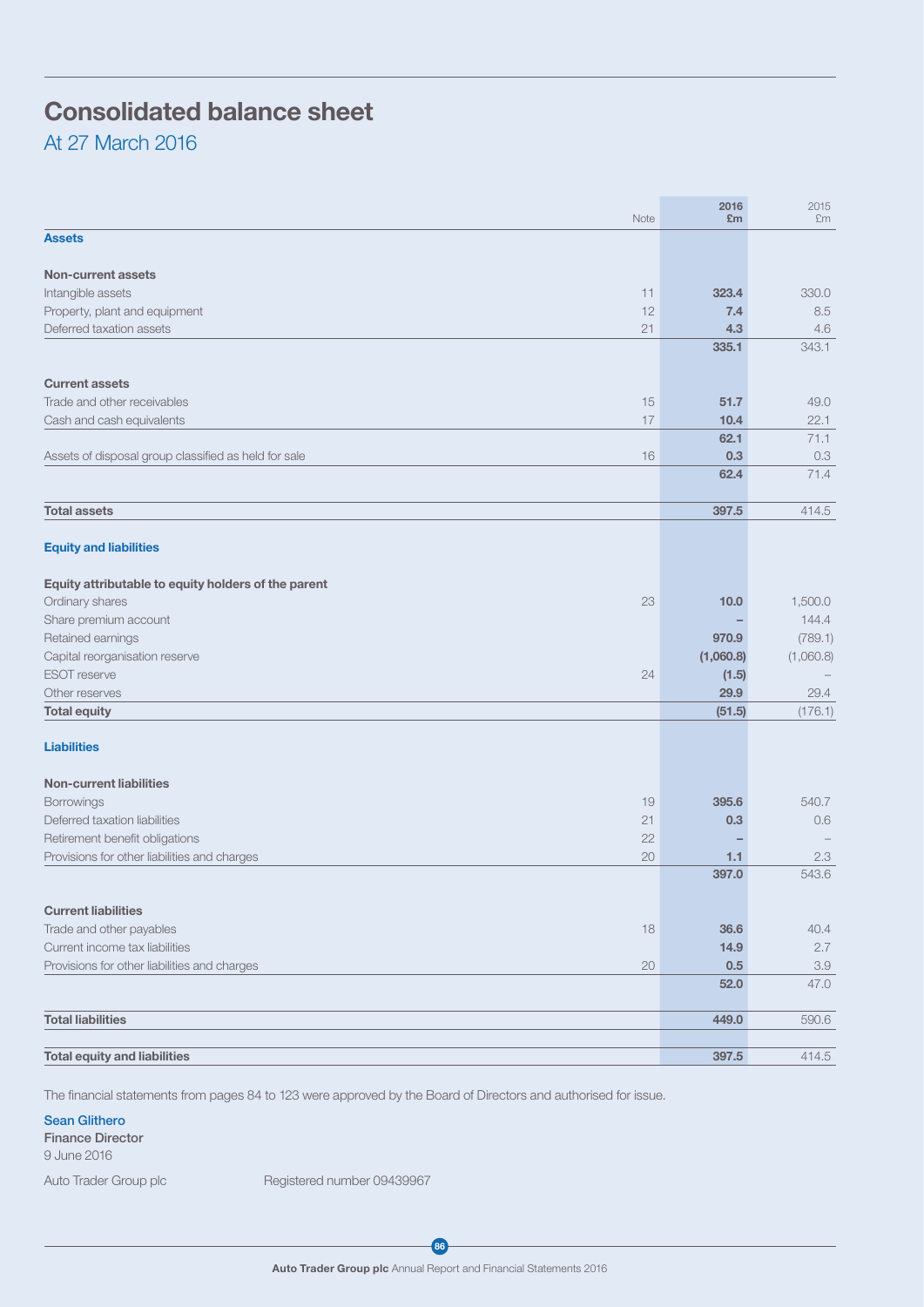# Consolidated balance sheet

## At 27 March 2016

| | Note | 2016 £m | 2015 £m |
|---|---|---|---|
| **Assets** | | | |
| **Non-current assets** | | | |
| Intangible assets | 11 | **323.4** | 330.0 |
| Property, plant and equipment | 12 | **7.4** | 8.5 |
| Deferred taxation assets | 21 | **4.3** | 4.6 |
| | | **335.1** | 343.1 |
| **Current assets** | | | |
| Trade and other receivables | 15 | **51.7** | 49.0 |
| Cash and cash equivalents | 17 | **10.4** | 22.1 |
| | | **62.1** | 71.1 |
| Assets of disposal group classified as held for sale | 16 | **0.3** | 0.3 |
| | | **62.4** | 71.4 |
| **Total assets** | | **397.5** | 414.5 |
| **Equity and liabilities** | | | |
| **Equity attributable to equity holders of the parent** | | | |
| Ordinary shares | 23 | **10.0** | 1,500.0 |
| Share premium account | | **–** | 144.4 |
| Retained earnings | | **970.9** | (789.1) |
| Capital reorganisation reserve | | **(1,060.8)** | (1,060.8) |
| ESOT reserve | 24 | **(1.5)** | – |
| Other reserves | | **29.9** | 29.4 |
| **Total equity** | | **(51.5)** | (176.1) |
| **Liabilities** | | | |
| **Non-current liabilities** | | | |
| Borrowings | 19 | **395.6** | 540.7 |
| Deferred taxation liabilities | 21 | **0.3** | 0.6 |
| Retirement benefit obligations | 22 | **–** | – |
| Provisions for other liabilities and charges | 20 | **1.1** | 2.3 |
| | | **397.0** | 543.6 |
| **Current liabilities** | | | |
| Trade and other payables | 18 | **36.6** | 40.4 |
| Current income tax liabilities | | **14.9** | 2.7 |
| Provisions for other liabilities and charges | 20 | **0.5** | 3.9 |
| | | **52.0** | 47.0 |
| **Total liabilities** | | **449.0** | 590.6 |
| **Total equity and liabilities** | | **397.5** | 414.5 |

The financial statements from pages 84 to 123 were approved by the Board of Directors and authorised for issue.

Sean Glithero
**Finance Director**
9 June 2016

Auto Trader Group plc    Registered number 09439967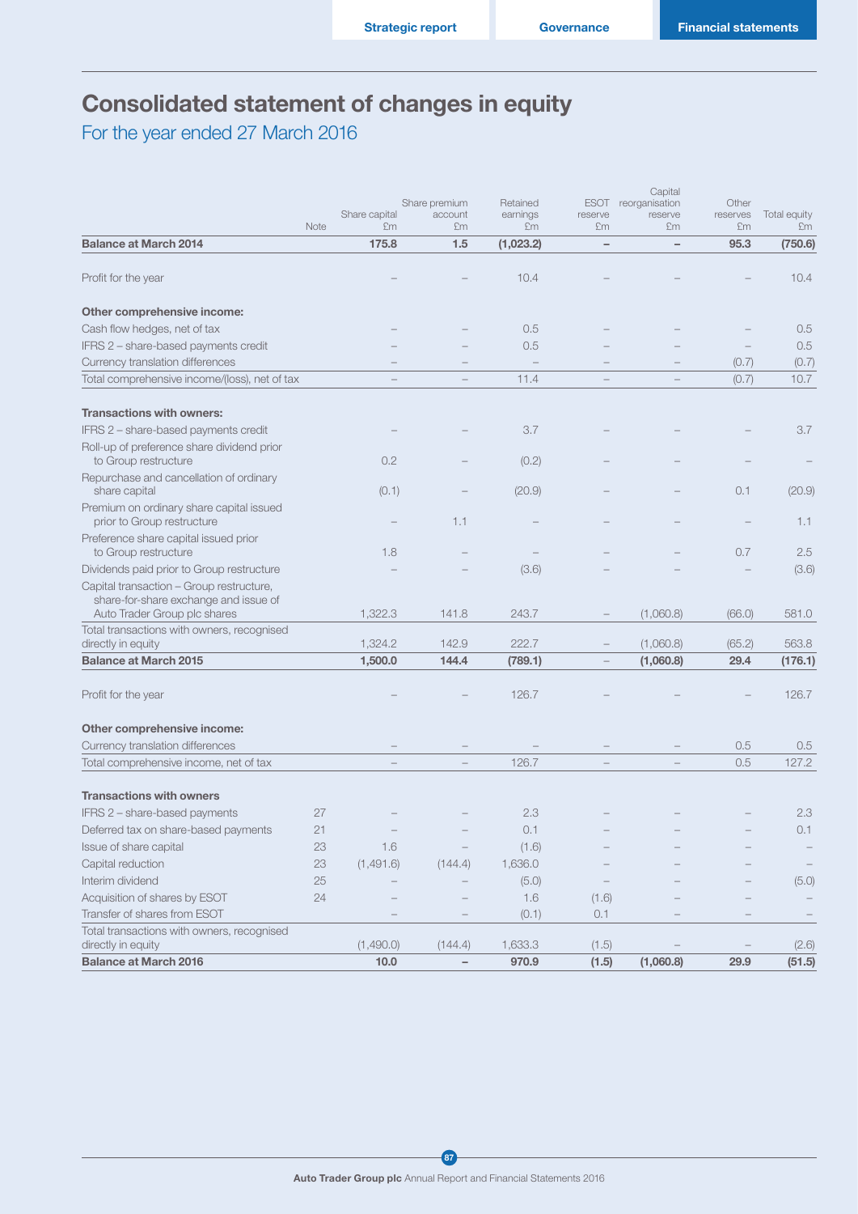# Consolidated statement of changes in equity

## For the year ended 27 March 2016

| | Note | Share capital £m | Share premium account £m | Retained earnings £m | ESOT reserve £m | Capital reorganisation reserve £m | Other reserves £m | Total equity £m |
|---|---|---|---|---|---|---|---|---|
| **Balance at March 2014** | | **175.8** | **1.5** | **(1,023.2)** | **–** | **–** | **95.3** | **(750.6)** |
| Profit for the year | | – | – | 10.4 | – | – | – | 10.4 |
| **Other comprehensive income:** | | | | | | | | |
| Cash flow hedges, net of tax | | – | – | 0.5 | – | – | – | 0.5 |
| IFRS 2 – share-based payments credit | | – | – | 0.5 | – | – | – | 0.5 |
| Currency translation differences | | – | – | – | – | – | (0.7) | (0.7) |
| Total comprehensive income/(loss), net of tax | | – | – | 11.4 | – | – | (0.7) | 10.7 |
| **Transactions with owners:** | | | | | | | | |
| IFRS 2 – share-based payments credit | | – | – | 3.7 | – | – | – | 3.7 |
| Roll-up of preference share dividend prior to Group restructure | | 0.2 | – | (0.2) | – | – | – | – |
| Repurchase and cancellation of ordinary share capital | | (0.1) | – | (20.9) | – | – | 0.1 | (20.9) |
| Premium on ordinary share capital issued prior to Group restructure | | – | 1.1 | – | – | – | – | 1.1 |
| Preference share capital issued prior to Group restructure | | 1.8 | – | – | – | – | 0.7 | 2.5 |
| Dividends paid prior to Group restructure | | – | – | (3.6) | – | – | – | (3.6) |
| Capital transaction – Group restructure, share-for-share exchange and issue of Auto Trader Group plc shares | | 1,322.3 | 141.8 | 243.7 | – | (1,060.8) | (66.0) | 581.0 |
| Total transactions with owners, recognised directly in equity | | 1,324.2 | 142.9 | 222.7 | – | (1,060.8) | (65.2) | 563.8 |
| **Balance at March 2015** | | **1,500.0** | **144.4** | **(789.1)** | **–** | **(1,060.8)** | **29.4** | **(176.1)** |
| Profit for the year | | – | – | 126.7 | – | – | – | 126.7 |
| **Other comprehensive income:** | | | | | | | | |
| Currency translation differences | | – | – | – | – | – | 0.5 | 0.5 |
| Total comprehensive income, net of tax | | – | – | 126.7 | – | – | 0.5 | 127.2 |
| **Transactions with owners** | | | | | | | | |
| IFRS 2 – share-based payments | 27 | – | – | 2.3 | – | – | – | 2.3 |
| Deferred tax on share-based payments | 21 | – | – | 0.1 | – | – | – | 0.1 |
| Issue of share capital | 23 | 1.6 | – | (1.6) | – | – | – | – |
| Capital reduction | 23 | (1,491.6) | (144.4) | 1,636.0 | – | – | – | – |
| Interim dividend | 25 | – | – | (5.0) | – | – | – | (5.0) |
| Acquisition of shares by ESOT | 24 | – | – | 1.6 | (1.6) | – | – | – |
| Transfer of shares from ESOT | | – | – | (0.1) | 0.1 | – | – | – |
| Total transactions with owners, recognised directly in equity | | (1,490.0) | (144.4) | 1,633.3 | (1.5) | – | – | (2.6) |
| **Balance at March 2016** | | **10.0** | **–** | **970.9** | **(1.5)** | **(1,060.8)** | **29.9** | **(51.5)** |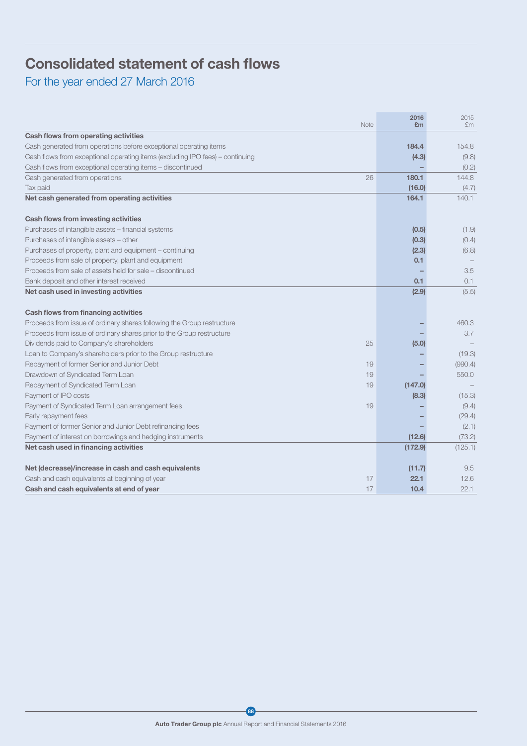# Consolidated statement of cash flows

## For the year ended 27 March 2016

| | Note | 2016 £m | 2015 £m |
|---|---|---|---|
| **Cash flows from operating activities** | | | |
| Cash generated from operations before exceptional operating items | | **184.4** | 154.8 |
| Cash flows from exceptional operating items (excluding IPO fees) – continuing | | **(4.3)** | (9.8) |
| Cash flows from exceptional operating items – discontinued | | **–** | (0.2) |
| Cash generated from operations | 26 | **180.1** | 144.8 |
| Tax paid | | **(16.0)** | (4.7) |
| **Net cash generated from operating activities** | | **164.1** | 140.1 |
| | | | |
| **Cash flows from investing activities** | | | |
| Purchases of intangible assets – financial systems | | **(0.5)** | (1.9) |
| Purchases of intangible assets – other | | **(0.3)** | (0.4) |
| Purchases of property, plant and equipment – continuing | | **(2.3)** | (6.8) |
| Proceeds from sale of property, plant and equipment | | **0.1** | – |
| Proceeds from sale of assets held for sale – discontinued | | **–** | 3.5 |
| Bank deposit and other interest received | | **0.1** | 0.1 |
| **Net cash used in investing activities** | | **(2.9)** | (5.5) |
| | | | |
| **Cash flows from financing activities** | | | |
| Proceeds from issue of ordinary shares following the Group restructure | | **–** | 460.3 |
| Proceeds from issue of ordinary shares prior to the Group restructure | | **–** | 3.7 |
| Dividends paid to Company's shareholders | 25 | **(5.0)** | – |
| Loan to Company's shareholders prior to the Group restructure | | **–** | (19.3) |
| Repayment of former Senior and Junior Debt | 19 | **–** | (990.4) |
| Drawdown of Syndicated Term Loan | 19 | **–** | 550.0 |
| Repayment of Syndicated Term Loan | 19 | **(147.0)** | – |
| Payment of IPO costs | | **(8.3)** | (15.3) |
| Payment of Syndicated Term Loan arrangement fees | 19 | **–** | (9.4) |
| Early repayment fees | | **–** | (29.4) |
| Payment of former Senior and Junior Debt refinancing fees | | **–** | (2.1) |
| Payment of interest on borrowings and hedging instruments | | **(12.6)** | (73.2) |
| **Net cash used in financing activities** | | **(172.9)** | (125.1) |
| | | | |
| **Net (decrease)/increase in cash and cash equivalents** | | **(11.7)** | 9.5 |
| Cash and cash equivalents at beginning of year | 17 | **22.1** | 12.6 |
| **Cash and cash equivalents at end of year** | 17 | **10.4** | 22.1 |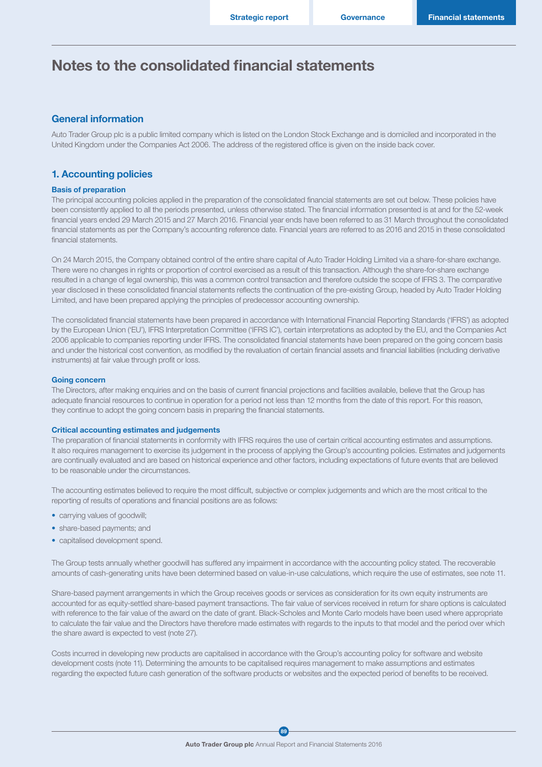# Notes to the consolidated financial statements

## General information

Auto Trader Group plc is a public limited company which is listed on the London Stock Exchange and is domiciled and incorporated in the United Kingdom under the Companies Act 2006. The address of the registered office is given on the inside back cover.

## 1. Accounting policies

### Basis of preparation

The principal accounting policies applied in the preparation of the consolidated financial statements are set out below. These policies have been consistently applied to all the periods presented, unless otherwise stated. The financial information presented is at and for the 52-week financial years ended 29 March 2015 and 27 March 2016. Financial year ends have been referred to as 31 March throughout the consolidated financial statements as per the Company's accounting reference date. Financial years are referred to as 2016 and 2015 in these consolidated financial statements.

On 24 March 2015, the Company obtained control of the entire share capital of Auto Trader Holding Limited via a share-for-share exchange. There were no changes in rights or proportion of control exercised as a result of this transaction. Although the share-for-share exchange resulted in a change of legal ownership, this was a common control transaction and therefore outside the scope of IFRS 3. The comparative year disclosed in these consolidated financial statements reflects the continuation of the pre-existing Group, headed by Auto Trader Holding Limited, and have been prepared applying the principles of predecessor accounting ownership.

The consolidated financial statements have been prepared in accordance with International Financial Reporting Standards ('IFRS') as adopted by the European Union ('EU'), IFRS Interpretation Committee ('IFRS IC'), certain interpretations as adopted by the EU, and the Companies Act 2006 applicable to companies reporting under IFRS. The consolidated financial statements have been prepared on the going concern basis and under the historical cost convention, as modified by the revaluation of certain financial assets and financial liabilities (including derivative instruments) at fair value through profit or loss.

### Going concern

The Directors, after making enquiries and on the basis of current financial projections and facilities available, believe that the Group has adequate financial resources to continue in operation for a period not less than 12 months from the date of this report. For this reason, they continue to adopt the going concern basis in preparing the financial statements.

### Critical accounting estimates and judgements

The preparation of financial statements in conformity with IFRS requires the use of certain critical accounting estimates and assumptions. It also requires management to exercise its judgement in the process of applying the Group's accounting policies. Estimates and judgements are continually evaluated and are based on historical experience and other factors, including expectations of future events that are believed to be reasonable under the circumstances.

The accounting estimates believed to require the most difficult, subjective or complex judgements and which are the most critical to the reporting of results of operations and financial positions are as follows:

- carrying values of goodwill;
- share-based payments; and
- capitalised development spend.

The Group tests annually whether goodwill has suffered any impairment in accordance with the accounting policy stated. The recoverable amounts of cash-generating units have been determined based on value-in-use calculations, which require the use of estimates, see note 11.

Share-based payment arrangements in which the Group receives goods or services as consideration for its own equity instruments are accounted for as equity-settled share-based payment transactions. The fair value of services received in return for share options is calculated with reference to the fair value of the award on the date of grant. Black-Scholes and Monte Carlo models have been used where appropriate to calculate the fair value and the Directors have therefore made estimates with regards to the inputs to that model and the period over which the share award is expected to vest (note 27).

Costs incurred in developing new products are capitalised in accordance with the Group's accounting policy for software and website development costs (note 11). Determining the amounts to be capitalised requires management to make assumptions and estimates regarding the expected future cash generation of the software products or websites and the expected period of benefits to be received.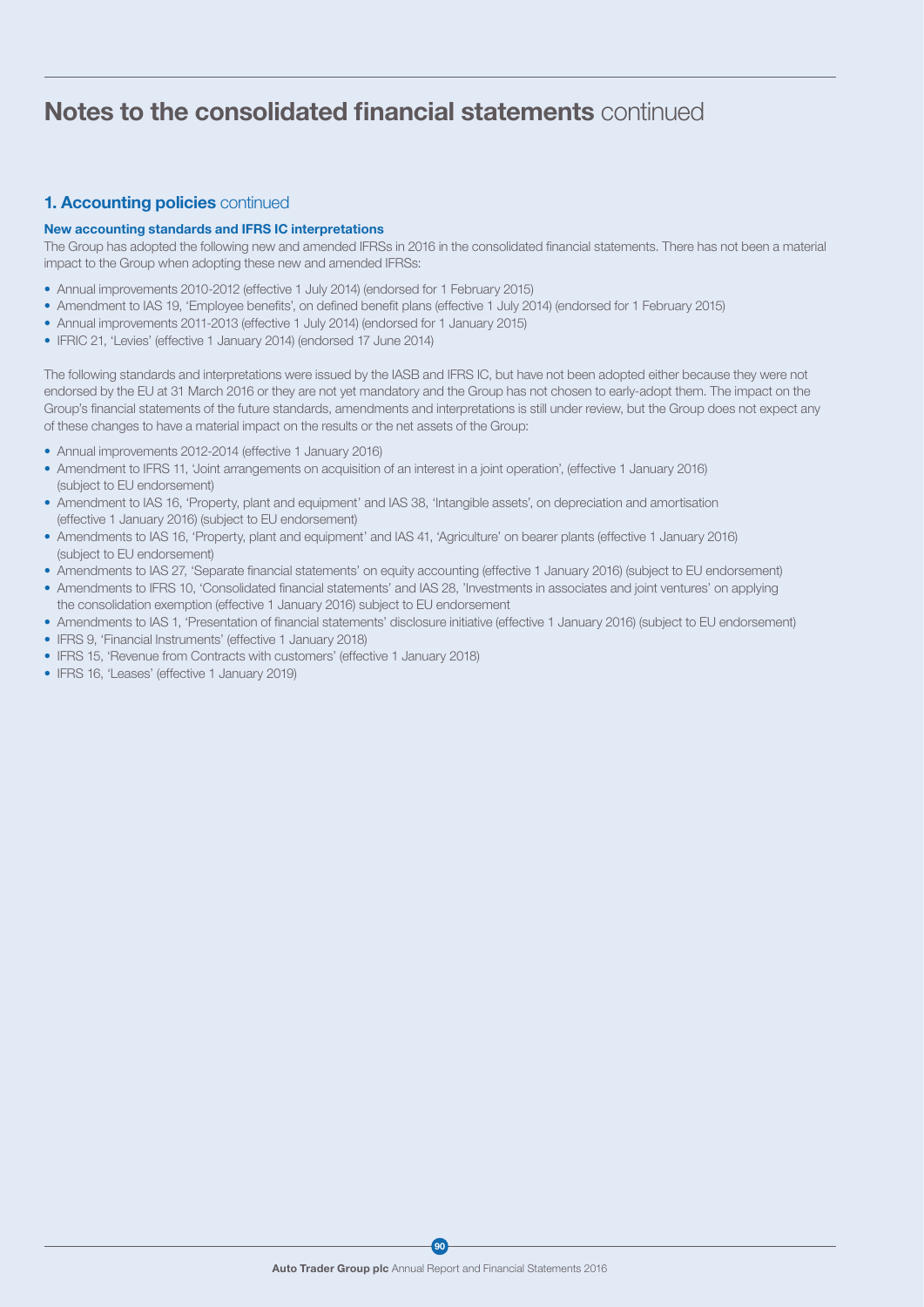# Notes to the consolidated financial statements continued

## 1. Accounting policies continued

### New accounting standards and IFRS IC interpretations

The Group has adopted the following new and amended IFRSs in 2016 in the consolidated financial statements. There has not been a material impact to the Group when adopting these new and amended IFRSs:

- Annual improvements 2010-2012 (effective 1 July 2014) (endorsed for 1 February 2015)
- Amendment to IAS 19, 'Employee benefits', on defined benefit plans (effective 1 July 2014) (endorsed for 1 February 2015)
- Annual improvements 2011-2013 (effective 1 July 2014) (endorsed for 1 January 2015)
- IFRIC 21, 'Levies' (effective 1 January 2014) (endorsed 17 June 2014)

The following standards and interpretations were issued by the IASB and IFRS IC, but have not been adopted either because they were not endorsed by the EU at 31 March 2016 or they are not yet mandatory and the Group has not chosen to early-adopt them. The impact on the Group's financial statements of the future standards, amendments and interpretations is still under review, but the Group does not expect any of these changes to have a material impact on the results or the net assets of the Group:

- Annual improvements 2012-2014 (effective 1 January 2016)
- Amendment to IFRS 11, 'Joint arrangements on acquisition of an interest in a joint operation', (effective 1 January 2016) (subject to EU endorsement)
- Amendment to IAS 16, 'Property, plant and equipment' and IAS 38, 'Intangible assets', on depreciation and amortisation (effective 1 January 2016) (subject to EU endorsement)
- Amendments to IAS 16, 'Property, plant and equipment' and IAS 41, 'Agriculture' on bearer plants (effective 1 January 2016) (subject to EU endorsement)
- Amendments to IAS 27, 'Separate financial statements' on equity accounting (effective 1 January 2016) (subject to EU endorsement)
- Amendments to IFRS 10, 'Consolidated financial statements' and IAS 28, 'Investments in associates and joint ventures' on applying the consolidation exemption (effective 1 January 2016) subject to EU endorsement
- Amendments to IAS 1, 'Presentation of financial statements' disclosure initiative (effective 1 January 2016) (subject to EU endorsement)
- IFRS 9, 'Financial Instruments' (effective 1 January 2018)
- IFRS 15, 'Revenue from Contracts with customers' (effective 1 January 2018)
- IFRS 16, 'Leases' (effective 1 January 2019)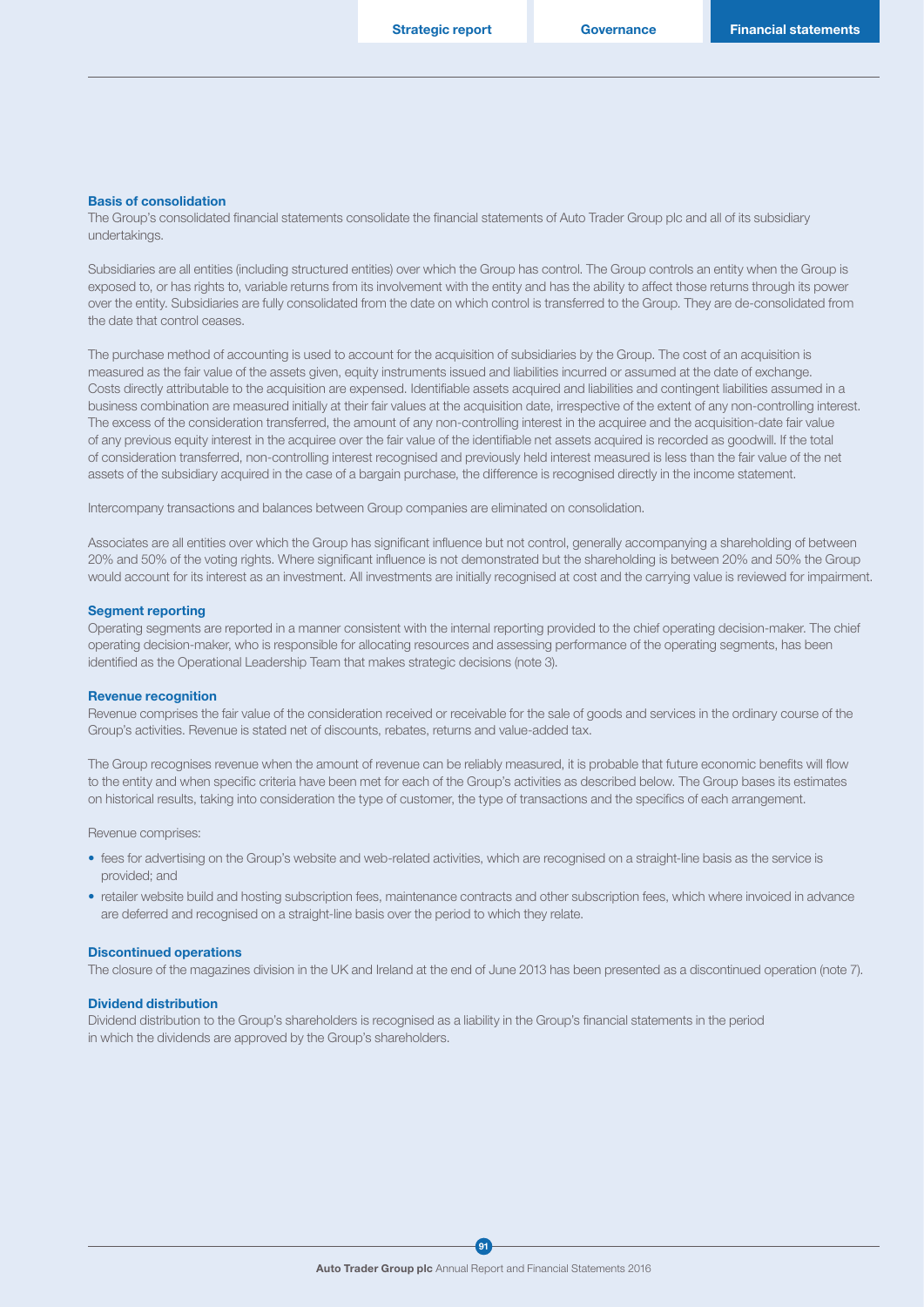### Basis of consolidation

The Group's consolidated financial statements consolidate the financial statements of Auto Trader Group plc and all of its subsidiary undertakings.

Subsidiaries are all entities (including structured entities) over which the Group has control. The Group controls an entity when the Group is exposed to, or has rights to, variable returns from its involvement with the entity and has the ability to affect those returns through its power over the entity. Subsidiaries are fully consolidated from the date on which control is transferred to the Group. They are de-consolidated from the date that control ceases.

The purchase method of accounting is used to account for the acquisition of subsidiaries by the Group. The cost of an acquisition is measured as the fair value of the assets given, equity instruments issued and liabilities incurred or assumed at the date of exchange. Costs directly attributable to the acquisition are expensed. Identifiable assets acquired and liabilities and contingent liabilities assumed in a business combination are measured initially at their fair values at the acquisition date, irrespective of the extent of any non-controlling interest. The excess of the consideration transferred, the amount of any non-controlling interest in the acquiree and the acquisition-date fair value of any previous equity interest in the acquiree over the fair value of the identifiable net assets acquired is recorded as goodwill. If the total of consideration transferred, non-controlling interest recognised and previously held interest measured is less than the fair value of the net assets of the subsidiary acquired in the case of a bargain purchase, the difference is recognised directly in the income statement.

Intercompany transactions and balances between Group companies are eliminated on consolidation.

Associates are all entities over which the Group has significant influence but not control, generally accompanying a shareholding of between 20% and 50% of the voting rights. Where significant influence is not demonstrated but the shareholding is between 20% and 50% the Group would account for its interest as an investment. All investments are initially recognised at cost and the carrying value is reviewed for impairment.

### Segment reporting

Operating segments are reported in a manner consistent with the internal reporting provided to the chief operating decision-maker. The chief operating decision-maker, who is responsible for allocating resources and assessing performance of the operating segments, has been identified as the Operational Leadership Team that makes strategic decisions (note 3).

### Revenue recognition

Revenue comprises the fair value of the consideration received or receivable for the sale of goods and services in the ordinary course of the Group's activities. Revenue is stated net of discounts, rebates, returns and value-added tax.

The Group recognises revenue when the amount of revenue can be reliably measured, it is probable that future economic benefits will flow to the entity and when specific criteria have been met for each of the Group's activities as described below. The Group bases its estimates on historical results, taking into consideration the type of customer, the type of transactions and the specifics of each arrangement.

Revenue comprises:

- fees for advertising on the Group's website and web-related activities, which are recognised on a straight-line basis as the service is provided; and
- retailer website build and hosting subscription fees, maintenance contracts and other subscription fees, which where invoiced in advance are deferred and recognised on a straight-line basis over the period to which they relate.

### Discontinued operations

The closure of the magazines division in the UK and Ireland at the end of June 2013 has been presented as a discontinued operation (note 7).

### Dividend distribution

Dividend distribution to the Group's shareholders is recognised as a liability in the Group's financial statements in the period in which the dividends are approved by the Group's shareholders.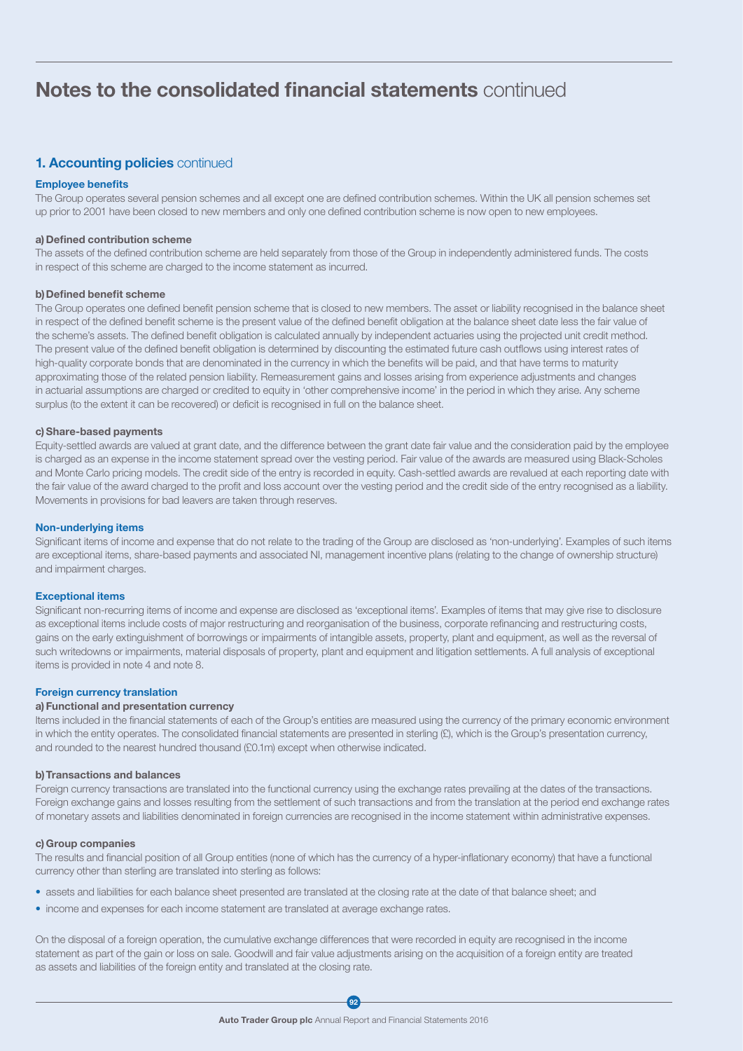# Notes to the consolidated financial statements continued

## 1. Accounting policies continued

### Employee benefits

The Group operates several pension schemes and all except one are defined contribution schemes. Within the UK all pension schemes set up prior to 2001 have been closed to new members and only one defined contribution scheme is now open to new employees.

#### a) Defined contribution scheme

The assets of the defined contribution scheme are held separately from those of the Group in independently administered funds. The costs in respect of this scheme are charged to the income statement as incurred.

#### b) Defined benefit scheme

The Group operates one defined benefit pension scheme that is closed to new members. The asset or liability recognised in the balance sheet in respect of the defined benefit scheme is the present value of the defined benefit obligation at the balance sheet date less the fair value of the scheme's assets. The defined benefit obligation is calculated annually by independent actuaries using the projected unit credit method. The present value of the defined benefit obligation is determined by discounting the estimated future cash outflows using interest rates of high-quality corporate bonds that are denominated in the currency in which the benefits will be paid, and that have terms to maturity approximating those of the related pension liability. Remeasurement gains and losses arising from experience adjustments and changes in actuarial assumptions are charged or credited to equity in 'other comprehensive income' in the period in which they arise. Any scheme surplus (to the extent it can be recovered) or deficit is recognised in full on the balance sheet.

#### c) Share-based payments

Equity-settled awards are valued at grant date, and the difference between the grant date fair value and the consideration paid by the employee is charged as an expense in the income statement spread over the vesting period. Fair value of the awards are measured using Black-Scholes and Monte Carlo pricing models. The credit side of the entry is recorded in equity. Cash-settled awards are revalued at each reporting date with the fair value of the award charged to the profit and loss account over the vesting period and the credit side of the entry recognised as a liability. Movements in provisions for bad leavers are taken through reserves.

### Non-underlying items

Significant items of income and expense that do not relate to the trading of the Group are disclosed as 'non-underlying'. Examples of such items are exceptional items, share-based payments and associated NI, management incentive plans (relating to the change of ownership structure) and impairment charges.

### Exceptional items

Significant non-recurring items of income and expense are disclosed as 'exceptional items'. Examples of items that may give rise to disclosure as exceptional items include costs of major restructuring and reorganisation of the business, corporate refinancing and restructuring costs, gains on the early extinguishment of borrowings or impairments of intangible assets, property, plant and equipment, as well as the reversal of such writedowns or impairments, material disposals of property, plant and equipment and litigation settlements. A full analysis of exceptional items is provided in note 4 and note 8.

### Foreign currency translation

#### a) Functional and presentation currency

Items included in the financial statements of each of the Group's entities are measured using the currency of the primary economic environment in which the entity operates. The consolidated financial statements are presented in sterling (£), which is the Group's presentation currency, and rounded to the nearest hundred thousand (£0.1m) except when otherwise indicated.

#### b) Transactions and balances

Foreign currency transactions are translated into the functional currency using the exchange rates prevailing at the dates of the transactions. Foreign exchange gains and losses resulting from the settlement of such transactions and from the translation at the period end exchange rates of monetary assets and liabilities denominated in foreign currencies are recognised in the income statement within administrative expenses.

#### c) Group companies

The results and financial position of all Group entities (none of which has the currency of a hyper-inflationary economy) that have a functional currency other than sterling are translated into sterling as follows:

- assets and liabilities for each balance sheet presented are translated at the closing rate at the date of that balance sheet; and
- income and expenses for each income statement are translated at average exchange rates.

On the disposal of a foreign operation, the cumulative exchange differences that were recorded in equity are recognised in the income statement as part of the gain or loss on sale. Goodwill and fair value adjustments arising on the acquisition of a foreign entity are treated as assets and liabilities of the foreign entity and translated at the closing rate.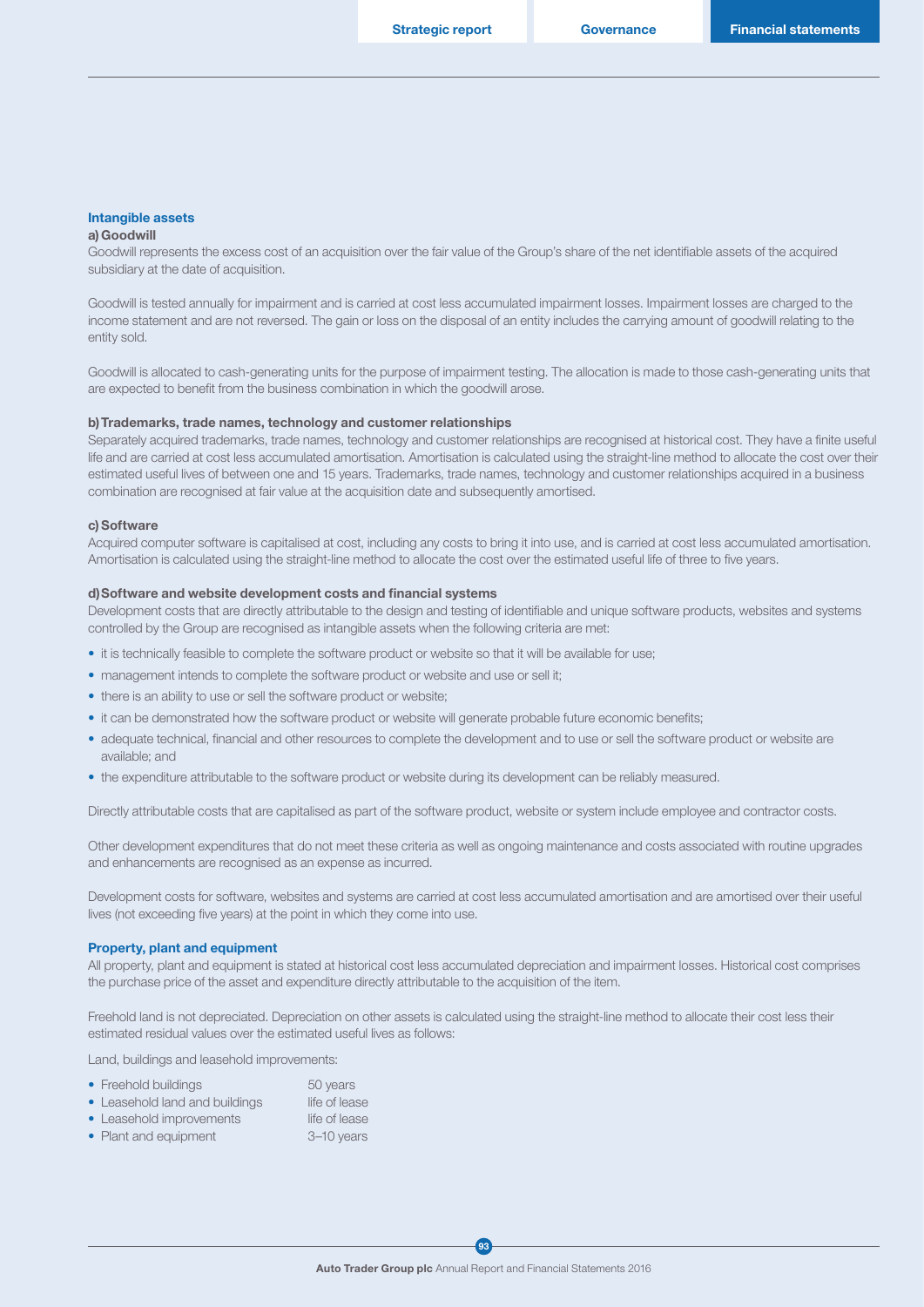## Intangible assets

### a) Goodwill

Goodwill represents the excess cost of an acquisition over the fair value of the Group's share of the net identifiable assets of the acquired subsidiary at the date of acquisition.

Goodwill is tested annually for impairment and is carried at cost less accumulated impairment losses. Impairment losses are charged to the income statement and are not reversed. The gain or loss on the disposal of an entity includes the carrying amount of goodwill relating to the entity sold.

Goodwill is allocated to cash-generating units for the purpose of impairment testing. The allocation is made to those cash-generating units that are expected to benefit from the business combination in which the goodwill arose.

### b) Trademarks, trade names, technology and customer relationships

Separately acquired trademarks, trade names, technology and customer relationships are recognised at historical cost. They have a finite useful life and are carried at cost less accumulated amortisation. Amortisation is calculated using the straight-line method to allocate the cost over their estimated useful lives of between one and 15 years. Trademarks, trade names, technology and customer relationships acquired in a business combination are recognised at fair value at the acquisition date and subsequently amortised.

### c) Software

Acquired computer software is capitalised at cost, including any costs to bring it into use, and is carried at cost less accumulated amortisation. Amortisation is calculated using the straight-line method to allocate the cost over the estimated useful life of three to five years.

### d) Software and website development costs and financial systems

Development costs that are directly attributable to the design and testing of identifiable and unique software products, websites and systems controlled by the Group are recognised as intangible assets when the following criteria are met:

- it is technically feasible to complete the software product or website so that it will be available for use;
- management intends to complete the software product or website and use or sell it;
- there is an ability to use or sell the software product or website;
- it can be demonstrated how the software product or website will generate probable future economic benefits;
- adequate technical, financial and other resources to complete the development and to use or sell the software product or website are available; and
- the expenditure attributable to the software product or website during its development can be reliably measured.

Directly attributable costs that are capitalised as part of the software product, website or system include employee and contractor costs.

Other development expenditures that do not meet these criteria as well as ongoing maintenance and costs associated with routine upgrades and enhancements are recognised as an expense as incurred.

Development costs for software, websites and systems are carried at cost less accumulated amortisation and are amortised over their useful lives (not exceeding five years) at the point in which they come into use.

## Property, plant and equipment

All property, plant and equipment is stated at historical cost less accumulated depreciation and impairment losses. Historical cost comprises the purchase price of the asset and expenditure directly attributable to the acquisition of the item.

Freehold land is not depreciated. Depreciation on other assets is calculated using the straight-line method to allocate their cost less their estimated residual values over the estimated useful lives as follows:

Land, buildings and leasehold improvements:

- Freehold buildings — 50 years
- Leasehold land and buildings — life of lease
- Leasehold improvements — life of lease
- Plant and equipment — 3–10 years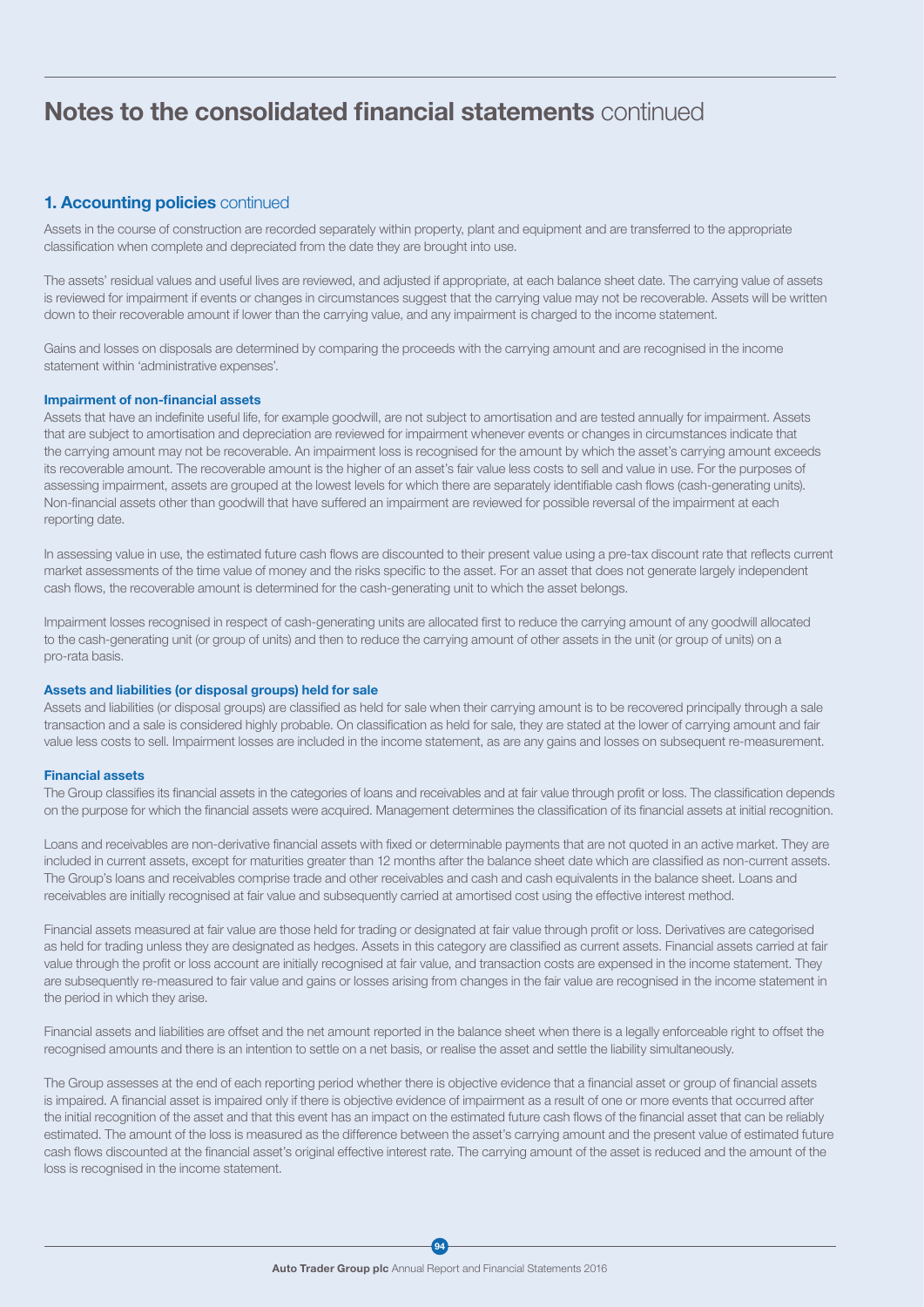# Notes to the consolidated financial statements continued

## 1. Accounting policies continued

Assets in the course of construction are recorded separately within property, plant and equipment and are transferred to the appropriate classification when complete and depreciated from the date they are brought into use.

The assets' residual values and useful lives are reviewed, and adjusted if appropriate, at each balance sheet date. The carrying value of assets is reviewed for impairment if events or changes in circumstances suggest that the carrying value may not be recoverable. Assets will be written down to their recoverable amount if lower than the carrying value, and any impairment is charged to the income statement.

Gains and losses on disposals are determined by comparing the proceeds with the carrying amount and are recognised in the income statement within 'administrative expenses'.

### Impairment of non-financial assets

Assets that have an indefinite useful life, for example goodwill, are not subject to amortisation and are tested annually for impairment. Assets that are subject to amortisation and depreciation are reviewed for impairment whenever events or changes in circumstances indicate that the carrying amount may not be recoverable. An impairment loss is recognised for the amount by which the asset's carrying amount exceeds its recoverable amount. The recoverable amount is the higher of an asset's fair value less costs to sell and value in use. For the purposes of assessing impairment, assets are grouped at the lowest levels for which there are separately identifiable cash flows (cash-generating units). Non-financial assets other than goodwill that have suffered an impairment are reviewed for possible reversal of the impairment at each reporting date.

In assessing value in use, the estimated future cash flows are discounted to their present value using a pre-tax discount rate that reflects current market assessments of the time value of money and the risks specific to the asset. For an asset that does not generate largely independent cash flows, the recoverable amount is determined for the cash-generating unit to which the asset belongs.

Impairment losses recognised in respect of cash-generating units are allocated first to reduce the carrying amount of any goodwill allocated to the cash-generating unit (or group of units) and then to reduce the carrying amount of other assets in the unit (or group of units) on a pro-rata basis.

### Assets and liabilities (or disposal groups) held for sale

Assets and liabilities (or disposal groups) are classified as held for sale when their carrying amount is to be recovered principally through a sale transaction and a sale is considered highly probable. On classification as held for sale, they are stated at the lower of carrying amount and fair value less costs to sell. Impairment losses are included in the income statement, as are any gains and losses on subsequent re-measurement.

### Financial assets

The Group classifies its financial assets in the categories of loans and receivables and at fair value through profit or loss. The classification depends on the purpose for which the financial assets were acquired. Management determines the classification of its financial assets at initial recognition.

Loans and receivables are non-derivative financial assets with fixed or determinable payments that are not quoted in an active market. They are included in current assets, except for maturities greater than 12 months after the balance sheet date which are classified as non-current assets. The Group's loans and receivables comprise trade and other receivables and cash and cash equivalents in the balance sheet. Loans and receivables are initially recognised at fair value and subsequently carried at amortised cost using the effective interest method.

Financial assets measured at fair value are those held for trading or designated at fair value through profit or loss. Derivatives are categorised as held for trading unless they are designated as hedges. Assets in this category are classified as current assets. Financial assets carried at fair value through the profit or loss account are initially recognised at fair value, and transaction costs are expensed in the income statement. They are subsequently re-measured to fair value and gains or losses arising from changes in the fair value are recognised in the income statement in the period in which they arise.

Financial assets and liabilities are offset and the net amount reported in the balance sheet when there is a legally enforceable right to offset the recognised amounts and there is an intention to settle on a net basis, or realise the asset and settle the liability simultaneously.

The Group assesses at the end of each reporting period whether there is objective evidence that a financial asset or group of financial assets is impaired. A financial asset is impaired only if there is objective evidence of impairment as a result of one or more events that occurred after the initial recognition of the asset and that this event has an impact on the estimated future cash flows of the financial asset that can be reliably estimated. The amount of the loss is measured as the difference between the asset's carrying amount and the present value of estimated future cash flows discounted at the financial asset's original effective interest rate. The carrying amount of the asset is reduced and the amount of the loss is recognised in the income statement.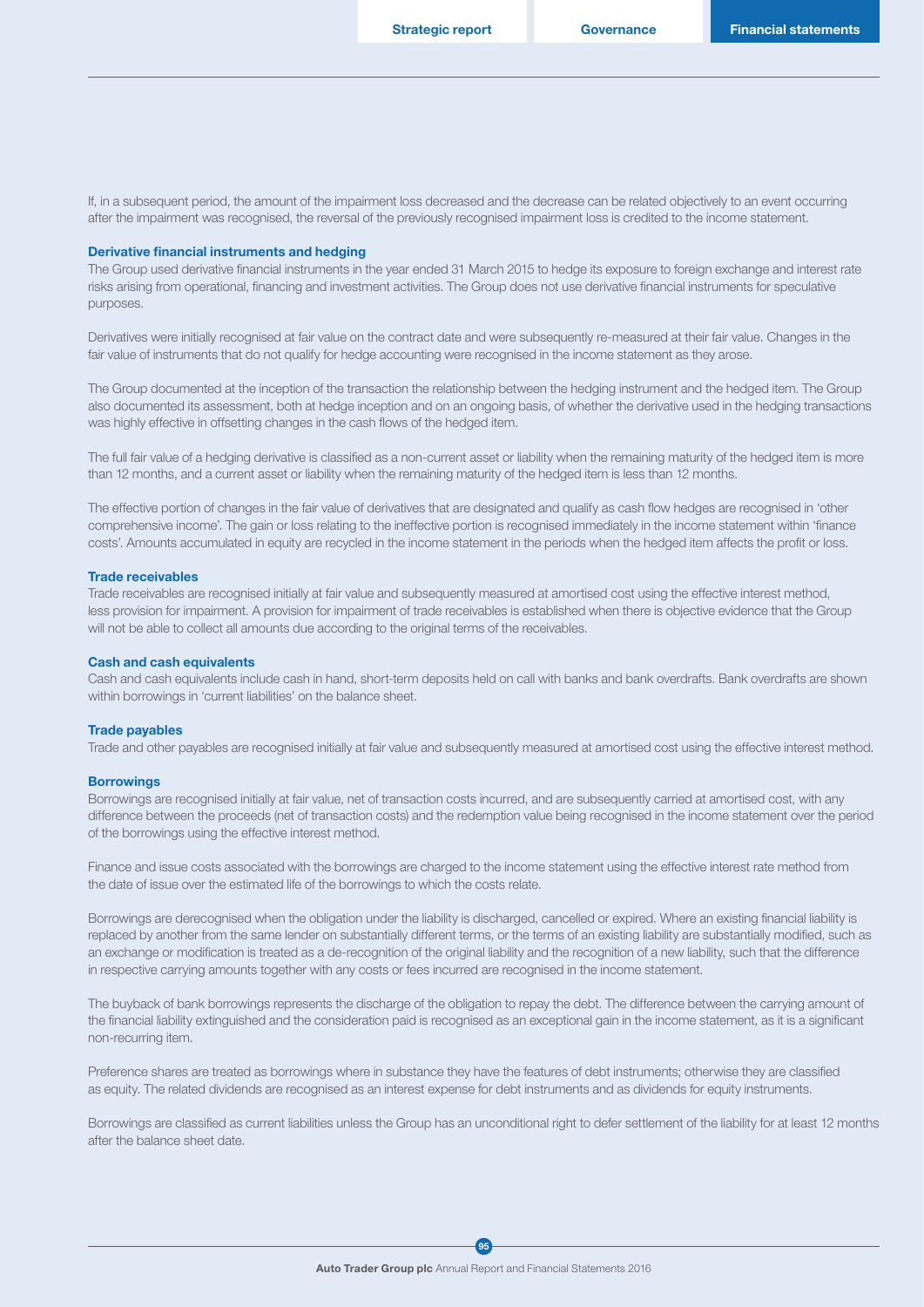If, in a subsequent period, the amount of the impairment loss decreased and the decrease can be related objectively to an event occurring after the impairment was recognised, the reversal of the previously recognised impairment loss is credited to the income statement.

### Derivative financial instruments and hedging

The Group used derivative financial instruments in the year ended 31 March 2015 to hedge its exposure to foreign exchange and interest rate risks arising from operational, financing and investment activities. The Group does not use derivative financial instruments for speculative purposes.

Derivatives were initially recognised at fair value on the contract date and were subsequently re-measured at their fair value. Changes in the fair value of instruments that do not qualify for hedge accounting were recognised in the income statement as they arose.

The Group documented at the inception of the transaction the relationship between the hedging instrument and the hedged item. The Group also documented its assessment, both at hedge inception and on an ongoing basis, of whether the derivative used in the hedging transactions was highly effective in offsetting changes in the cash flows of the hedged item.

The full fair value of a hedging derivative is classified as a non-current asset or liability when the remaining maturity of the hedged item is more than 12 months, and a current asset or liability when the remaining maturity of the hedged item is less than 12 months.

The effective portion of changes in the fair value of derivatives that are designated and qualify as cash flow hedges are recognised in 'other comprehensive income'. The gain or loss relating to the ineffective portion is recognised immediately in the income statement within 'finance costs'. Amounts accumulated in equity are recycled in the income statement in the periods when the hedged item affects the profit or loss.

### Trade receivables

Trade receivables are recognised initially at fair value and subsequently measured at amortised cost using the effective interest method, less provision for impairment. A provision for impairment of trade receivables is established when there is objective evidence that the Group will not be able to collect all amounts due according to the original terms of the receivables.

### Cash and cash equivalents

Cash and cash equivalents include cash in hand, short-term deposits held on call with banks and bank overdrafts. Bank overdrafts are shown within borrowings in 'current liabilities' on the balance sheet.

### Trade payables

Trade and other payables are recognised initially at fair value and subsequently measured at amortised cost using the effective interest method.

### Borrowings

Borrowings are recognised initially at fair value, net of transaction costs incurred, and are subsequently carried at amortised cost, with any difference between the proceeds (net of transaction costs) and the redemption value being recognised in the income statement over the period of the borrowings using the effective interest method.

Finance and issue costs associated with the borrowings are charged to the income statement using the effective interest rate method from the date of issue over the estimated life of the borrowings to which the costs relate.

Borrowings are derecognised when the obligation under the liability is discharged, cancelled or expired. Where an existing financial liability is replaced by another from the same lender on substantially different terms, or the terms of an existing liability are substantially modified, such as an exchange or modification is treated as a de-recognition of the original liability and the recognition of a new liability, such that the difference in respective carrying amounts together with any costs or fees incurred are recognised in the income statement.

The buyback of bank borrowings represents the discharge of the obligation to repay the debt. The difference between the carrying amount of the financial liability extinguished and the consideration paid is recognised as an exceptional gain in the income statement, as it is a significant non-recurring item.

Preference shares are treated as borrowings where in substance they have the features of debt instruments; otherwise they are classified as equity. The related dividends are recognised as an interest expense for debt instruments and as dividends for equity instruments.

Borrowings are classified as current liabilities unless the Group has an unconditional right to defer settlement of the liability for at least 12 months after the balance sheet date.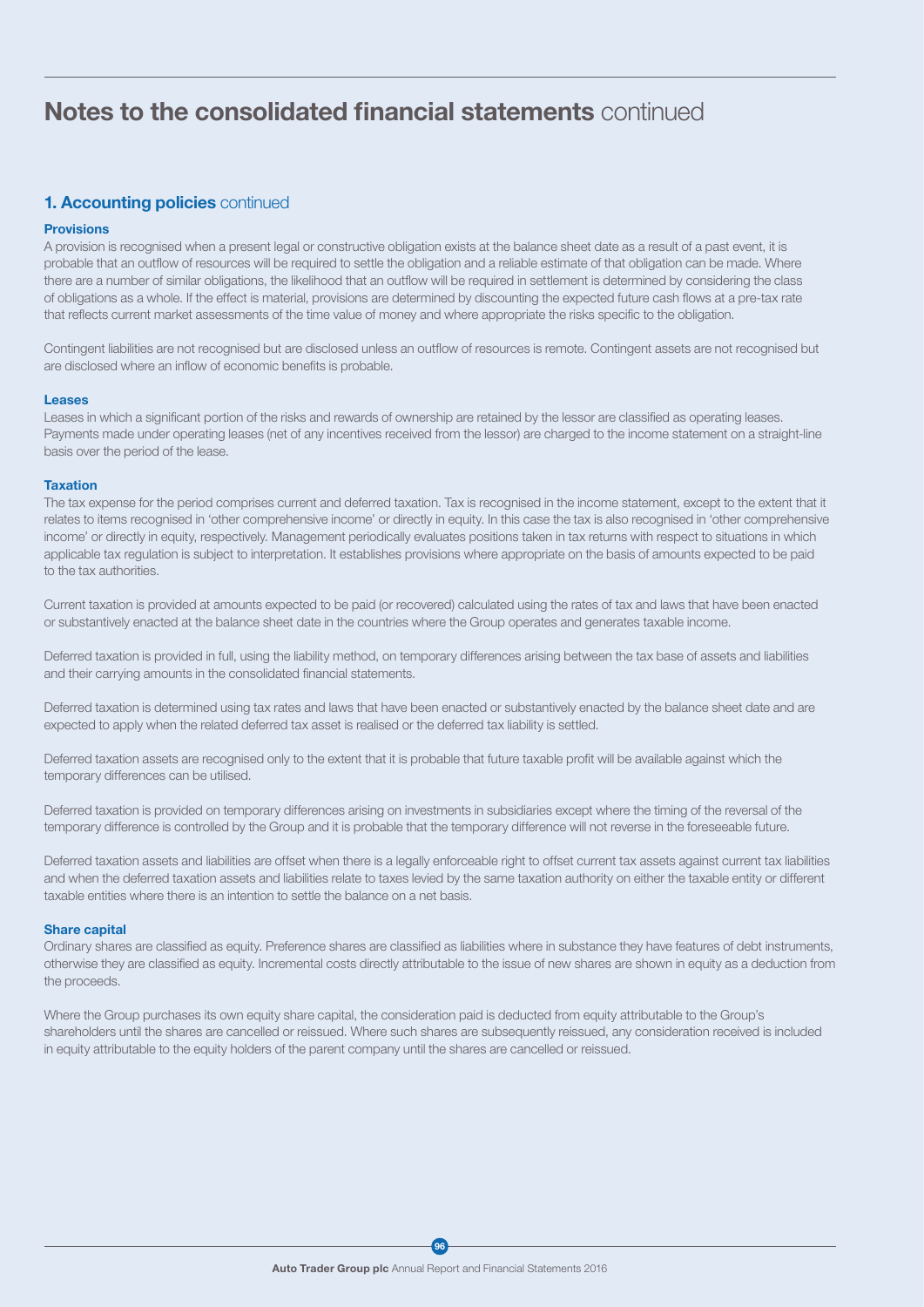# Notes to the consolidated financial statements continued

## 1. Accounting policies continued

### Provisions

A provision is recognised when a present legal or constructive obligation exists at the balance sheet date as a result of a past event, it is probable that an outflow of resources will be required to settle the obligation and a reliable estimate of that obligation can be made. Where there are a number of similar obligations, the likelihood that an outflow will be required in settlement is determined by considering the class of obligations as a whole. If the effect is material, provisions are determined by discounting the expected future cash flows at a pre-tax rate that reflects current market assessments of the time value of money and where appropriate the risks specific to the obligation.

Contingent liabilities are not recognised but are disclosed unless an outflow of resources is remote. Contingent assets are not recognised but are disclosed where an inflow of economic benefits is probable.

### Leases

Leases in which a significant portion of the risks and rewards of ownership are retained by the lessor are classified as operating leases. Payments made under operating leases (net of any incentives received from the lessor) are charged to the income statement on a straight-line basis over the period of the lease.

### Taxation

The tax expense for the period comprises current and deferred taxation. Tax is recognised in the income statement, except to the extent that it relates to items recognised in 'other comprehensive income' or directly in equity. In this case the tax is also recognised in 'other comprehensive income' or directly in equity, respectively. Management periodically evaluates positions taken in tax returns with respect to situations in which applicable tax regulation is subject to interpretation. It establishes provisions where appropriate on the basis of amounts expected to be paid to the tax authorities.

Current taxation is provided at amounts expected to be paid (or recovered) calculated using the rates of tax and laws that have been enacted or substantively enacted at the balance sheet date in the countries where the Group operates and generates taxable income.

Deferred taxation is provided in full, using the liability method, on temporary differences arising between the tax base of assets and liabilities and their carrying amounts in the consolidated financial statements.

Deferred taxation is determined using tax rates and laws that have been enacted or substantively enacted by the balance sheet date and are expected to apply when the related deferred tax asset is realised or the deferred tax liability is settled.

Deferred taxation assets are recognised only to the extent that it is probable that future taxable profit will be available against which the temporary differences can be utilised.

Deferred taxation is provided on temporary differences arising on investments in subsidiaries except where the timing of the reversal of the temporary difference is controlled by the Group and it is probable that the temporary difference will not reverse in the foreseeable future.

Deferred taxation assets and liabilities are offset when there is a legally enforceable right to offset current tax assets against current tax liabilities and when the deferred taxation assets and liabilities relate to taxes levied by the same taxation authority on either the taxable entity or different taxable entities where there is an intention to settle the balance on a net basis.

### Share capital

Ordinary shares are classified as equity. Preference shares are classified as liabilities where in substance they have features of debt instruments, otherwise they are classified as equity. Incremental costs directly attributable to the issue of new shares are shown in equity as a deduction from the proceeds.

Where the Group purchases its own equity share capital, the consideration paid is deducted from equity attributable to the Group's shareholders until the shares are cancelled or reissued. Where such shares are subsequently reissued, any consideration received is included in equity attributable to the equity holders of the parent company until the shares are cancelled or reissued.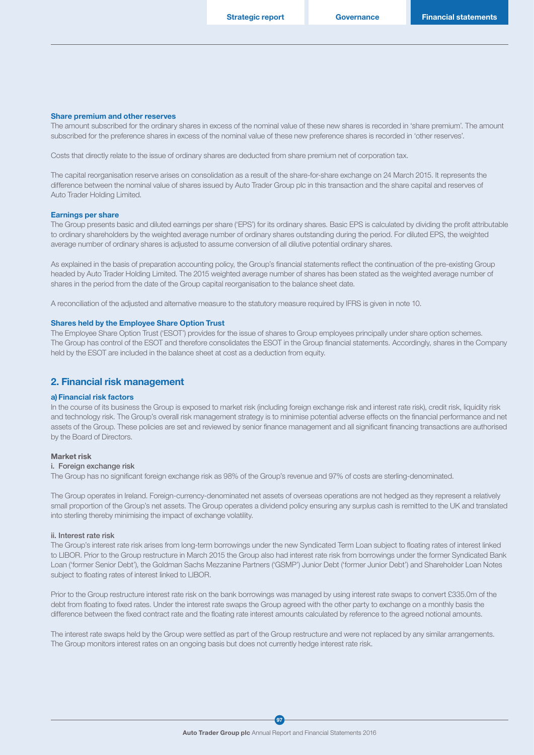### Share premium and other reserves

The amount subscribed for the ordinary shares in excess of the nominal value of these new shares is recorded in 'share premium'. The amount subscribed for the preference shares in excess of the nominal value of these new preference shares is recorded in 'other reserves'.

Costs that directly relate to the issue of ordinary shares are deducted from share premium net of corporation tax.

The capital reorganisation reserve arises on consolidation as a result of the share-for-share exchange on 24 March 2015. It represents the difference between the nominal value of shares issued by Auto Trader Group plc in this transaction and the share capital and reserves of Auto Trader Holding Limited.

### Earnings per share

The Group presents basic and diluted earnings per share ('EPS') for its ordinary shares. Basic EPS is calculated by dividing the profit attributable to ordinary shareholders by the weighted average number of ordinary shares outstanding during the period. For diluted EPS, the weighted average number of ordinary shares is adjusted to assume conversion of all dilutive potential ordinary shares.

As explained in the basis of preparation accounting policy, the Group's financial statements reflect the continuation of the pre-existing Group headed by Auto Trader Holding Limited. The 2015 weighted average number of shares has been stated as the weighted average number of shares in the period from the date of the Group capital reorganisation to the balance sheet date.

A reconciliation of the adjusted and alternative measure to the statutory measure required by IFRS is given in note 10.

### Shares held by the Employee Share Option Trust

The Employee Share Option Trust ('ESOT') provides for the issue of shares to Group employees principally under share option schemes. The Group has control of the ESOT and therefore consolidates the ESOT in the Group financial statements. Accordingly, shares in the Company held by the ESOT are included in the balance sheet at cost as a deduction from equity.

## 2. Financial risk management

### a) Financial risk factors

In the course of its business the Group is exposed to market risk (including foreign exchange risk and interest rate risk), credit risk, liquidity risk and technology risk. The Group's overall risk management strategy is to minimise potential adverse effects on the financial performance and net assets of the Group. These policies are set and reviewed by senior finance management and all significant financing transactions are authorised by the Board of Directors.

#### Market risk

**i. Foreign exchange risk**

The Group has no significant foreign exchange risk as 98% of the Group's revenue and 97% of costs are sterling-denominated.

The Group operates in Ireland. Foreign-currency-denominated net assets of overseas operations are not hedged as they represent a relatively small proportion of the Group's net assets. The Group operates a dividend policy ensuring any surplus cash is remitted to the UK and translated into sterling thereby minimising the impact of exchange volatility.

**ii. Interest rate risk**

The Group's interest rate risk arises from long-term borrowings under the new Syndicated Term Loan subject to floating rates of interest linked to LIBOR. Prior to the Group restructure in March 2015 the Group also had interest rate risk from borrowings under the former Syndicated Bank Loan ('former Senior Debt'), the Goldman Sachs Mezzanine Partners ('GSMP') Junior Debt ('former Junior Debt') and Shareholder Loan Notes subject to floating rates of interest linked to LIBOR.

Prior to the Group restructure interest rate risk on the bank borrowings was managed by using interest rate swaps to convert £335.0m of the debt from floating to fixed rates. Under the interest rate swaps the Group agreed with the other party to exchange on a monthly basis the difference between the fixed contract rate and the floating rate interest amounts calculated by reference to the agreed notional amounts.

The interest rate swaps held by the Group were settled as part of the Group restructure and were not replaced by any similar arrangements. The Group monitors interest rates on an ongoing basis but does not currently hedge interest rate risk.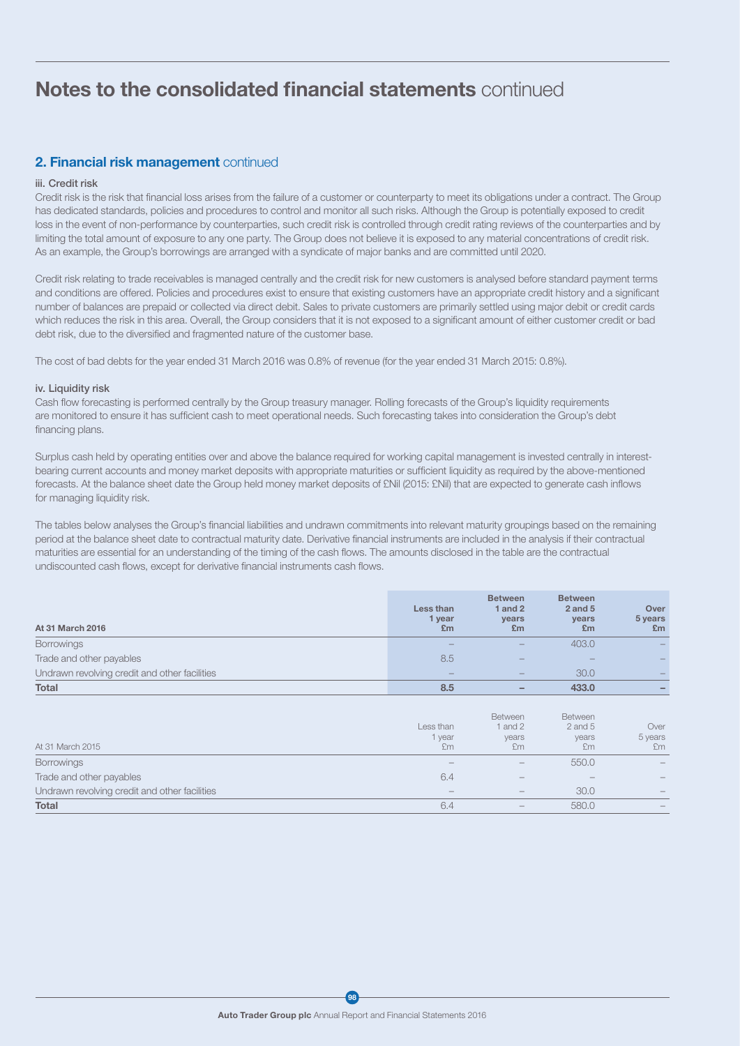# Notes to the consolidated financial statements continued

## 2. Financial risk management continued

### iii. Credit risk

Credit risk is the risk that financial loss arises from the failure of a customer or counterparty to meet its obligations under a contract. The Group has dedicated standards, policies and procedures to control and monitor all such risks. Although the Group is potentially exposed to credit loss in the event of non-performance by counterparties, such credit risk is controlled through credit rating reviews of the counterparties and by limiting the total amount of exposure to any one party. The Group does not believe it is exposed to any material concentrations of credit risk. As an example, the Group's borrowings are arranged with a syndicate of major banks and are committed until 2020.

Credit risk relating to trade receivables is managed centrally and the credit risk for new customers is analysed before standard payment terms and conditions are offered. Policies and procedures exist to ensure that existing customers have an appropriate credit history and a significant number of balances are prepaid or collected via direct debit. Sales to private customers are primarily settled using major debit or credit cards which reduces the risk in this area. Overall, the Group considers that it is not exposed to a significant amount of either customer credit or bad debt risk, due to the diversified and fragmented nature of the customer base.

The cost of bad debts for the year ended 31 March 2016 was 0.8% of revenue (for the year ended 31 March 2015: 0.8%).

### iv. Liquidity risk

Cash flow forecasting is performed centrally by the Group treasury manager. Rolling forecasts of the Group's liquidity requirements are monitored to ensure it has sufficient cash to meet operational needs. Such forecasting takes into consideration the Group's debt financing plans.

Surplus cash held by operating entities over and above the balance required for working capital management is invested centrally in interest-bearing current accounts and money market deposits with appropriate maturities or sufficient liquidity as required by the above-mentioned forecasts. At the balance sheet date the Group held money market deposits of £Nil (2015: £Nil) that are expected to generate cash inflows for managing liquidity risk.

The tables below analyses the Group's financial liabilities and undrawn commitments into relevant maturity groupings based on the remaining period at the balance sheet date to contractual maturity date. Derivative financial instruments are included in the analysis if their contractual maturities are essential for an understanding of the timing of the cash flows. The amounts disclosed in the table are the contractual undiscounted cash flows, except for derivative financial instruments cash flows.

| At 31 March 2016 | Less than 1 year £m | Between 1 and 2 years £m | Between 2 and 5 years £m | Over 5 years £m |
|---|---|---|---|---|
| Borrowings | – | – | 403.0 | – |
| Trade and other payables | 8.5 | – | – | – |
| Undrawn revolving credit and other facilities | – | – | 30.0 | – |
| **Total** | **8.5** | **–** | **433.0** | **–** |

| At 31 March 2015 | Less than 1 year £m | Between 1 and 2 years £m | Between 2 and 5 years £m | Over 5 years £m |
|---|---|---|---|---|
| Borrowings | – | – | 550.0 | – |
| Trade and other payables | 6.4 | – | – | – |
| Undrawn revolving credit and other facilities | – | – | 30.0 | – |
| **Total** | 6.4 | – | 580.0 | – |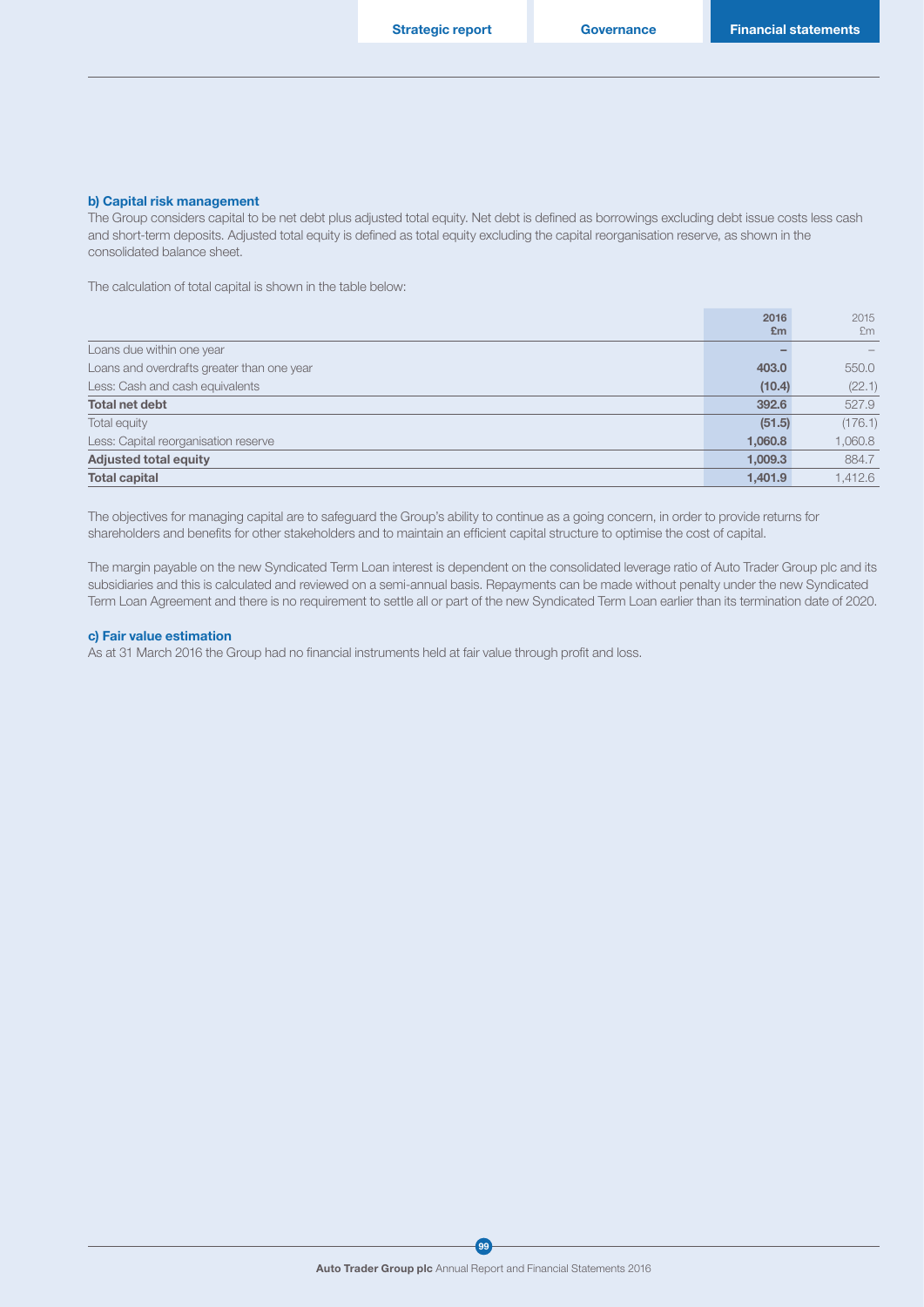### b) Capital risk management

The Group considers capital to be net debt plus adjusted total equity. Net debt is defined as borrowings excluding debt issue costs less cash and short-term deposits. Adjusted total equity is defined as total equity excluding the capital reorganisation reserve, as shown in the consolidated balance sheet.

The calculation of total capital is shown in the table below:

| | 2016 £m | 2015 £m |
|---|---|---|
| Loans due within one year | – | – |
| Loans and overdrafts greater than one year | 403.0 | 550.0 |
| Less: Cash and cash equivalents | (10.4) | (22.1) |
| **Total net debt** | **392.6** | 527.9 |
| Total equity | (51.5) | (176.1) |
| Less: Capital reorganisation reserve | 1,060.8 | 1,060.8 |
| **Adjusted total equity** | **1,009.3** | 884.7 |
| **Total capital** | **1,401.9** | 1,412.6 |

The objectives for managing capital are to safeguard the Group's ability to continue as a going concern, in order to provide returns for shareholders and benefits for other stakeholders and to maintain an efficient capital structure to optimise the cost of capital.

The margin payable on the new Syndicated Term Loan interest is dependent on the consolidated leverage ratio of Auto Trader Group plc and its subsidiaries and this is calculated and reviewed on a semi-annual basis. Repayments can be made without penalty under the new Syndicated Term Loan Agreement and there is no requirement to settle all or part of the new Syndicated Term Loan earlier than its termination date of 2020.

### c) Fair value estimation

As at 31 March 2016 the Group had no financial instruments held at fair value through profit and loss.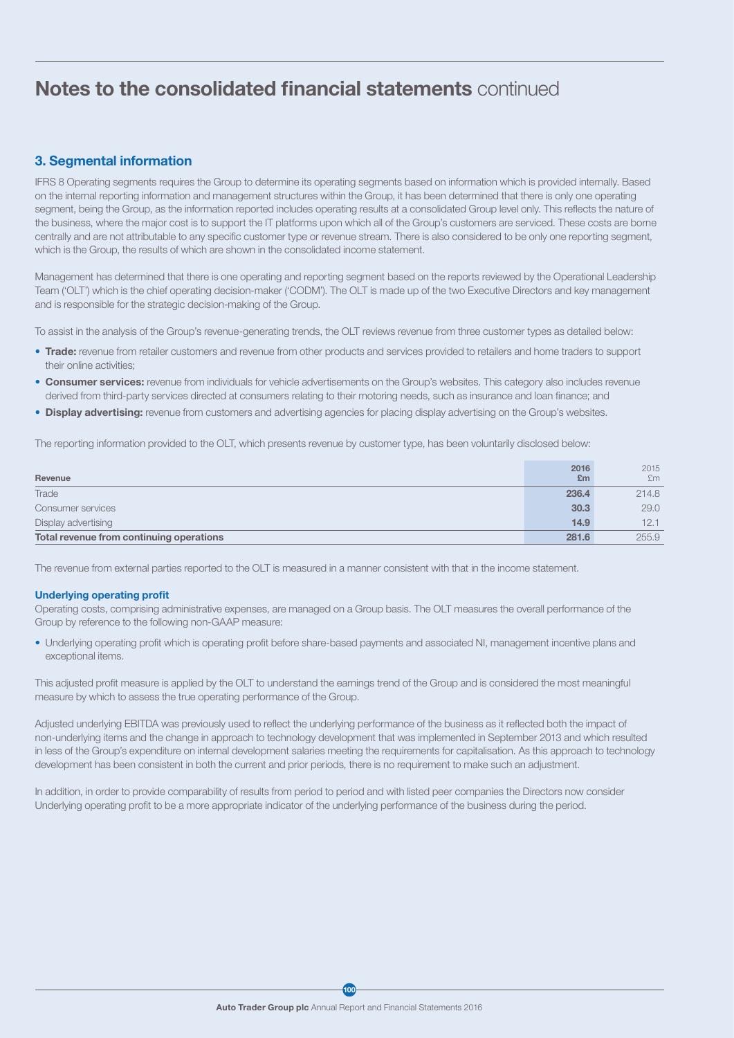# Notes to the consolidated financial statements continued

## 3. Segmental information

IFRS 8 Operating segments requires the Group to determine its operating segments based on information which is provided internally. Based on the internal reporting information and management structures within the Group, it has been determined that there is only one operating segment, being the Group, as the information reported includes operating results at a consolidated Group level only. This reflects the nature of the business, where the major cost is to support the IT platforms upon which all of the Group's customers are serviced. These costs are borne centrally and are not attributable to any specific customer type or revenue stream. There is also considered to be only one reporting segment, which is the Group, the results of which are shown in the consolidated income statement.

Management has determined that there is one operating and reporting segment based on the reports reviewed by the Operational Leadership Team ('OLT') which is the chief operating decision-maker ('CODM'). The OLT is made up of the two Executive Directors and key management and is responsible for the strategic decision-making of the Group.

To assist in the analysis of the Group's revenue-generating trends, the OLT reviews revenue from three customer types as detailed below:

- **Trade:** revenue from retailer customers and revenue from other products and services provided to retailers and home traders to support their online activities;
- **Consumer services:** revenue from individuals for vehicle advertisements on the Group's websites. This category also includes revenue derived from third-party services directed at consumers relating to their motoring needs, such as insurance and loan finance; and
- **Display advertising:** revenue from customers and advertising agencies for placing display advertising on the Group's websites.

The reporting information provided to the OLT, which presents revenue by customer type, has been voluntarily disclosed below:

| Revenue | 2016 £m | 2015 £m |
|---|---|---|
| Trade | 236.4 | 214.8 |
| Consumer services | 30.3 | 29.0 |
| Display advertising | 14.9 | 12.1 |
| **Total revenue from continuing operations** | **281.6** | 255.9 |

The revenue from external parties reported to the OLT is measured in a manner consistent with that in the income statement.

### Underlying operating profit

Operating costs, comprising administrative expenses, are managed on a Group basis. The OLT measures the overall performance of the Group by reference to the following non-GAAP measure:

- Underlying operating profit which is operating profit before share-based payments and associated NI, management incentive plans and exceptional items.

This adjusted profit measure is applied by the OLT to understand the earnings trend of the Group and is considered the most meaningful measure by which to assess the true operating performance of the Group.

Adjusted underlying EBITDA was previously used to reflect the underlying performance of the business as it reflected both the impact of non-underlying items and the change in approach to technology development that was implemented in September 2013 and which resulted in less of the Group's expenditure on internal development salaries meeting the requirements for capitalisation. As this approach to technology development has been consistent in both the current and prior periods, there is no requirement to make such an adjustment.

In addition, in order to provide comparability of results from period to period and with listed peer companies the Directors now consider Underlying operating profit to be a more appropriate indicator of the underlying performance of the business during the period.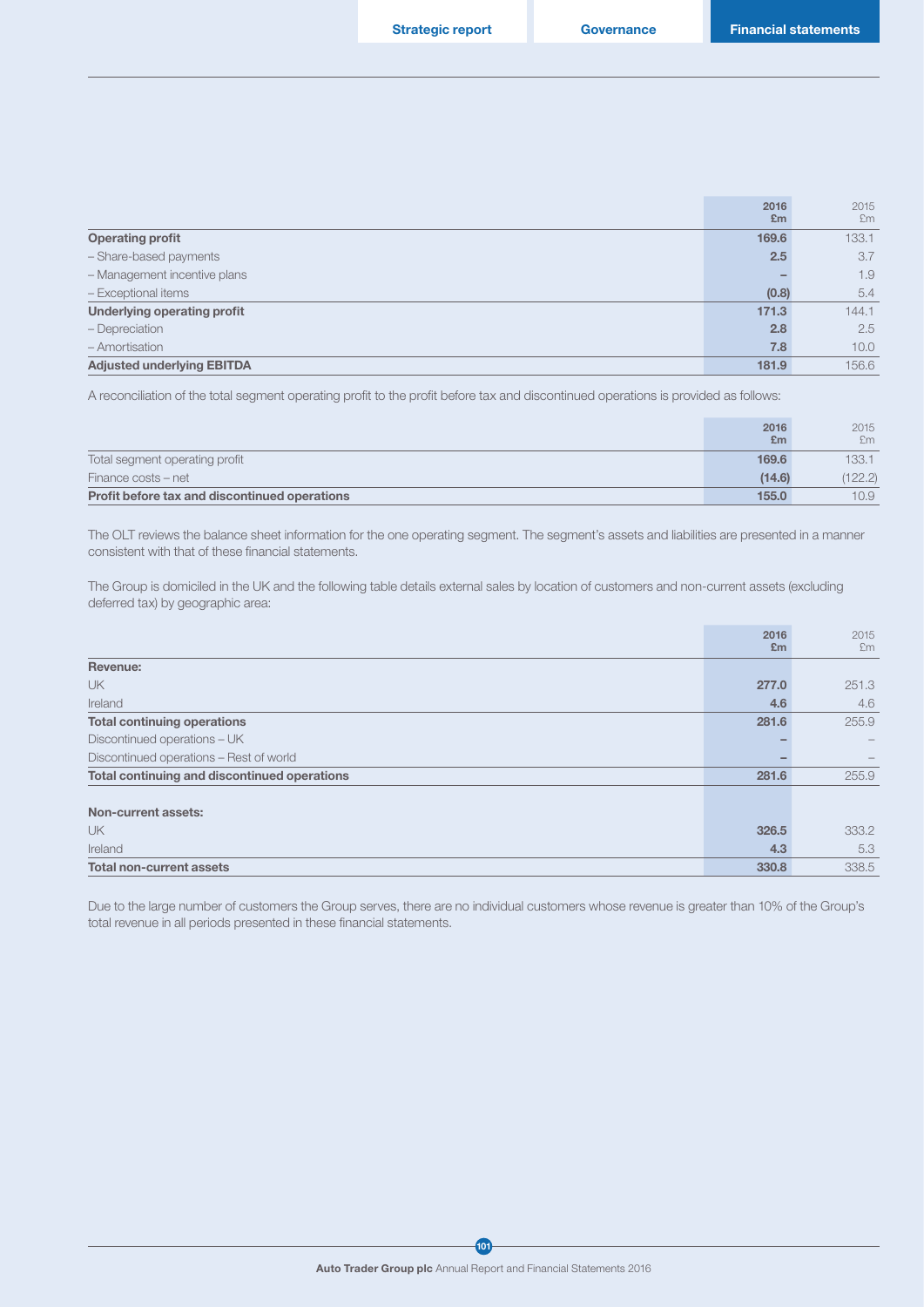| | 2016 £m | 2015 £m |
|---|---|---|
| **Operating profit** | **169.6** | 133.1 |
| – Share-based payments | **2.5** | 3.7 |
| – Management incentive plans | **–** | 1.9 |
| – Exceptional items | **(0.8)** | 5.4 |
| **Underlying operating profit** | **171.3** | 144.1 |
| – Depreciation | **2.8** | 2.5 |
| – Amortisation | **7.8** | 10.0 |
| **Adjusted underlying EBITDA** | **181.9** | 156.6 |

A reconciliation of the total segment operating profit to the profit before tax and discontinued operations is provided as follows:

| | 2016 £m | 2015 £m |
|---|---|---|
| Total segment operating profit | **169.6** | 133.1 |
| Finance costs – net | **(14.6)** | (122.2) |
| **Profit before tax and discontinued operations** | **155.0** | 10.9 |

The OLT reviews the balance sheet information for the one operating segment. The segment's assets and liabilities are presented in a manner consistent with that of these financial statements.

The Group is domiciled in the UK and the following table details external sales by location of customers and non-current assets (excluding deferred tax) by geographic area:

| | 2016 £m | 2015 £m |
|---|---|---|
| **Revenue:** | | |
| UK | **277.0** | 251.3 |
| Ireland | **4.6** | 4.6 |
| **Total continuing operations** | **281.6** | 255.9 |
| Discontinued operations – UK | **–** | – |
| Discontinued operations – Rest of world | **–** | – |
| **Total continuing and discontinued operations** | **281.6** | 255.9 |
| | | |
| **Non-current assets:** | | |
| UK | **326.5** | 333.2 |
| Ireland | **4.3** | 5.3 |
| **Total non-current assets** | **330.8** | 338.5 |

Due to the large number of customers the Group serves, there are no individual customers whose revenue is greater than 10% of the Group's total revenue in all periods presented in these financial statements.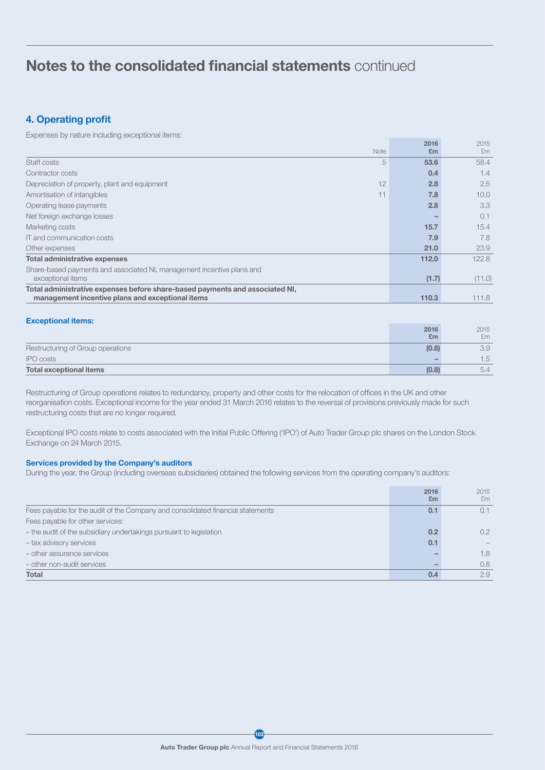# Notes to the consolidated financial statements continued

## 4. Operating profit

Expenses by nature including exceptional items:

| | Note | 2016 £m | 2015 £m |
|---|---|---|---|
| Staff costs | 5 | 53.6 | 58.4 |
| Contractor costs | | 0.4 | 1.4 |
| Depreciation of property, plant and equipment | 12 | 2.8 | 2.5 |
| Amortisation of intangibles | 11 | 7.8 | 10.0 |
| Operating lease payments | | 2.8 | 3.3 |
| Net foreign exchange losses | | – | 0.1 |
| Marketing costs | | 15.7 | 15.4 |
| IT and communication costs | | 7.9 | 7.8 |
| Other expenses | | 21.0 | 23.9 |
| **Total administrative expenses** | | **112.0** | **122.8** |
| Share-based payments and associated NI, management incentive plans and exceptional items | | (1.7) | (11.0) |
| **Total administrative expenses before share-based payments and associated NI, management incentive plans and exceptional items** | | **110.3** | **111.8** |

### Exceptional items:

| | 2016 £m | 2015 £m |
|---|---|---|
| Restructuring of Group operations | (0.8) | 3.9 |
| IPO costs | – | 1.5 |
| **Total exceptional items** | **(0.8)** | **5.4** |

Restructuring of Group operations relates to redundancy, property and other costs for the relocation of offices in the UK and other reorganisation costs. Exceptional income for the year ended 31 March 2016 relates to the reversal of provisions previously made for such restructuring costs that are no longer required.

Exceptional IPO costs relate to costs associated with the Initial Public Offering ('IPO') of Auto Trader Group plc shares on the London Stock Exchange on 24 March 2015.

### Services provided by the Company's auditors

During the year, the Group (including overseas subsidiaries) obtained the following services from the operating company's auditors:

| | 2016 £m | 2015 £m |
|---|---|---|
| Fees payable for the audit of the Company and consolidated financial statements | 0.1 | 0.1 |
| Fees payable for other services: | | |
| – the audit of the subsidiary undertakings pursuant to legislation | 0.2 | 0.2 |
| – tax advisory services | 0.1 | – |
| – other assurance services | – | 1.8 |
| – other non-audit services | – | 0.8 |
| **Total** | **0.4** | **2.9** |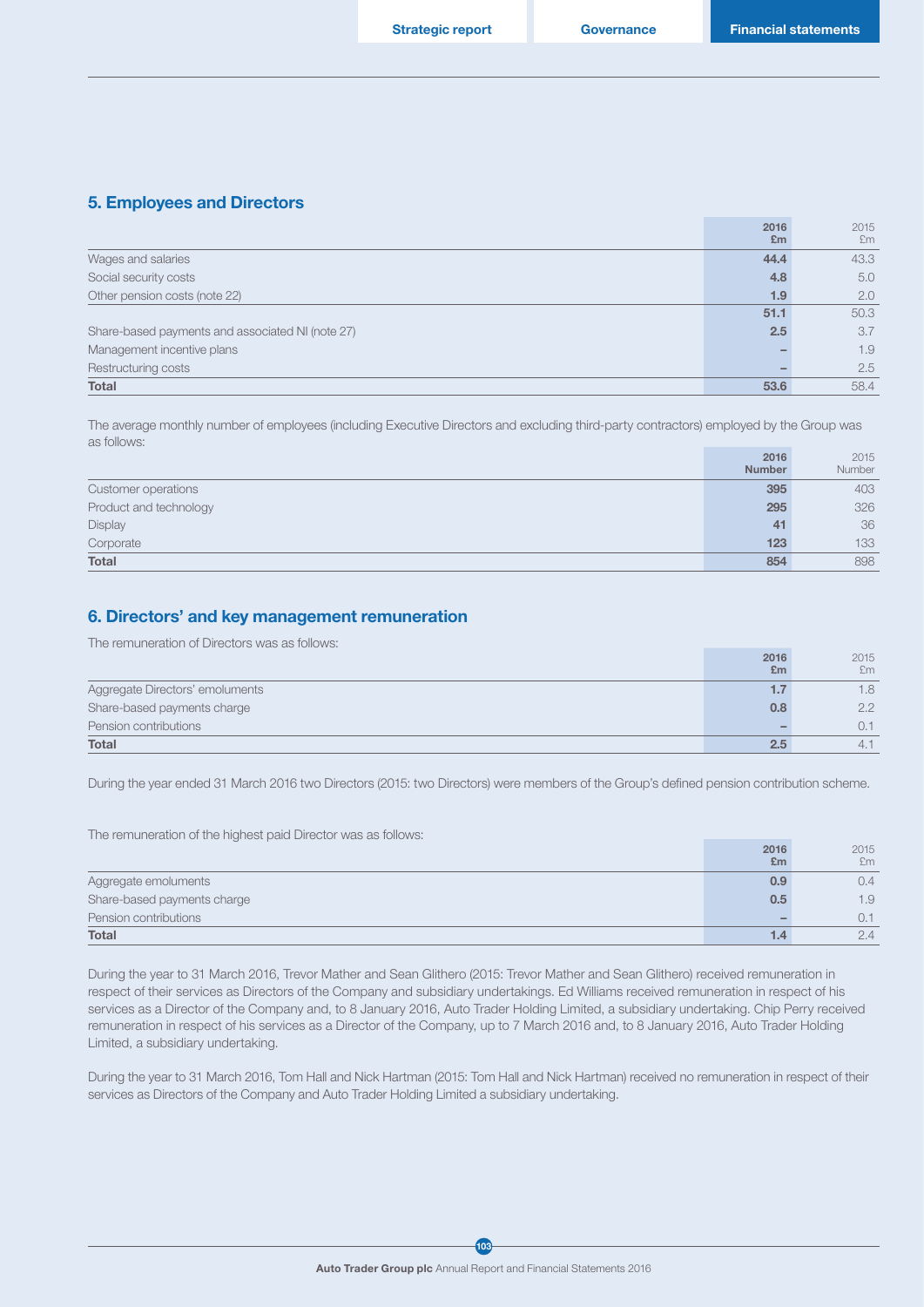## 5. Employees and Directors

| | 2016 £m | 2015 £m |
|---|---|---|
| Wages and salaries | **44.4** | 43.3 |
| Social security costs | **4.8** | 5.0 |
| Other pension costs (note 22) | **1.9** | 2.0 |
| | **51.1** | 50.3 |
| Share-based payments and associated NI (note 27) | **2.5** | 3.7 |
| Management incentive plans | **–** | 1.9 |
| Restructuring costs | **–** | 2.5 |
| **Total** | **53.6** | 58.4 |

The average monthly number of employees (including Executive Directors and excluding third-party contractors) employed by the Group was as follows:

| | 2016 Number | 2015 Number |
|---|---|---|
| Customer operations | **395** | 403 |
| Product and technology | **295** | 326 |
| Display | **41** | 36 |
| Corporate | **123** | 133 |
| **Total** | **854** | 898 |

## 6. Directors' and key management remuneration

The remuneration of Directors was as follows:

| | 2016 £m | 2015 £m |
|---|---|---|
| Aggregate Directors' emoluments | **1.7** | 1.8 |
| Share-based payments charge | **0.8** | 2.2 |
| Pension contributions | **–** | 0.1 |
| **Total** | **2.5** | 4.1 |

During the year ended 31 March 2016 two Directors (2015: two Directors) were members of the Group's defined pension contribution scheme.

The remuneration of the highest paid Director was as follows:

| | 2016 £m | 2015 £m |
|---|---|---|
| Aggregate emoluments | **0.9** | 0.4 |
| Share-based payments charge | **0.5** | 1.9 |
| Pension contributions | **–** | 0.1 |
| **Total** | **1.4** | 2.4 |

During the year to 31 March 2016, Trevor Mather and Sean Glithero (2015: Trevor Mather and Sean Glithero) received remuneration in respect of their services as Directors of the Company and subsidiary undertakings. Ed Williams received remuneration in respect of his services as a Director of the Company and, to 8 January 2016, Auto Trader Holding Limited, a subsidiary undertaking. Chip Perry received remuneration in respect of his services as a Director of the Company, up to 7 March 2016 and, to 8 January 2016, Auto Trader Holding Limited, a subsidiary undertaking.

During the year to 31 March 2016, Tom Hall and Nick Hartman (2015: Tom Hall and Nick Hartman) received no remuneration in respect of their services as Directors of the Company and Auto Trader Holding Limited a subsidiary undertaking.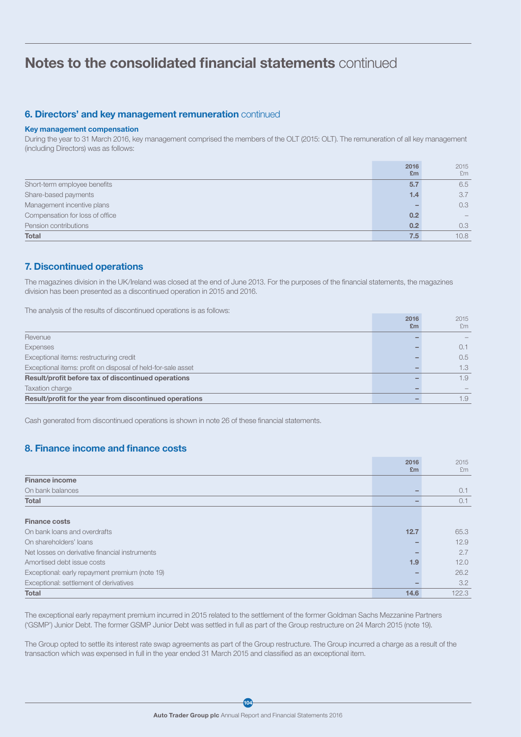# Notes to the consolidated financial statements continued

## 6. Directors' and key management remuneration continued

### Key management compensation

During the year to 31 March 2016, key management comprised the members of the OLT (2015: OLT). The remuneration of all key management (including Directors) was as follows:

| | 2016 £m | 2015 £m |
|---|---|---|
| Short-term employee benefits | 5.7 | 6.5 |
| Share-based payments | 1.4 | 3.7 |
| Management incentive plans | – | 0.3 |
| Compensation for loss of office | 0.2 | – |
| Pension contributions | 0.2 | 0.3 |
| **Total** | **7.5** | **10.8** |

## 7. Discontinued operations

The magazines division in the UK/Ireland was closed at the end of June 2013. For the purposes of the financial statements, the magazines division has been presented as a discontinued operation in 2015 and 2016.

The analysis of the results of discontinued operations is as follows:

| | 2016 £m | 2015 £m |
|---|---|---|
| Revenue | – | – |
| Expenses | – | 0.1 |
| Exceptional items: restructuring credit | – | 0.5 |
| Exceptional items: profit on disposal of held-for-sale asset | – | 1.3 |
| **Result/profit before tax of discontinued operations** | **–** | **1.9** |
| Taxation charge | – | – |
| **Result/profit for the year from discontinued operations** | **–** | **1.9** |

Cash generated from discontinued operations is shown in note 26 of these financial statements.

## 8. Finance income and finance costs

| | 2016 £m | 2015 £m |
|---|---|---|
| **Finance income** | | |
| On bank balances | – | 0.1 |
| **Total** | **–** | **0.1** |
| | | |
| **Finance costs** | | |
| On bank loans and overdrafts | 12.7 | 65.3 |
| On shareholders' loans | – | 12.9 |
| Net losses on derivative financial instruments | – | 2.7 |
| Amortised debt issue costs | 1.9 | 12.0 |
| Exceptional: early repayment premium (note 19) | – | 26.2 |
| Exceptional: settlement of derivatives | – | 3.2 |
| **Total** | **14.6** | **122.3** |

The exceptional early repayment premium incurred in 2015 related to the settlement of the former Goldman Sachs Mezzanine Partners ('GSMP') Junior Debt. The former GSMP Junior Debt was settled in full as part of the Group restructure on 24 March 2015 (note 19).

The Group opted to settle its interest rate swap agreements as part of the Group restructure. The Group incurred a charge as a result of the transaction which was expensed in full in the year ended 31 March 2015 and classified as an exceptional item.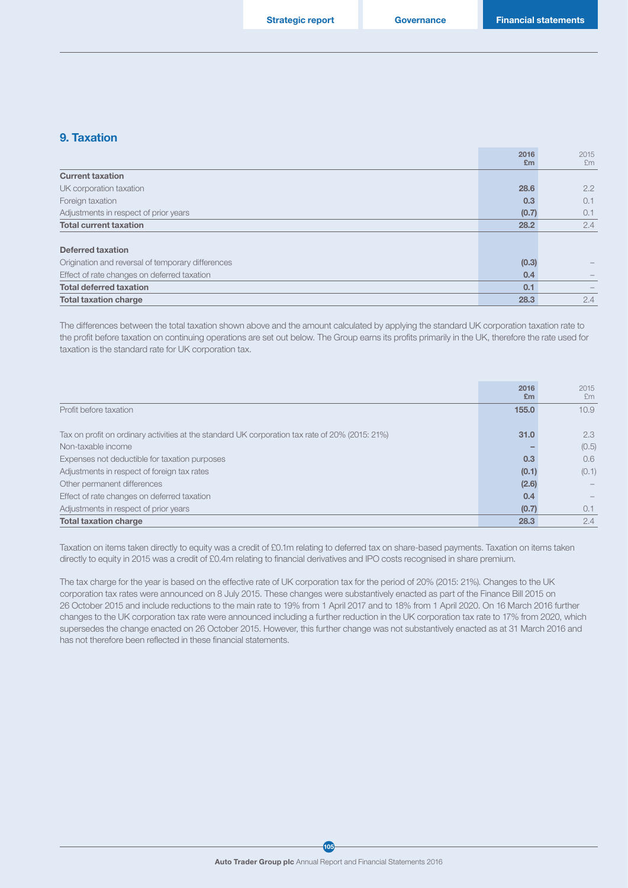## 9. Taxation

| | 2016 £m | 2015 £m |
|---|---|---|
| **Current taxation** | | |
| UK corporation taxation | **28.6** | 2.2 |
| Foreign taxation | **0.3** | 0.1 |
| Adjustments in respect of prior years | **(0.7)** | 0.1 |
| **Total current taxation** | **28.2** | 2.4 |
| | | |
| **Deferred taxation** | | |
| Origination and reversal of temporary differences | **(0.3)** | – |
| Effect of rate changes on deferred taxation | **0.4** | – |
| **Total deferred taxation** | **0.1** | – |
| **Total taxation charge** | **28.3** | 2.4 |

The differences between the total taxation shown above and the amount calculated by applying the standard UK corporation taxation rate to the profit before taxation on continuing operations are set out below. The Group earns its profits primarily in the UK, therefore the rate used for taxation is the standard rate for UK corporation tax.

| | 2016 £m | 2015 £m |
|---|---|---|
| Profit before taxation | **155.0** | 10.9 |
| | | |
| Tax on profit on ordinary activities at the standard UK corporation tax rate of 20% (2015: 21%) | **31.0** | 2.3 |
| Non-taxable income | **–** | (0.5) |
| Expenses not deductible for taxation purposes | **0.3** | 0.6 |
| Adjustments in respect of foreign tax rates | **(0.1)** | (0.1) |
| Other permanent differences | **(2.6)** | – |
| Effect of rate changes on deferred taxation | **0.4** | – |
| Adjustments in respect of prior years | **(0.7)** | 0.1 |
| **Total taxation charge** | **28.3** | 2.4 |

Taxation on items taken directly to equity was a credit of £0.1m relating to deferred tax on share-based payments. Taxation on items taken directly to equity in 2015 was a credit of £0.4m relating to financial derivatives and IPO costs recognised in share premium.

The tax charge for the year is based on the effective rate of UK corporation tax for the period of 20% (2015: 21%). Changes to the UK corporation tax rates were announced on 8 July 2015. These changes were substantively enacted as part of the Finance Bill 2015 on 26 October 2015 and include reductions to the main rate to 19% from 1 April 2017 and to 18% from 1 April 2020. On 16 March 2016 further changes to the UK corporation tax rate were announced including a further reduction in the UK corporation tax rate to 17% from 2020, which supersedes the change enacted on 26 October 2015. However, this further change was not substantively enacted as at 31 March 2016 and has not therefore been reflected in these financial statements.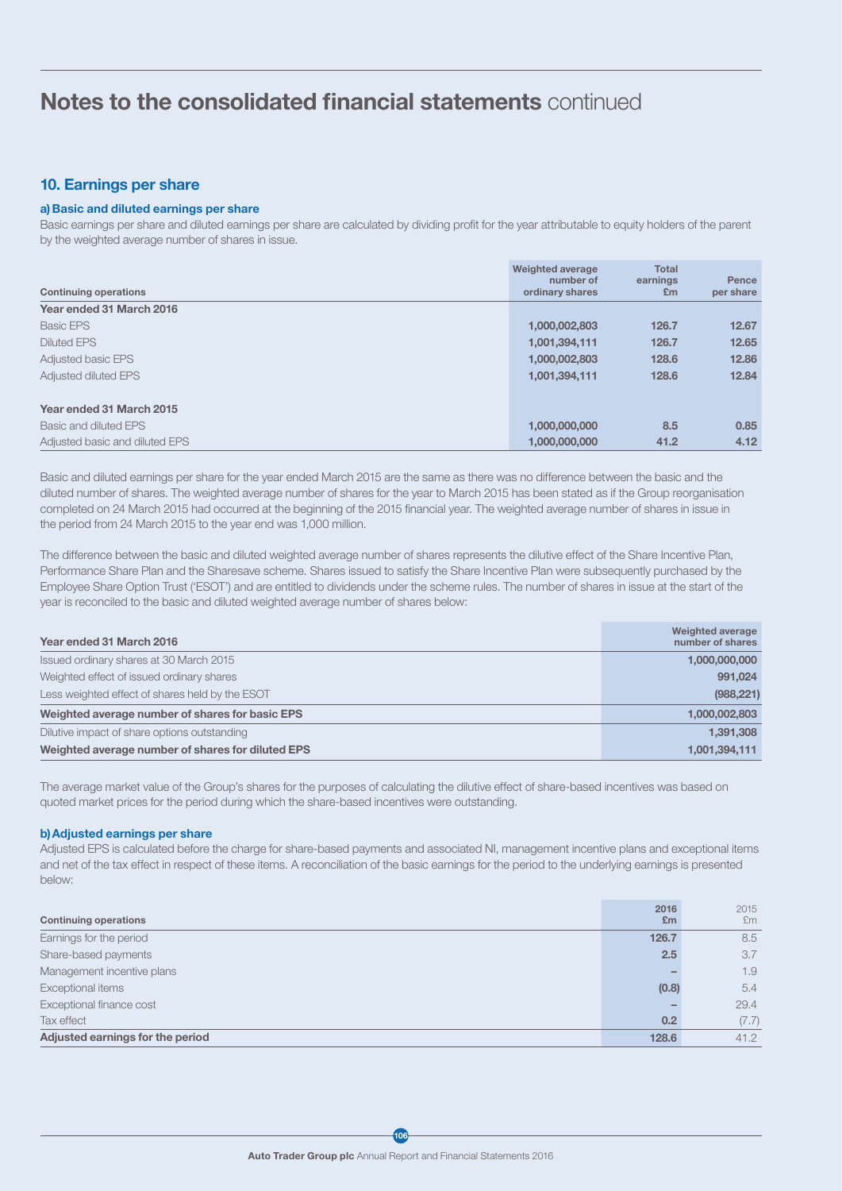# Notes to the consolidated financial statements continued

## 10. Earnings per share

### a) Basic and diluted earnings per share

Basic earnings per share and diluted earnings per share are calculated by dividing profit for the year attributable to equity holders of the parent by the weighted average number of shares in issue.

| Continuing operations | Weighted average number of ordinary shares | Total earnings £m | Pence per share |
|---|---|---|---|
| **Year ended 31 March 2016** | | | |
| Basic EPS | **1,000,002,803** | **126.7** | **12.67** |
| Diluted EPS | **1,001,394,111** | **126.7** | **12.65** |
| Adjusted basic EPS | **1,000,002,803** | **128.6** | **12.86** |
| Adjusted diluted EPS | **1,001,394,111** | **128.6** | **12.84** |
| **Year ended 31 March 2015** | | | |
| Basic and diluted EPS | 1,000,000,000 | 8.5 | 0.85 |
| Adjusted basic and diluted EPS | 1,000,000,000 | 41.2 | 4.12 |

Basic and diluted earnings per share for the year ended March 2015 are the same as there was no difference between the basic and the diluted number of shares. The weighted average number of shares for the year to March 2015 has been stated as if the Group reorganisation completed on 24 March 2015 had occurred at the beginning of the 2015 financial year. The weighted average number of shares in issue in the period from 24 March 2015 to the year end was 1,000 million.

The difference between the basic and diluted weighted average number of shares represents the dilutive effect of the Share Incentive Plan, Performance Share Plan and the Sharesave scheme. Shares issued to satisfy the Share Incentive Plan were subsequently purchased by the Employee Share Option Trust ('ESOT') and are entitled to dividends under the scheme rules. The number of shares in issue at the start of the year is reconciled to the basic and diluted weighted average number of shares below:

| Year ended 31 March 2016 | Weighted average number of shares |
|---|---|
| Issued ordinary shares at 30 March 2015 | 1,000,000,000 |
| Weighted effect of issued ordinary shares | 991,024 |
| Less weighted effect of shares held by the ESOT | (988,221) |
| **Weighted average number of shares for basic EPS** | **1,000,002,803** |
| Dilutive impact of share options outstanding | 1,391,308 |
| **Weighted average number of shares for diluted EPS** | **1,001,394,111** |

The average market value of the Group's shares for the purposes of calculating the dilutive effect of share-based incentives was based on quoted market prices for the period during which the share-based incentives were outstanding.

### b) Adjusted earnings per share

Adjusted EPS is calculated before the charge for share-based payments and associated NI, management incentive plans and exceptional items and net of the tax effect in respect of these items. A reconciliation of the basic earnings for the period to the underlying earnings is presented below:

| Continuing operations | 2016 £m | 2015 £m |
|---|---|---|
| Earnings for the period | **126.7** | 8.5 |
| Share-based payments | **2.5** | 3.7 |
| Management incentive plans | **–** | 1.9 |
| Exceptional items | **(0.8)** | 5.4 |
| Exceptional finance cost | **–** | 29.4 |
| Tax effect | **0.2** | (7.7) |
| **Adjusted earnings for the period** | **128.6** | 41.2 |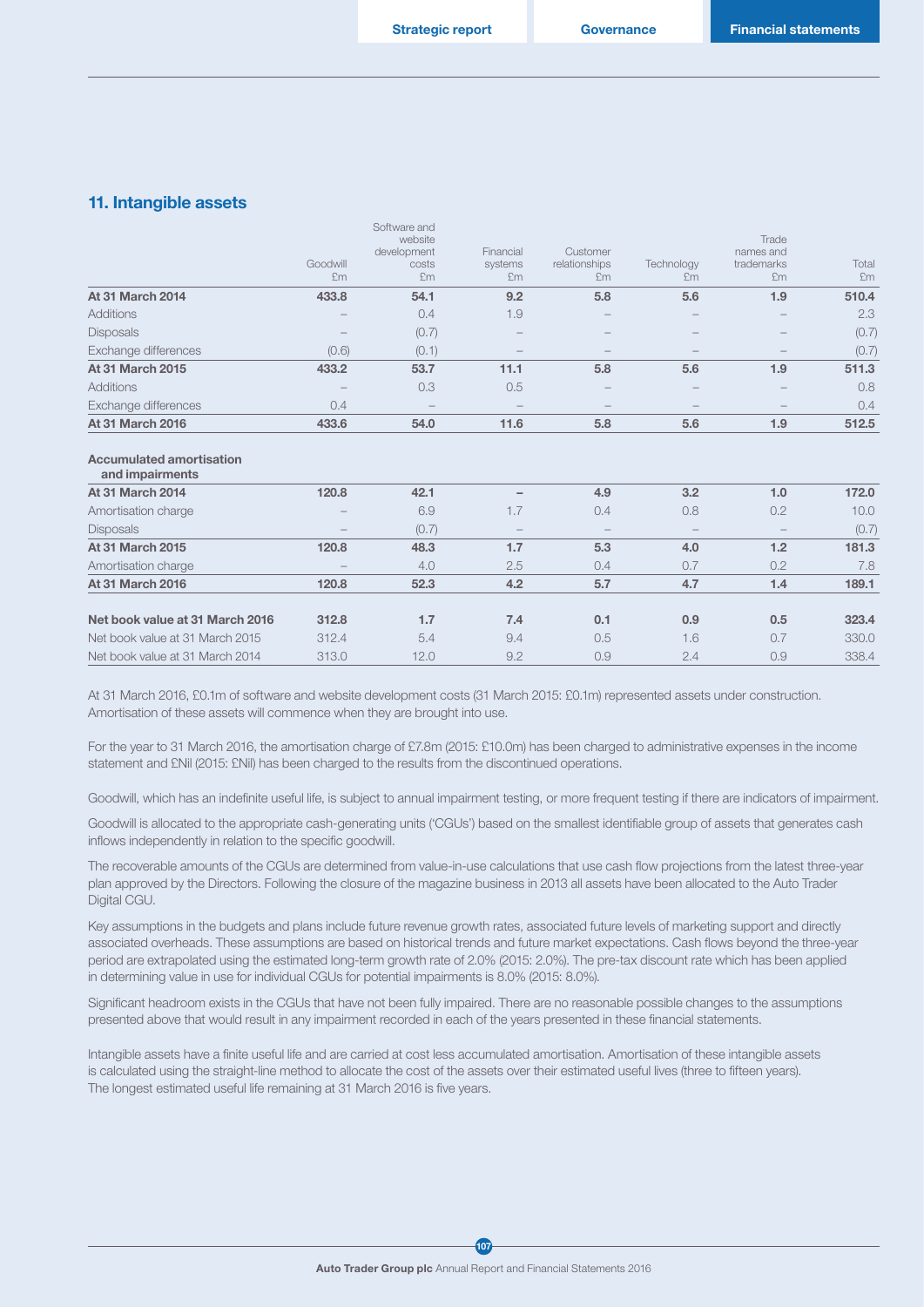## 11. Intangible assets

| | Goodwill £m | Software and website development costs £m | Financial systems £m | Customer relationships £m | Technology £m | Trade names and trademarks £m | Total £m |
|---|---|---|---|---|---|---|---|
| **At 31 March 2014** | **433.8** | **54.1** | **9.2** | **5.8** | **5.6** | **1.9** | **510.4** |
| Additions | – | 0.4 | 1.9 | – | – | – | 2.3 |
| Disposals | – | (0.7) | – | – | – | – | (0.7) |
| Exchange differences | (0.6) | (0.1) | – | – | – | – | (0.7) |
| **At 31 March 2015** | **433.2** | **53.7** | **11.1** | **5.8** | **5.6** | **1.9** | **511.3** |
| Additions | – | 0.3 | 0.5 | – | – | – | 0.8 |
| Exchange differences | 0.4 | – | – | – | – | – | 0.4 |
| **At 31 March 2016** | **433.6** | **54.0** | **11.6** | **5.8** | **5.6** | **1.9** | **512.5** |
| **Accumulated amortisation and impairments** | | | | | | | |
| **At 31 March 2014** | **120.8** | **42.1** | **–** | **4.9** | **3.2** | **1.0** | **172.0** |
| Amortisation charge | – | 6.9 | 1.7 | 0.4 | 0.8 | 0.2 | 10.0 |
| Disposals | – | (0.7) | – | – | – | – | (0.7) |
| **At 31 March 2015** | **120.8** | **48.3** | **1.7** | **5.3** | **4.0** | **1.2** | **181.3** |
| Amortisation charge | – | 4.0 | 2.5 | 0.4 | 0.7 | 0.2 | 7.8 |
| **At 31 March 2016** | **120.8** | **52.3** | **4.2** | **5.7** | **4.7** | **1.4** | **189.1** |
| **Net book value at 31 March 2016** | **312.8** | **1.7** | **7.4** | **0.1** | **0.9** | **0.5** | **323.4** |
| Net book value at 31 March 2015 | 312.4 | 5.4 | 9.4 | 0.5 | 1.6 | 0.7 | 330.0 |
| Net book value at 31 March 2014 | 313.0 | 12.0 | 9.2 | 0.9 | 2.4 | 0.9 | 338.4 |

At 31 March 2016, £0.1m of software and website development costs (31 March 2015: £0.1m) represented assets under construction. Amortisation of these assets will commence when they are brought into use.

For the year to 31 March 2016, the amortisation charge of £7.8m (2015: £10.0m) has been charged to administrative expenses in the income statement and £Nil (2015: £Nil) has been charged to the results from the discontinued operations.

Goodwill, which has an indefinite useful life, is subject to annual impairment testing, or more frequent testing if there are indicators of impairment.

Goodwill is allocated to the appropriate cash-generating units ('CGUs') based on the smallest identifiable group of assets that generates cash inflows independently in relation to the specific goodwill.

The recoverable amounts of the CGUs are determined from value-in-use calculations that use cash flow projections from the latest three-year plan approved by the Directors. Following the closure of the magazine business in 2013 all assets have been allocated to the Auto Trader Digital CGU.

Key assumptions in the budgets and plans include future revenue growth rates, associated future levels of marketing support and directly associated overheads. These assumptions are based on historical trends and future market expectations. Cash flows beyond the three-year period are extrapolated using the estimated long-term growth rate of 2.0% (2015: 2.0%). The pre-tax discount rate which has been applied in determining value in use for individual CGUs for potential impairments is 8.0% (2015: 8.0%).

Significant headroom exists in the CGUs that have not been fully impaired. There are no reasonable possible changes to the assumptions presented above that would result in any impairment recorded in each of the years presented in these financial statements.

Intangible assets have a finite useful life and are carried at cost less accumulated amortisation. Amortisation of these intangible assets is calculated using the straight-line method to allocate the cost of the assets over their estimated useful lives (three to fifteen years). The longest estimated useful life remaining at 31 March 2016 is five years.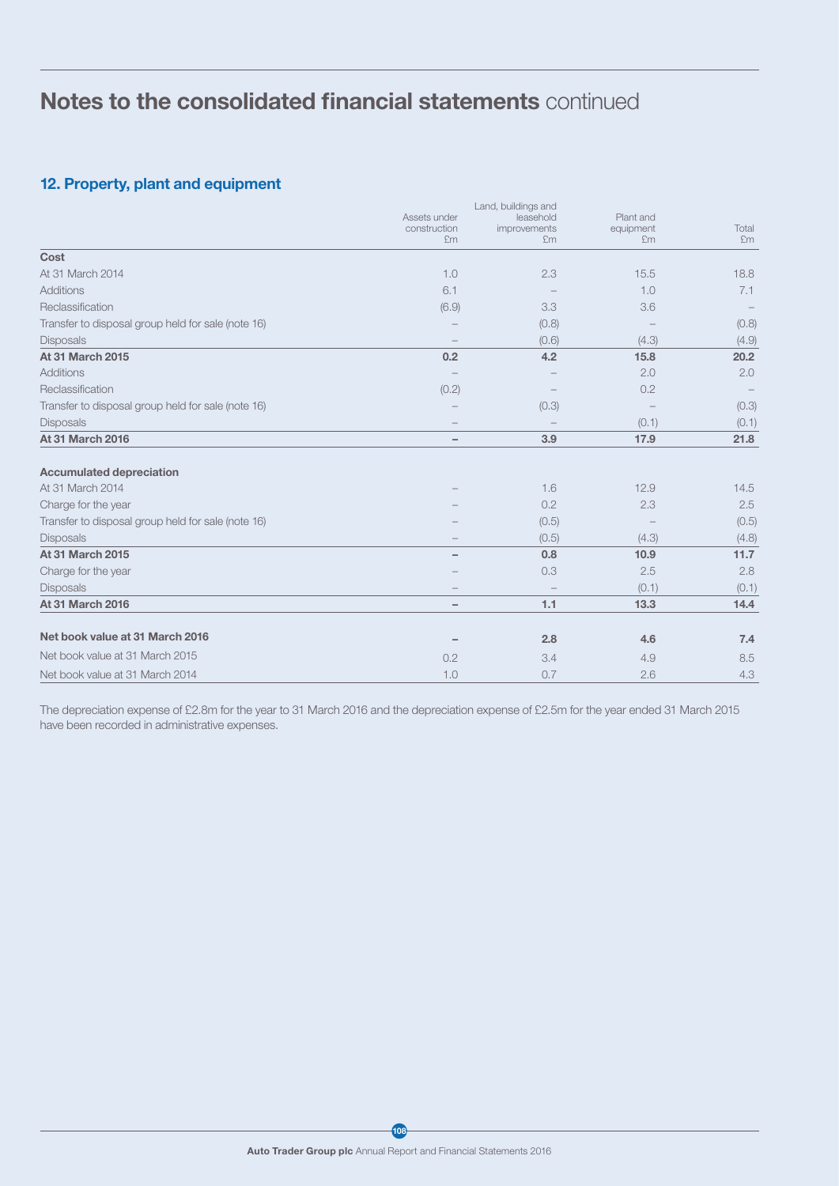# Notes to the consolidated financial statements continued

## 12. Property, plant and equipment

| | Assets under construction £m | Land, buildings and leasehold improvements £m | Plant and equipment £m | Total £m |
|---|---|---|---|---|
| **Cost** | | | | |
| At 31 March 2014 | 1.0 | 2.3 | 15.5 | 18.8 |
| Additions | 6.1 | – | 1.0 | 7.1 |
| Reclassification | (6.9) | 3.3 | 3.6 | – |
| Transfer to disposal group held for sale (note 16) | – | (0.8) | – | (0.8) |
| Disposals | – | (0.6) | (4.3) | (4.9) |
| **At 31 March 2015** | **0.2** | **4.2** | **15.8** | **20.2** |
| Additions | – | – | 2.0 | 2.0 |
| Reclassification | (0.2) | – | 0.2 | – |
| Transfer to disposal group held for sale (note 16) | – | (0.3) | – | (0.3) |
| Disposals | – | – | (0.1) | (0.1) |
| **At 31 March 2016** | **–** | **3.9** | **17.9** | **21.8** |
| **Accumulated depreciation** | | | | |
| At 31 March 2014 | – | 1.6 | 12.9 | 14.5 |
| Charge for the year | – | 0.2 | 2.3 | 2.5 |
| Transfer to disposal group held for sale (note 16) | – | (0.5) | – | (0.5) |
| Disposals | – | (0.5) | (4.3) | (4.8) |
| **At 31 March 2015** | **–** | **0.8** | **10.9** | **11.7** |
| Charge for the year | – | 0.3 | 2.5 | 2.8 |
| Disposals | – | – | (0.1) | (0.1) |
| **At 31 March 2016** | **–** | **1.1** | **13.3** | **14.4** |
| **Net book value at 31 March 2016** | **–** | **2.8** | **4.6** | **7.4** |
| Net book value at 31 March 2015 | 0.2 | 3.4 | 4.9 | 8.5 |
| Net book value at 31 March 2014 | 1.0 | 0.7 | 2.6 | 4.3 |

The depreciation expense of £2.8m for the year to 31 March 2016 and the depreciation expense of £2.5m for the year ended 31 March 2015 have been recorded in administrative expenses.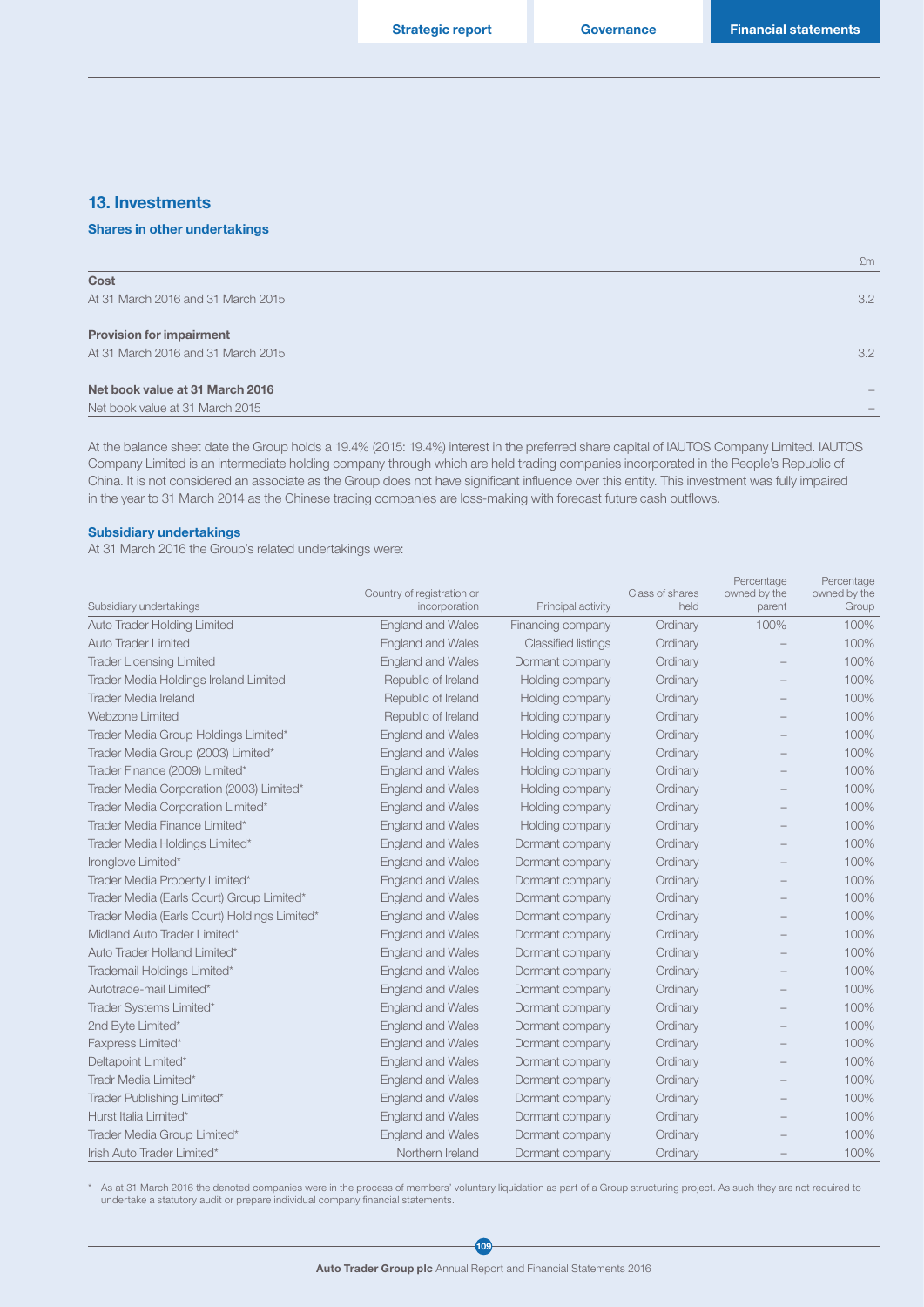## 13. Investments

### Shares in other undertakings

| | £m |
|---|---|
| **Cost** | |
| At 31 March 2016 and 31 March 2015 | 3.2 |
| **Provision for impairment** | |
| At 31 March 2016 and 31 March 2015 | 3.2 |
| **Net book value at 31 March 2016** | – |
| Net book value at 31 March 2015 | – |

At the balance sheet date the Group holds a 19.4% (2015: 19.4%) interest in the preferred share capital of IAUTOS Company Limited. IAUTOS Company Limited is an intermediate holding company through which are held trading companies incorporated in the People's Republic of China. It is not considered an associate as the Group does not have significant influence over this entity. This investment was fully impaired in the year to 31 March 2014 as the Chinese trading companies are loss-making with forecast future cash outflows.

### Subsidiary undertakings

At 31 March 2016 the Group's related undertakings were:

| Subsidiary undertakings | Country of registration or incorporation | Principal activity | Class of shares held | Percentage owned by the parent | Percentage owned by the Group |
|---|---|---|---|---|---|
| Auto Trader Holding Limited | England and Wales | Financing company | Ordinary | 100% | 100% |
| Auto Trader Limited | England and Wales | Classified listings | Ordinary | – | 100% |
| Trader Licensing Limited | England and Wales | Dormant company | Ordinary | – | 100% |
| Trader Media Holdings Ireland Limited | Republic of Ireland | Holding company | Ordinary | – | 100% |
| Trader Media Ireland | Republic of Ireland | Holding company | Ordinary | – | 100% |
| Webzone Limited | Republic of Ireland | Holding company | Ordinary | – | 100% |
| Trader Media Group Holdings Limited* | England and Wales | Holding company | Ordinary | – | 100% |
| Trader Media Group (2003) Limited* | England and Wales | Holding company | Ordinary | – | 100% |
| Trader Finance (2009) Limited* | England and Wales | Holding company | Ordinary | – | 100% |
| Trader Media Corporation (2003) Limited* | England and Wales | Holding company | Ordinary | – | 100% |
| Trader Media Corporation Limited* | England and Wales | Holding company | Ordinary | – | 100% |
| Trader Media Finance Limited* | England and Wales | Holding company | Ordinary | – | 100% |
| Trader Media Holdings Limited* | England and Wales | Dormant company | Ordinary | – | 100% |
| Ironglove Limited* | England and Wales | Dormant company | Ordinary | – | 100% |
| Trader Media Property Limited* | England and Wales | Dormant company | Ordinary | – | 100% |
| Trader Media (Earls Court) Group Limited* | England and Wales | Dormant company | Ordinary | – | 100% |
| Trader Media (Earls Court) Holdings Limited* | England and Wales | Dormant company | Ordinary | – | 100% |
| Midland Auto Trader Limited* | England and Wales | Dormant company | Ordinary | – | 100% |
| Auto Trader Holland Limited* | England and Wales | Dormant company | Ordinary | – | 100% |
| Trademail Holdings Limited* | England and Wales | Dormant company | Ordinary | – | 100% |
| Autotrade-mail Limited* | England and Wales | Dormant company | Ordinary | – | 100% |
| Trader Systems Limited* | England and Wales | Dormant company | Ordinary | – | 100% |
| 2nd Byte Limited* | England and Wales | Dormant company | Ordinary | – | 100% |
| Faxpress Limited* | England and Wales | Dormant company | Ordinary | – | 100% |
| Deltapoint Limited* | England and Wales | Dormant company | Ordinary | – | 100% |
| Tradr Media Limited* | England and Wales | Dormant company | Ordinary | – | 100% |
| Trader Publishing Limited* | England and Wales | Dormant company | Ordinary | – | 100% |
| Hurst Italia Limited* | England and Wales | Dormant company | Ordinary | – | 100% |
| Trader Media Group Limited* | England and Wales | Dormant company | Ordinary | – | 100% |
| Irish Auto Trader Limited* | Northern Ireland | Dormant company | Ordinary | – | 100% |

\* As at 31 March 2016 the denoted companies were in the process of members' voluntary liquidation as part of a Group structuring project. As such they are not required to undertake a statutory audit or prepare individual company financial statements.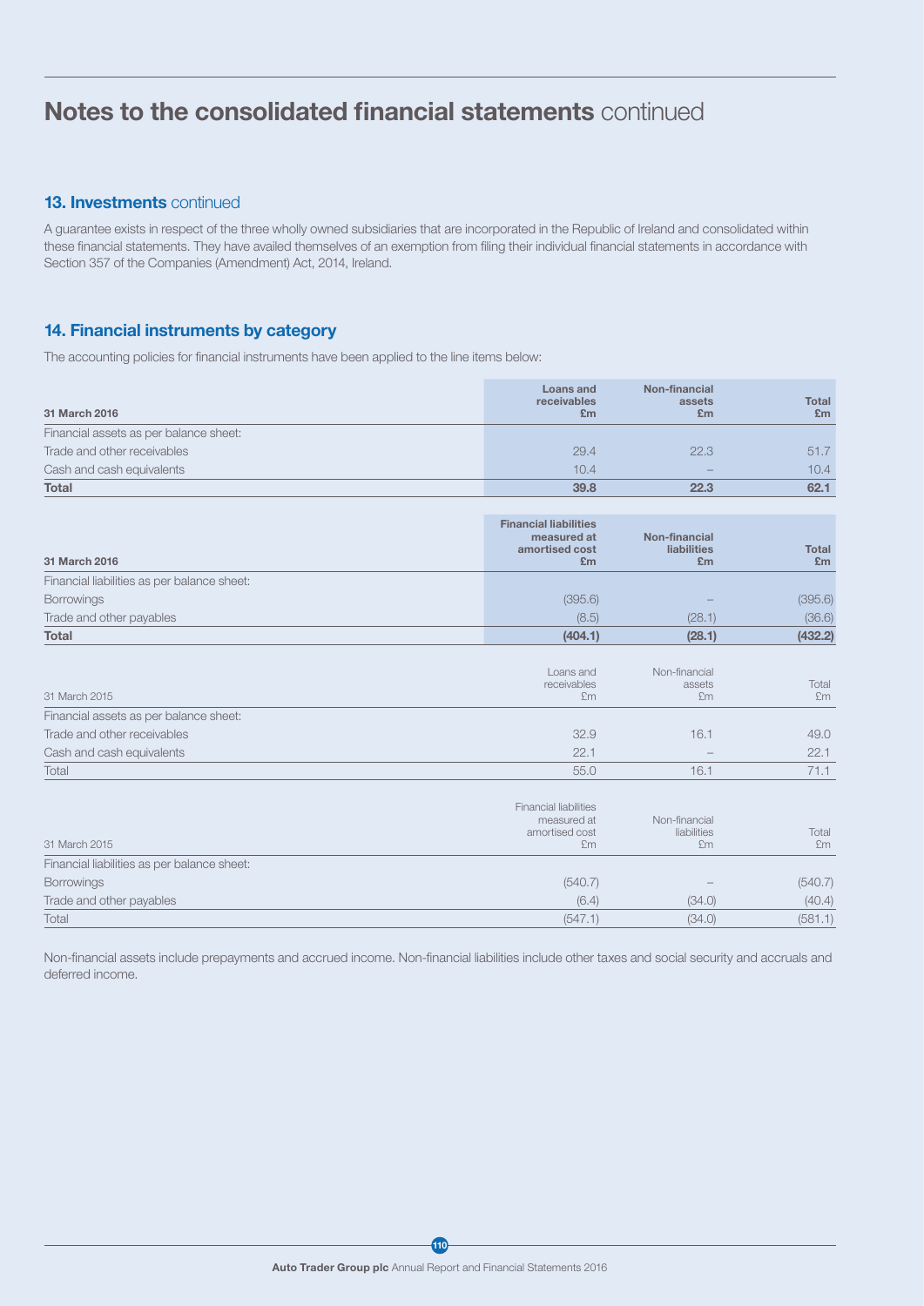# Notes to the consolidated financial statements continued

## 13. Investments continued

A guarantee exists in respect of the three wholly owned subsidiaries that are incorporated in the Republic of Ireland and consolidated within these financial statements. They have availed themselves of an exemption from filing their individual financial statements in accordance with Section 357 of the Companies (Amendment) Act, 2014, Ireland.

## 14. Financial instruments by category

The accounting policies for financial instruments have been applied to the line items below:

| 31 March 2016 | Loans and receivables £m | Non-financial assets £m | Total £m |
|---|---|---|---|
| Financial assets as per balance sheet: | | | |
| Trade and other receivables | 29.4 | 22.3 | 51.7 |
| Cash and cash equivalents | 10.4 | – | 10.4 |
| **Total** | **39.8** | **22.3** | **62.1** |

| 31 March 2016 | Financial liabilities measured at amortised cost £m | Non-financial liabilities £m | Total £m |
|---|---|---|---|
| Financial liabilities as per balance sheet: | | | |
| Borrowings | (395.6) | – | (395.6) |
| Trade and other payables | (8.5) | (28.1) | (36.6) |
| **Total** | **(404.1)** | **(28.1)** | **(432.2)** |

| 31 March 2015 | Loans and receivables £m | Non-financial assets £m | Total £m |
|---|---|---|---|
| Financial assets as per balance sheet: | | | |
| Trade and other receivables | 32.9 | 16.1 | 49.0 |
| Cash and cash equivalents | 22.1 | – | 22.1 |
| Total | 55.0 | 16.1 | 71.1 |

| 31 March 2015 | Financial liabilities measured at amortised cost £m | Non-financial liabilities £m | Total £m |
|---|---|---|---|
| Financial liabilities as per balance sheet: | | | |
| Borrowings | (540.7) | – | (540.7) |
| Trade and other payables | (6.4) | (34.0) | (40.4) |
| Total | (547.1) | (34.0) | (581.1) |

Non-financial assets include prepayments and accrued income. Non-financial liabilities include other taxes and social security and accruals and deferred income.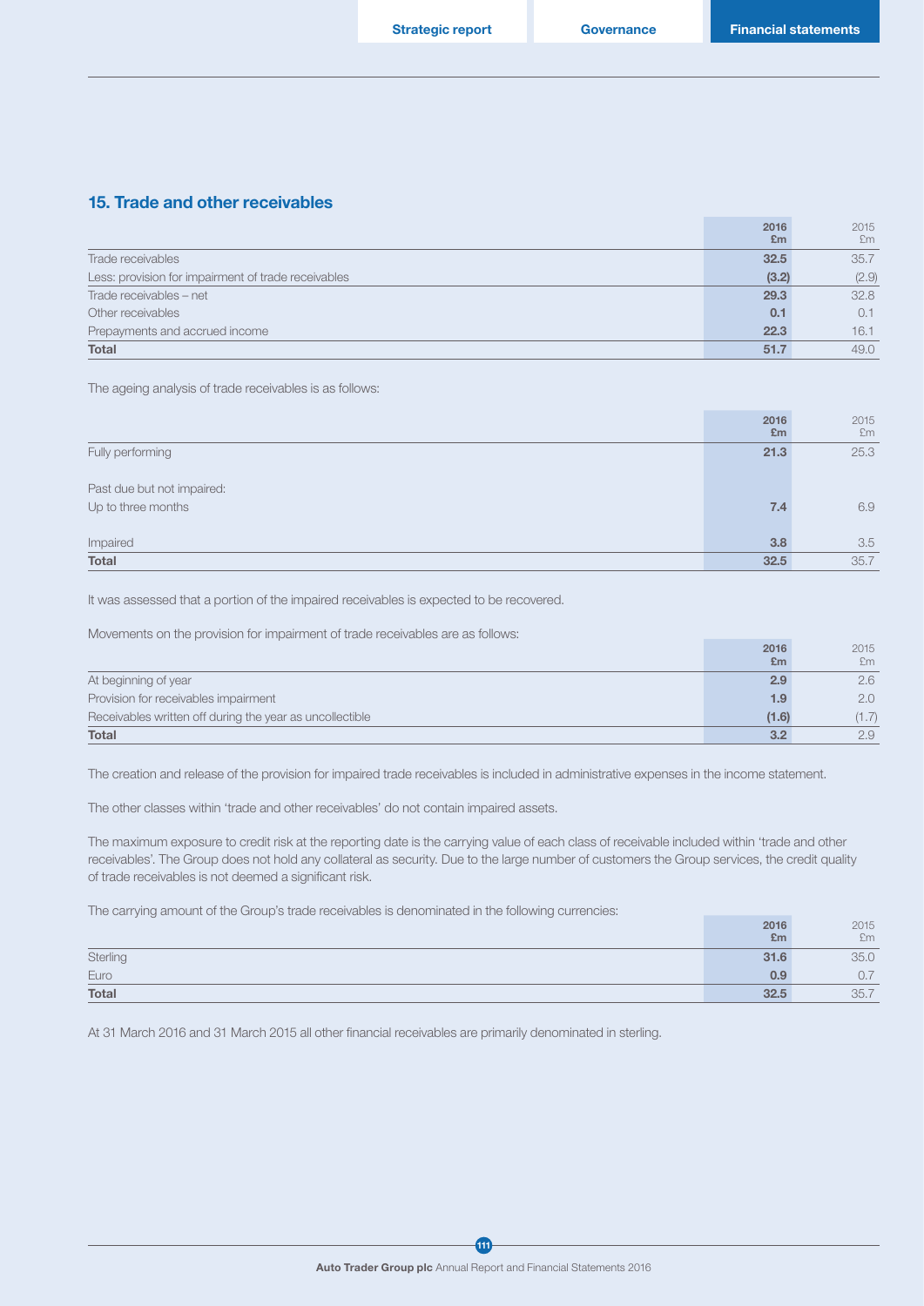## 15. Trade and other receivables

| | 2016<br>£m | 2015<br>£m |
|---|---|---|
| Trade receivables | **32.5** | 35.7 |
| Less: provision for impairment of trade receivables | **(3.2)** | (2.9) |
| Trade receivables – net | **29.3** | 32.8 |
| Other receivables | **0.1** | 0.1 |
| Prepayments and accrued income | **22.3** | 16.1 |
| **Total** | **51.7** | 49.0 |

The ageing analysis of trade receivables is as follows:

| | 2016<br>£m | 2015<br>£m |
|---|---|---|
| Fully performing | **21.3** | 25.3 |
| Past due but not impaired: | | |
| Up to three months | **7.4** | 6.9 |
| Impaired | **3.8** | 3.5 |
| **Total** | **32.5** | 35.7 |

It was assessed that a portion of the impaired receivables is expected to be recovered.

Movements on the provision for impairment of trade receivables are as follows:

| | 2016<br>£m | 2015<br>£m |
|---|---|---|
| At beginning of year | **2.9** | 2.6 |
| Provision for receivables impairment | **1.9** | 2.0 |
| Receivables written off during the year as uncollectible | **(1.6)** | (1.7) |
| **Total** | **3.2** | 2.9 |

The creation and release of the provision for impaired trade receivables is included in administrative expenses in the income statement.

The other classes within 'trade and other receivables' do not contain impaired assets.

The maximum exposure to credit risk at the reporting date is the carrying value of each class of receivable included within 'trade and other receivables'. The Group does not hold any collateral as security. Due to the large number of customers the Group services, the credit quality of trade receivables is not deemed a significant risk.

The carrying amount of the Group's trade receivables is denominated in the following currencies:

| | 2016<br>£m | 2015<br>£m |
|---|---|---|
| Sterling | **31.6** | 35.0 |
| Euro | **0.9** | 0.7 |
| **Total** | **32.5** | 35.7 |

At 31 March 2016 and 31 March 2015 all other financial receivables are primarily denominated in sterling.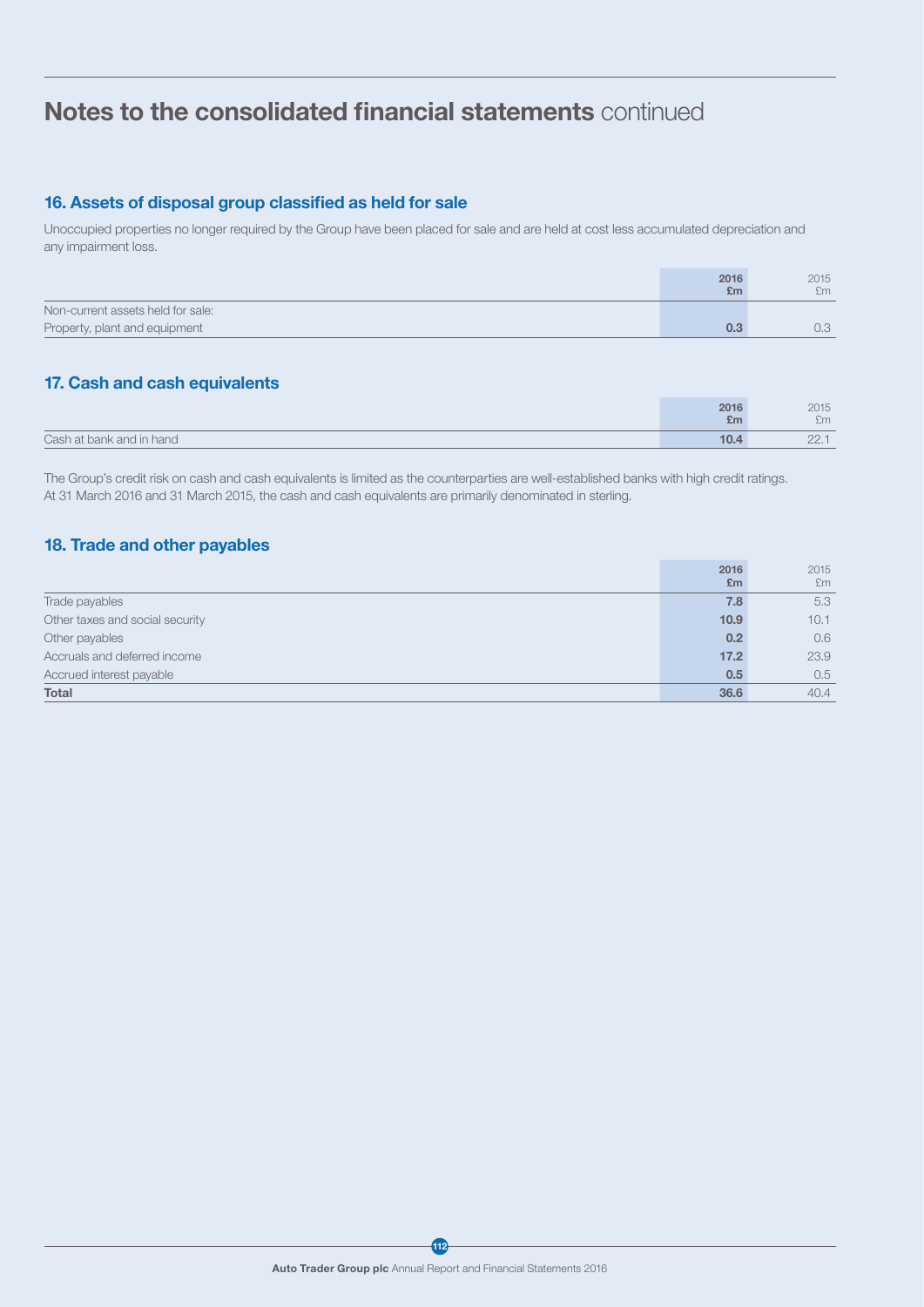# Notes to the consolidated financial statements continued

## 16. Assets of disposal group classified as held for sale

Unoccupied properties no longer required by the Group have been placed for sale and are held at cost less accumulated depreciation and any impairment loss.

| | 2016 £m | 2015 £m |
|---|---|---|
| Non-current assets held for sale: | | |
| Property, plant and equipment | **0.3** | 0.3 |

## 17. Cash and cash equivalents

| | 2016 £m | 2015 £m |
|---|---|---|
| Cash at bank and in hand | **10.4** | 22.1 |

The Group's credit risk on cash and cash equivalents is limited as the counterparties are well-established banks with high credit ratings. At 31 March 2016 and 31 March 2015, the cash and cash equivalents are primarily denominated in sterling.

## 18. Trade and other payables

| | 2016 £m | 2015 £m |
|---|---|---|
| Trade payables | **7.8** | 5.3 |
| Other taxes and social security | **10.9** | 10.1 |
| Other payables | **0.2** | 0.6 |
| Accruals and deferred income | **17.2** | 23.9 |
| Accrued interest payable | **0.5** | 0.5 |
| **Total** | **36.6** | 40.4 |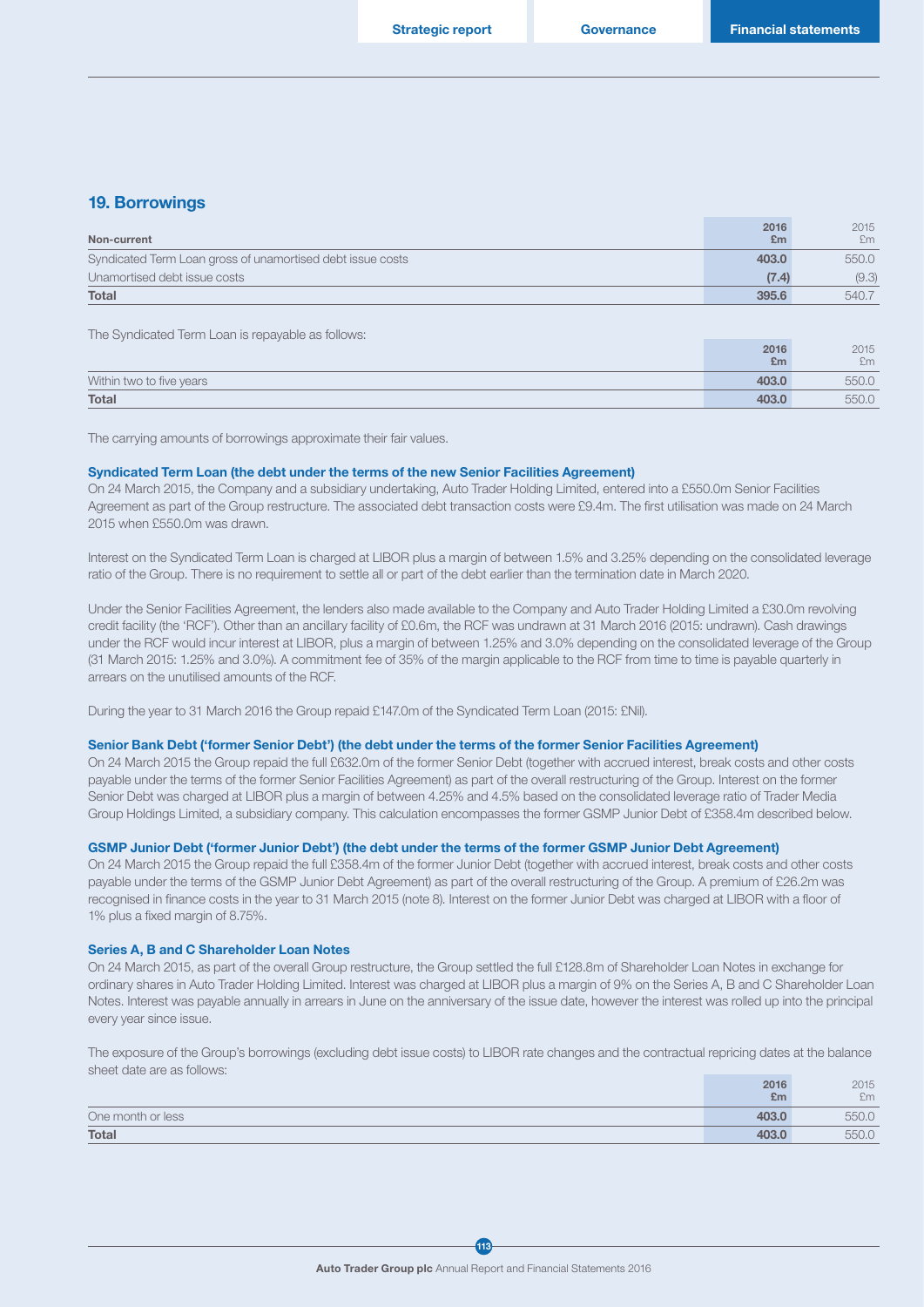## 19. Borrowings

| Non-current | 2016 £m | 2015 £m |
|---|---|---|
| Syndicated Term Loan gross of unamortised debt issue costs | 403.0 | 550.0 |
| Unamortised debt issue costs | (7.4) | (9.3) |
| **Total** | **395.6** | 540.7 |

The Syndicated Term Loan is repayable as follows:

| | 2016 £m | 2015 £m |
|---|---|---|
| Within two to five years | 403.0 | 550.0 |
| **Total** | **403.0** | 550.0 |

The carrying amounts of borrowings approximate their fair values.

### Syndicated Term Loan (the debt under the terms of the new Senior Facilities Agreement)

On 24 March 2015, the Company and a subsidiary undertaking, Auto Trader Holding Limited, entered into a £550.0m Senior Facilities Agreement as part of the Group restructure. The associated debt transaction costs were £9.4m. The first utilisation was made on 24 March 2015 when £550.0m was drawn.

Interest on the Syndicated Term Loan is charged at LIBOR plus a margin of between 1.5% and 3.25% depending on the consolidated leverage ratio of the Group. There is no requirement to settle all or part of the debt earlier than the termination date in March 2020.

Under the Senior Facilities Agreement, the lenders also made available to the Company and Auto Trader Holding Limited a £30.0m revolving credit facility (the 'RCF'). Other than an ancillary facility of £0.6m, the RCF was undrawn at 31 March 2016 (2015: undrawn). Cash drawings under the RCF would incur interest at LIBOR, plus a margin of between 1.25% and 3.0% depending on the consolidated leverage of the Group (31 March 2015: 1.25% and 3.0%). A commitment fee of 35% of the margin applicable to the RCF from time to time is payable quarterly in arrears on the unutilised amounts of the RCF.

During the year to 31 March 2016 the Group repaid £147.0m of the Syndicated Term Loan (2015: £Nil).

### Senior Bank Debt ('former Senior Debt') (the debt under the terms of the former Senior Facilities Agreement)

On 24 March 2015 the Group repaid the full £632.0m of the former Senior Debt (together with accrued interest, break costs and other costs payable under the terms of the former Senior Facilities Agreement) as part of the overall restructuring of the Group. Interest on the former Senior Debt was charged at LIBOR plus a margin of between 4.25% and 4.5% based on the consolidated leverage ratio of Trader Media Group Holdings Limited, a subsidiary company. This calculation encompasses the former GSMP Junior Debt of £358.4m described below.

### GSMP Junior Debt ('former Junior Debt') (the debt under the terms of the former GSMP Junior Debt Agreement)

On 24 March 2015 the Group repaid the full £358.4m of the former Junior Debt (together with accrued interest, break costs and other costs payable under the terms of the GSMP Junior Debt Agreement) as part of the overall restructuring of the Group. A premium of £26.2m was recognised in finance costs in the year to 31 March 2015 (note 8). Interest on the former Junior Debt was charged at LIBOR with a floor of 1% plus a fixed margin of 8.75%.

### Series A, B and C Shareholder Loan Notes

On 24 March 2015, as part of the overall Group restructure, the Group settled the full £128.8m of Shareholder Loan Notes in exchange for ordinary shares in Auto Trader Holding Limited. Interest was charged at LIBOR plus a margin of 9% on the Series A, B and C Shareholder Loan Notes. Interest was payable annually in arrears in June on the anniversary of the issue date, however the interest was rolled up into the principal every year since issue.

The exposure of the Group's borrowings (excluding debt issue costs) to LIBOR rate changes and the contractual repricing dates at the balance sheet date are as follows:

| | 2016 £m | 2015 £m |
|---|---|---|
| One month or less | 403.0 | 550.0 |
| **Total** | **403.0** | 550.0 |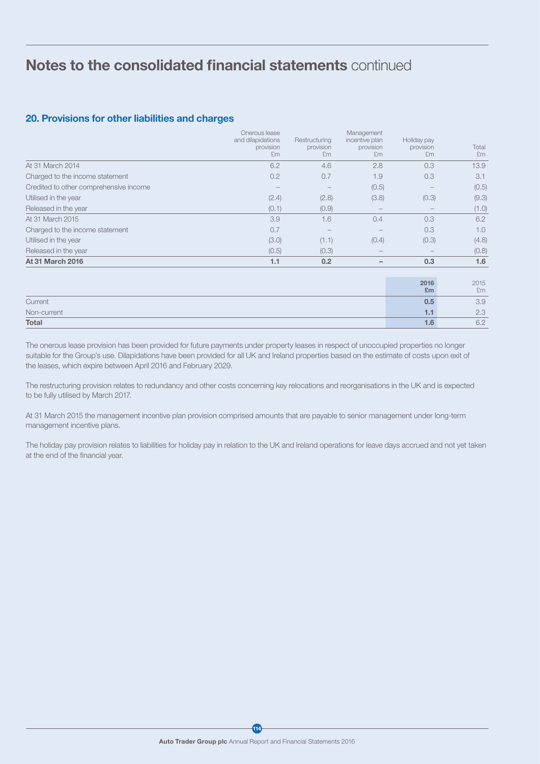# Notes to the consolidated financial statements continued

## 20. Provisions for other liabilities and charges

| | Onerous lease and dilapidations provision £m | Restructuring provision £m | Management incentive plan provision £m | Holiday pay provision £m | Total £m |
|---|---|---|---|---|---|
| At 31 March 2014 | 6.2 | 4.6 | 2.8 | 0.3 | 13.9 |
| Charged to the income statement | 0.2 | 0.7 | 1.9 | 0.3 | 3.1 |
| Credited to other comprehensive income | – | – | (0.5) | – | (0.5) |
| Utilised in the year | (2.4) | (2.8) | (3.8) | (0.3) | (9.3) |
| Released in the year | (0.1) | (0.9) | – | – | (1.0) |
| At 31 March 2015 | 3.9 | 1.6 | 0.4 | 0.3 | 6.2 |
| Charged to the income statement | 0.7 | – | – | 0.3 | 1.0 |
| Utilised in the year | (3.0) | (1.1) | (0.4) | (0.3) | (4.8) |
| Released in the year | (0.5) | (0.3) | – | – | (0.8) |
| **At 31 March 2016** | **1.1** | **0.2** | **–** | **0.3** | **1.6** |

| | **2016 £m** | 2015 £m |
|---|---|---|
| Current | **0.5** | 3.9 |
| Non-current | **1.1** | 2.3 |
| **Total** | **1.6** | 6.2 |

The onerous lease provision has been provided for future payments under property leases in respect of unoccupied properties no longer suitable for the Group's use. Dilapidations have been provided for all UK and Ireland properties based on the estimate of costs upon exit of the leases, which expire between April 2016 and February 2029.

The restructuring provision relates to redundancy and other costs concerning key relocations and reorganisations in the UK and is expected to be fully utilised by March 2017.

At 31 March 2015 the management incentive plan provision comprised amounts that are payable to senior management under long-term management incentive plans.

The holiday pay provision relates to liabilities for holiday pay in relation to the UK and Ireland operations for leave days accrued and not yet taken at the end of the financial year.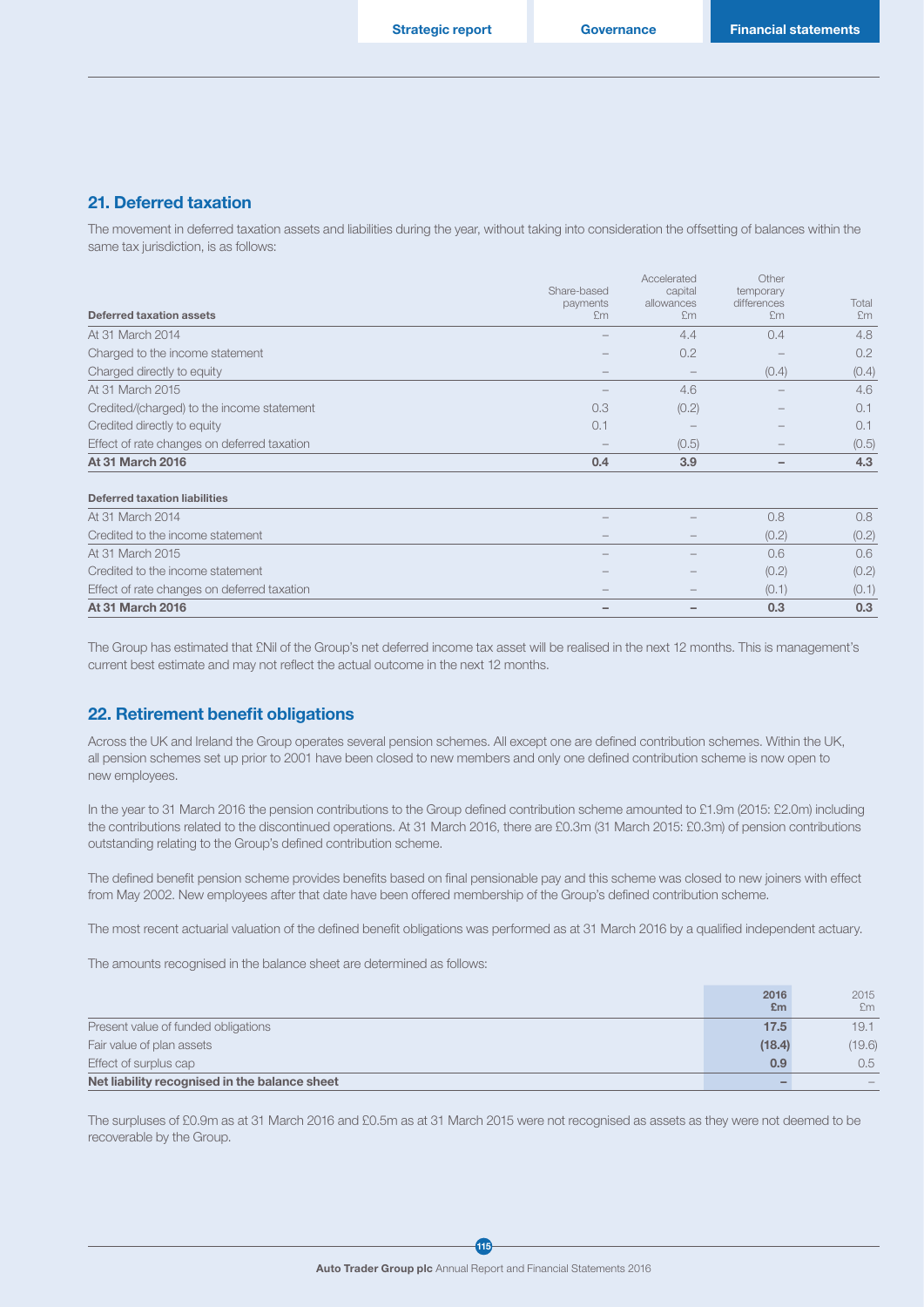## 21. Deferred taxation

The movement in deferred taxation assets and liabilities during the year, without taking into consideration the offsetting of balances within the same tax jurisdiction, is as follows:

| Deferred taxation assets | Share-based payments £m | Accelerated capital allowances £m | Other temporary differences £m | Total £m |
|---|---|---|---|---|
| At 31 March 2014 | – | 4.4 | 0.4 | 4.8 |
| Charged to the income statement | – | 0.2 | – | 0.2 |
| Charged directly to equity | – | – | (0.4) | (0.4) |
| At 31 March 2015 | – | 4.6 | – | 4.6 |
| Credited/(charged) to the income statement | 0.3 | (0.2) | – | 0.1 |
| Credited directly to equity | 0.1 | – | – | 0.1 |
| Effect of rate changes on deferred taxation | – | (0.5) | – | (0.5) |
| **At 31 March 2016** | **0.4** | **3.9** | **–** | **4.3** |
| **Deferred taxation liabilities** | | | | |
| At 31 March 2014 | – | – | 0.8 | 0.8 |
| Credited to the income statement | – | – | (0.2) | (0.2) |
| At 31 March 2015 | – | – | 0.6 | 0.6 |
| Credited to the income statement | – | – | (0.2) | (0.2) |
| Effect of rate changes on deferred taxation | – | – | (0.1) | (0.1) |
| **At 31 March 2016** | **–** | **–** | **0.3** | **0.3** |

The Group has estimated that £Nil of the Group's net deferred income tax asset will be realised in the next 12 months. This is management's current best estimate and may not reflect the actual outcome in the next 12 months.

## 22. Retirement benefit obligations

Across the UK and Ireland the Group operates several pension schemes. All except one are defined contribution schemes. Within the UK, all pension schemes set up prior to 2001 have been closed to new members and only one defined contribution scheme is now open to new employees.

In the year to 31 March 2016 the pension contributions to the Group defined contribution scheme amounted to £1.9m (2015: £2.0m) including the contributions related to the discontinued operations. At 31 March 2016, there are £0.3m (31 March 2015: £0.3m) of pension contributions outstanding relating to the Group's defined contribution scheme.

The defined benefit pension scheme provides benefits based on final pensionable pay and this scheme was closed to new joiners with effect from May 2002. New employees after that date have been offered membership of the Group's defined contribution scheme.

The most recent actuarial valuation of the defined benefit obligations was performed as at 31 March 2016 by a qualified independent actuary.

The amounts recognised in the balance sheet are determined as follows:

| | 2016 £m | 2015 £m |
|---|---|---|
| Present value of funded obligations | **17.5** | 19.1 |
| Fair value of plan assets | **(18.4)** | (19.6) |
| Effect of surplus cap | **0.9** | 0.5 |
| **Net liability recognised in the balance sheet** | **–** | – |

The surpluses of £0.9m as at 31 March 2016 and £0.5m as at 31 March 2015 were not recognised as assets as they were not deemed to be recoverable by the Group.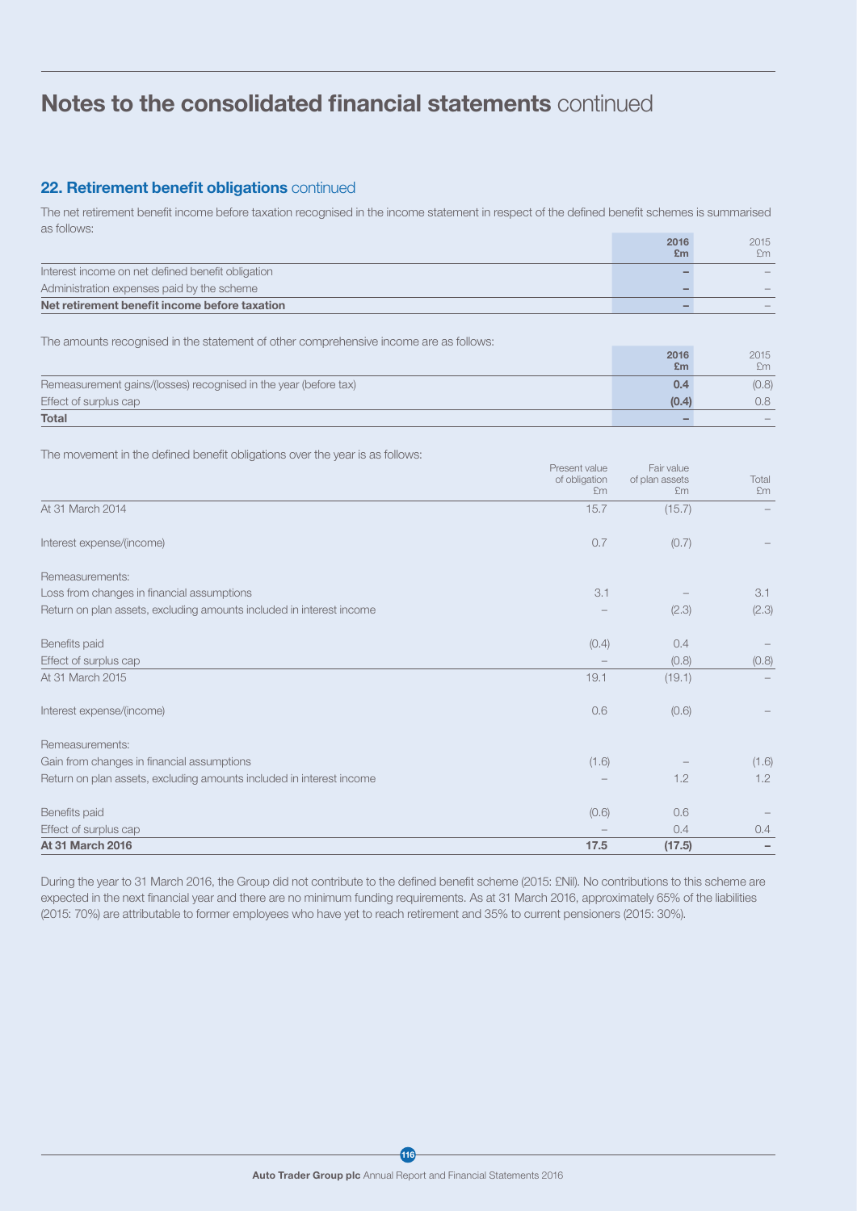# Notes to the consolidated financial statements continued

## 22. Retirement benefit obligations continued

The net retirement benefit income before taxation recognised in the income statement in respect of the defined benefit schemes is summarised as follows:

| | 2016 £m | 2015 £m |
|---|---|---|
| Interest income on net defined benefit obligation | – | – |
| Administration expenses paid by the scheme | – | – |
| **Net retirement benefit income before taxation** | **–** | – |

The amounts recognised in the statement of other comprehensive income are as follows:

| | 2016 £m | 2015 £m |
|---|---|---|
| Remeasurement gains/(losses) recognised in the year (before tax) | 0.4 | (0.8) |
| Effect of surplus cap | (0.4) | 0.8 |
| **Total** | **–** | – |

The movement in the defined benefit obligations over the year is as follows:

| | Present value of obligation £m | Fair value of plan assets £m | Total £m |
|---|---|---|---|
| At 31 March 2014 | 15.7 | (15.7) | – |
| Interest expense/(income) | 0.7 | (0.7) | – |
| Remeasurements: | | | |
| Loss from changes in financial assumptions | 3.1 | – | 3.1 |
| Return on plan assets, excluding amounts included in interest income | – | (2.3) | (2.3) |
| Benefits paid | (0.4) | 0.4 | – |
| Effect of surplus cap | – | (0.8) | (0.8) |
| At 31 March 2015 | 19.1 | (19.1) | – |
| Interest expense/(income) | 0.6 | (0.6) | – |
| Remeasurements: | | | |
| Gain from changes in financial assumptions | (1.6) | – | (1.6) |
| Return on plan assets, excluding amounts included in interest income | – | 1.2 | 1.2 |
| Benefits paid | (0.6) | 0.6 | – |
| Effect of surplus cap | – | 0.4 | 0.4 |
| **At 31 March 2016** | **17.5** | **(17.5)** | **–** |

During the year to 31 March 2016, the Group did not contribute to the defined benefit scheme (2015: £Nil). No contributions to this scheme are expected in the next financial year and there are no minimum funding requirements. As at 31 March 2016, approximately 65% of the liabilities (2015: 70%) are attributable to former employees who have yet to reach retirement and 35% to current pensioners (2015: 30%).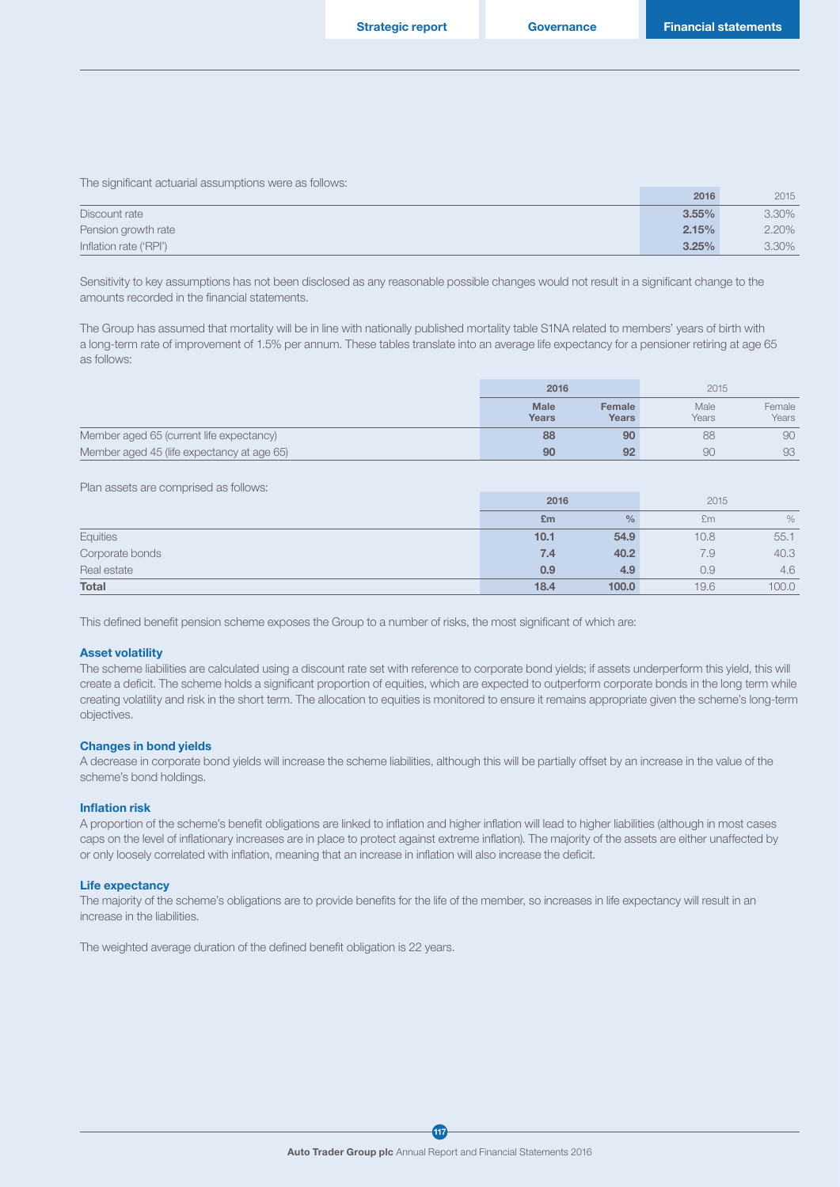The significant actuarial assumptions were as follows:

| | 2016 | 2015 |
|---|---|---|
| Discount rate | **3.55%** | 3.30% |
| Pension growth rate | **2.15%** | 2.20% |
| Inflation rate ('RPI') | **3.25%** | 3.30% |

Sensitivity to key assumptions has not been disclosed as any reasonable possible changes would not result in a significant change to the amounts recorded in the financial statements.

The Group has assumed that mortality will be in line with nationally published mortality table S1NA related to members' years of birth with a long-term rate of improvement of 1.5% per annum. These tables translate into an average life expectancy for a pensioner retiring at age 65 as follows:

| | 2016 | | 2015 | |
|---|---|---|---|---|
| | **Male Years** | **Female Years** | Male Years | Female Years |
| Member aged 65 (current life expectancy) | **88** | **90** | 88 | 90 |
| Member aged 45 (life expectancy at age 65) | **90** | **92** | 90 | 93 |

Plan assets are comprised as follows:

| | 2016 | | 2015 | |
|---|---|---|---|---|
| | **£m** | **%** | £m | % |
| Equities | **10.1** | **54.9** | 10.8 | 55.1 |
| Corporate bonds | **7.4** | **40.2** | 7.9 | 40.3 |
| Real estate | **0.9** | **4.9** | 0.9 | 4.6 |
| **Total** | **18.4** | **100.0** | 19.6 | 100.0 |

This defined benefit pension scheme exposes the Group to a number of risks, the most significant of which are:

### Asset volatility

The scheme liabilities are calculated using a discount rate set with reference to corporate bond yields; if assets underperform this yield, this will create a deficit. The scheme holds a significant proportion of equities, which are expected to outperform corporate bonds in the long term while creating volatility and risk in the short term. The allocation to equities is monitored to ensure it remains appropriate given the scheme's long-term objectives.

### Changes in bond yields

A decrease in corporate bond yields will increase the scheme liabilities, although this will be partially offset by an increase in the value of the scheme's bond holdings.

### Inflation risk

A proportion of the scheme's benefit obligations are linked to inflation and higher inflation will lead to higher liabilities (although in most cases caps on the level of inflationary increases are in place to protect against extreme inflation). The majority of the assets are either unaffected by or only loosely correlated with inflation, meaning that an increase in inflation will also increase the deficit.

### Life expectancy

The majority of the scheme's obligations are to provide benefits for the life of the member, so increases in life expectancy will result in an increase in the liabilities.

The weighted average duration of the defined benefit obligation is 22 years.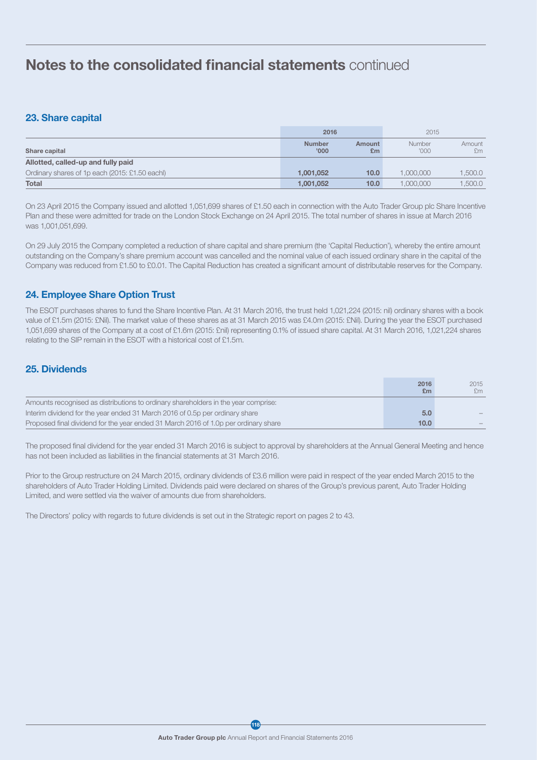# Notes to the consolidated financial statements continued

## 23. Share capital

| Share capital | 2016 Number '000 | 2016 Amount £m | 2015 Number '000 | 2015 Amount £m |
|---|---|---|---|---|
| **Allotted, called-up and fully paid** | | | | |
| Ordinary shares of 1p each (2015: £1.50 each) | **1,001,052** | **10.0** | 1,000,000 | 1,500.0 |
| **Total** | **1,001,052** | **10.0** | 1,000,000 | 1,500.0 |

On 23 April 2015 the Company issued and allotted 1,051,699 shares of £1.50 each in connection with the Auto Trader Group plc Share Incentive Plan and these were admitted for trade on the London Stock Exchange on 24 April 2015. The total number of shares in issue at March 2016 was 1,001,051,699.

On 29 July 2015 the Company completed a reduction of share capital and share premium (the 'Capital Reduction'), whereby the entire amount outstanding on the Company's share premium account was cancelled and the nominal value of each issued ordinary share in the capital of the Company was reduced from £1.50 to £0.01. The Capital Reduction has created a significant amount of distributable reserves for the Company.

## 24. Employee Share Option Trust

The ESOT purchases shares to fund the Share Incentive Plan. At 31 March 2016, the trust held 1,021,224 (2015: nil) ordinary shares with a book value of £1.5m (2015: £Nil). The market value of these shares as at 31 March 2015 was £4.0m (2015: £Nil). During the year the ESOT purchased 1,051,699 shares of the Company at a cost of £1.6m (2015: £nil) representing 0.1% of issued share capital. At 31 March 2016, 1,021,224 shares relating to the SIP remain in the ESOT with a historical cost of £1.5m.

## 25. Dividends

| | 2016 £m | 2015 £m |
|---|---|---|
| Amounts recognised as distributions to ordinary shareholders in the year comprise: | | |
| Interim dividend for the year ended 31 March 2016 of 0.5p per ordinary share | **5.0** | – |
| Proposed final dividend for the year ended 31 March 2016 of 1.0p per ordinary share | **10.0** | – |

The proposed final dividend for the year ended 31 March 2016 is subject to approval by shareholders at the Annual General Meeting and hence has not been included as liabilities in the financial statements at 31 March 2016.

Prior to the Group restructure on 24 March 2015, ordinary dividends of £3.6 million were paid in respect of the year ended March 2015 to the shareholders of Auto Trader Holding Limited. Dividends paid were declared on shares of the Group's previous parent, Auto Trader Holding Limited, and were settled via the waiver of amounts due from shareholders.

The Directors' policy with regards to future dividends is set out in the Strategic report on pages 2 to 43.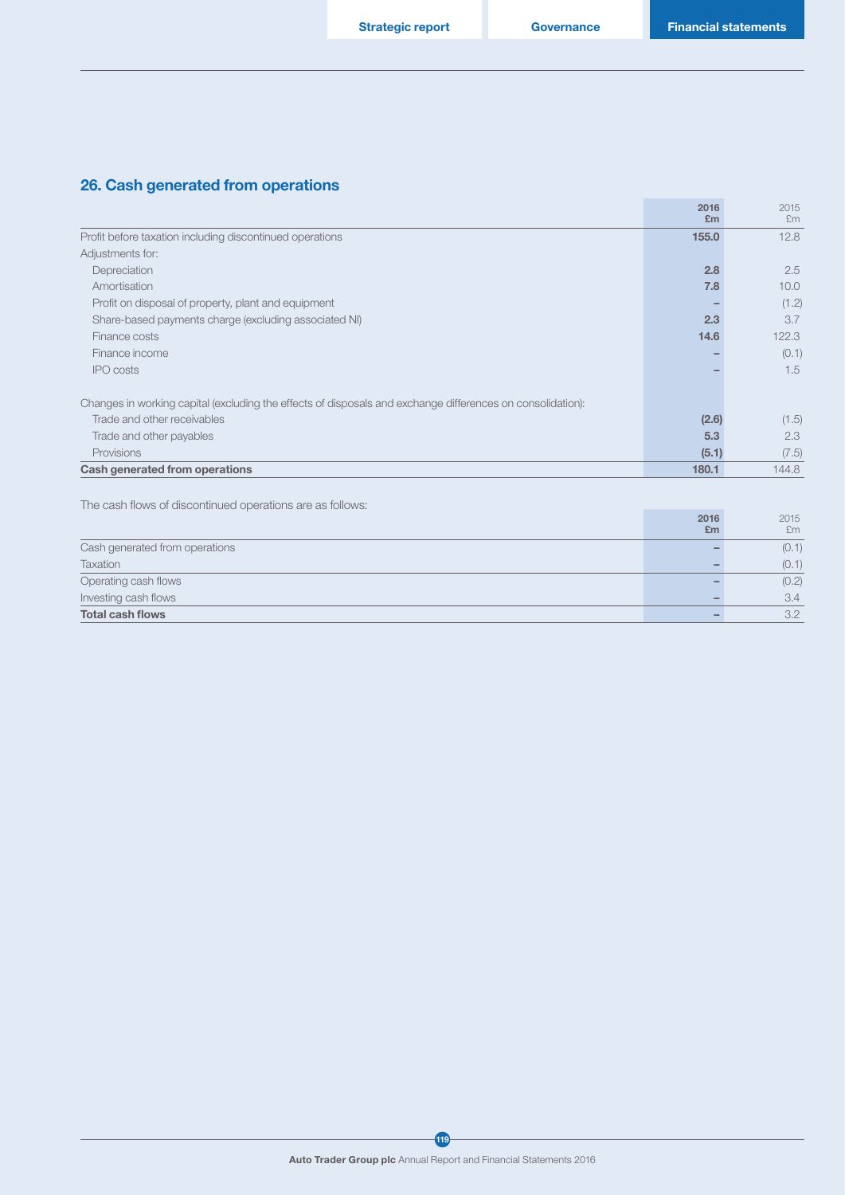## 26. Cash generated from operations

| | 2016<br>£m | 2015<br>£m |
|---|---|---|
| Profit before taxation including discontinued operations | **155.0** | 12.8 |
| Adjustments for: | | |
| Depreciation | **2.8** | 2.5 |
| Amortisation | **7.8** | 10.0 |
| Profit on disposal of property, plant and equipment | **–** | (1.2) |
| Share-based payments charge (excluding associated NI) | **2.3** | 3.7 |
| Finance costs | **14.6** | 122.3 |
| Finance income | **–** | (0.1) |
| IPO costs | **–** | 1.5 |
| Changes in working capital (excluding the effects of disposals and exchange differences on consolidation): | | |
| Trade and other receivables | **(2.6)** | (1.5) |
| Trade and other payables | **5.3** | 2.3 |
| Provisions | **(5.1)** | (7.5) |
| **Cash generated from operations** | **180.1** | 144.8 |

The cash flows of discontinued operations are as follows:

| | 2016<br>£m | 2015<br>£m |
|---|---|---|
| Cash generated from operations | **–** | (0.1) |
| Taxation | **–** | (0.1) |
| Operating cash flows | **–** | (0.2) |
| Investing cash flows | **–** | 3.4 |
| **Total cash flows** | **–** | 3.2 |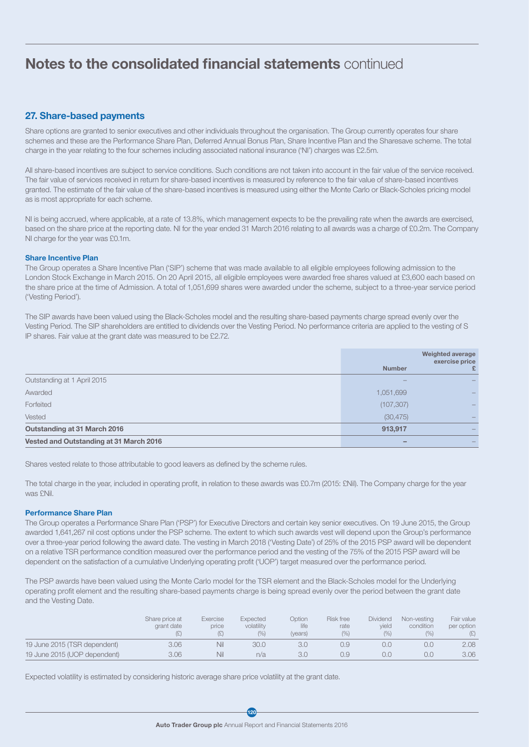# Notes to the consolidated financial statements continued

## 27. Share-based payments

Share options are granted to senior executives and other individuals throughout the organisation. The Group currently operates four share schemes and these are the Performance Share Plan, Deferred Annual Bonus Plan, Share Incentive Plan and the Sharesave scheme. The total charge in the year relating to the four schemes including associated national insurance ('NI') charges was £2.5m.

All share-based incentives are subject to service conditions. Such conditions are not taken into account in the fair value of the service received. The fair value of services received in return for share-based incentives is measured by reference to the fair value of share-based incentives granted. The estimate of the fair value of the share-based incentives is measured using either the Monte Carlo or Black-Scholes pricing model as is most appropriate for each scheme.

NI is being accrued, where applicable, at a rate of 13.8%, which management expects to be the prevailing rate when the awards are exercised, based on the share price at the reporting date. NI for the year ended 31 March 2016 relating to all awards was a charge of £0.2m. The Company NI charge for the year was £0.1m.

### Share Incentive Plan

The Group operates a Share Incentive Plan ('SIP') scheme that was made available to all eligible employees following admission to the London Stock Exchange in March 2015. On 20 April 2015, all eligible employees were awarded free shares valued at £3,600 each based on the share price at the time of Admission. A total of 1,051,699 shares were awarded under the scheme, subject to a three-year service period ('Vesting Period').

The SIP awards have been valued using the Black-Scholes model and the resulting share-based payments charge spread evenly over the Vesting Period. The SIP shareholders are entitled to dividends over the Vesting Period. No performance criteria are applied to the vesting of S IP shares. Fair value at the grant date was measured to be £2.72.

| | Number | Weighted average exercise price £ |
|---|---|---|
| Outstanding at 1 April 2015 | – | – |
| Awarded | 1,051,699 | – |
| Forfeited | (107,307) | – |
| Vested | (30,475) | – |
| **Outstanding at 31 March 2016** | **913,917** | – |
| **Vested and Outstanding at 31 March 2016** | **–** | – |

Shares vested relate to those attributable to good leavers as defined by the scheme rules.

The total charge in the year, included in operating profit, in relation to these awards was £0.7m (2015: £Nil). The Company charge for the year was £Nil.

### Performance Share Plan

The Group operates a Performance Share Plan ('PSP') for Executive Directors and certain key senior executives. On 19 June 2015, the Group awarded 1,641,267 nil cost options under the PSP scheme. The extent to which such awards vest will depend upon the Group's performance over a three-year period following the award date. The vesting in March 2018 ('Vesting Date') of 25% of the 2015 PSP award will be dependent on a relative TSR performance condition measured over the performance period and the vesting of the 75% of the 2015 PSP award will be dependent on the satisfaction of a cumulative Underlying operating profit ('UOP') target measured over the performance period.

The PSP awards have been valued using the Monte Carlo model for the TSR element and the Black-Scholes model for the Underlying operating profit element and the resulting share-based payments charge is being spread evenly over the period between the grant date and the Vesting Date.

| | Share price at grant date (£) | Exercise price (£) | Expected volatility (%) | Option life (years) | Risk free rate (%) | Dividend yield (%) | Non-vesting condition (%) | Fair value per option (£) |
|---|---|---|---|---|---|---|---|---|
| 19 June 2015 (TSR dependent) | 3.06 | Nil | 30.0 | 3.0 | 0.9 | 0.0 | 0.0 | 2.08 |
| 19 June 2015 (UOP dependent) | 3.06 | Nil | n/a | 3.0 | 0.9 | 0.0 | 0.0 | 3.06 |

Expected volatility is estimated by considering historic average share price volatility at the grant date.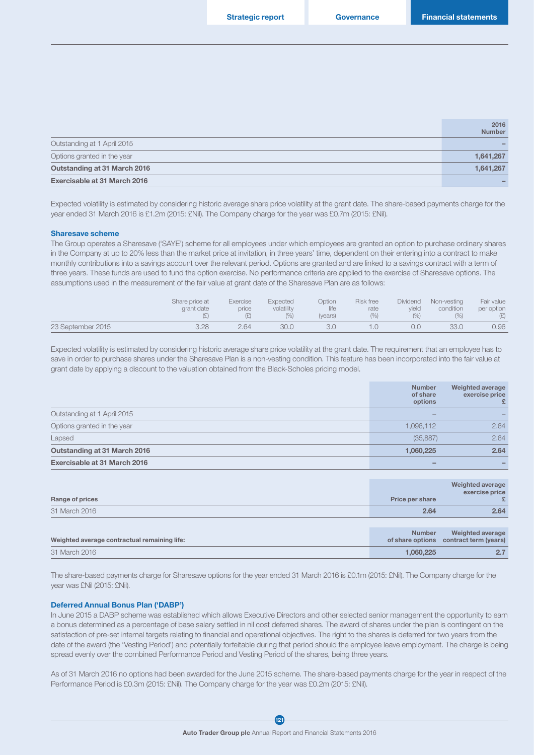| | 2016 Number |
|---|---|
| Outstanding at 1 April 2015 | – |
| Options granted in the year | 1,641,267 |
| **Outstanding at 31 March 2016** | **1,641,267** |
| **Exercisable at 31 March 2016** | **–** |

Expected volatility is estimated by considering historic average share price volatility at the grant date. The share-based payments charge for the year ended 31 March 2016 is £1.2m (2015: £Nil). The Company charge for the year was £0.7m (2015: £Nil).

### Sharesave scheme

The Group operates a Sharesave ('SAYE') scheme for all employees under which employees are granted an option to purchase ordinary shares in the Company at up to 20% less than the market price at invitation, in three years' time, dependent on their entering into a contract to make monthly contributions into a savings account over the relevant period. Options are granted and are linked to a savings contract with a term of three years. These funds are used to fund the option exercise. No performance criteria are applied to the exercise of Sharesave options. The assumptions used in the measurement of the fair value at grant date of the Sharesave Plan are as follows:

| | Share price at grant date (£) | Exercise price (£) | Expected volatility (%) | Option life (years) | Risk free rate (%) | Dividend yield (%) | Non-vesting condition (%) | Fair value per option (£) |
|---|---|---|---|---|---|---|---|---|
| 23 September 2015 | 3.28 | 2.64 | 30.0 | 3.0 | 1.0 | 0.0 | 33.0 | 0.96 |

Expected volatility is estimated by considering historic average share price volatility at the grant date. The requirement that an employee has to save in order to purchase shares under the Sharesave Plan is a non-vesting condition. This feature has been incorporated into the fair value at grant date by applying a discount to the valuation obtained from the Black-Scholes pricing model.

| | Number of share options | Weighted average exercise price £ |
|---|---|---|
| Outstanding at 1 April 2015 | – | – |
| Options granted in the year | 1,096,112 | 2.64 |
| Lapsed | (35,887) | 2.64 |
| **Outstanding at 31 March 2016** | **1,060,225** | **2.64** |
| **Exercisable at 31 March 2016** | **–** | **–** |

| Range of prices | Price per share | Weighted average exercise price £ |
|---|---|---|
| 31 March 2016 | 2.64 | 2.64 |

| Weighted average contractual remaining life: | Number of share options | Weighted average contract term (years) |
|---|---|---|
| 31 March 2016 | 1,060,225 | 2.7 |

The share-based payments charge for Sharesave options for the year ended 31 March 2016 is £0.1m (2015: £Nil). The Company charge for the year was £Nil (2015: £Nil).

### Deferred Annual Bonus Plan ('DABP')

In June 2015 a DABP scheme was established which allows Executive Directors and other selected senior management the opportunity to earn a bonus determined as a percentage of base salary settled in nil cost deferred shares. The award of shares under the plan is contingent on the satisfaction of pre-set internal targets relating to financial and operational objectives. The right to the shares is deferred for two years from the date of the award (the 'Vesting Period') and potentially forfeitable during that period should the employee leave employment. The charge is being spread evenly over the combined Performance Period and Vesting Period of the shares, being three years.

As of 31 March 2016 no options had been awarded for the June 2015 scheme. The share-based payments charge for the year in respect of the Performance Period is £0.3m (2015: £Nil). The Company charge for the year was £0.2m (2015: £Nil).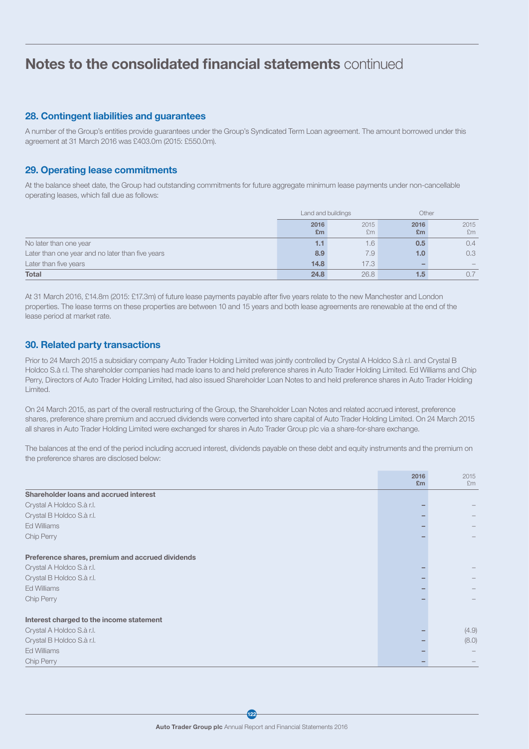# Notes to the consolidated financial statements continued

## 28. Contingent liabilities and guarantees

A number of the Group's entities provide guarantees under the Group's Syndicated Term Loan agreement. The amount borrowed under this agreement at 31 March 2016 was £403.0m (2015: £550.0m).

## 29. Operating lease commitments

At the balance sheet date, the Group had outstanding commitments for future aggregate minimum lease payments under non-cancellable operating leases, which fall due as follows:

| | Land and buildings | | Other | |
|---|---|---|---|---|
| | **2016 £m** | 2015 £m | **2016 £m** | 2015 £m |
| No later than one year | **1.1** | 1.6 | **0.5** | 0.4 |
| Later than one year and no later than five years | **8.9** | 7.9 | **1.0** | 0.3 |
| Later than five years | **14.8** | 17.3 | **–** | – |
| **Total** | **24.8** | 26.8 | **1.5** | 0.7 |

At 31 March 2016, £14.8m (2015: £17.3m) of future lease payments payable after five years relate to the new Manchester and London properties. The lease terms on these properties are between 10 and 15 years and both lease agreements are renewable at the end of the lease period at market rate.

## 30. Related party transactions

Prior to 24 March 2015 a subsidiary company Auto Trader Holding Limited was jointly controlled by Crystal A Holdco S.à r.l. and Crystal B Holdco S.à r.l. The shareholder companies had made loans to and held preference shares in Auto Trader Holding Limited. Ed Williams and Chip Perry, Directors of Auto Trader Holding Limited, had also issued Shareholder Loan Notes to and held preference shares in Auto Trader Holding Limited.

On 24 March 2015, as part of the overall restructuring of the Group, the Shareholder Loan Notes and related accrued interest, preference shares, preference share premium and accrued dividends were converted into share capital of Auto Trader Holding Limited. On 24 March 2015 all shares in Auto Trader Holding Limited were exchanged for shares in Auto Trader Group plc via a share-for-share exchange.

The balances at the end of the period including accrued interest, dividends payable on these debt and equity instruments and the premium on the preference shares are disclosed below:

| | **2016 £m** | 2015 £m |
|---|---|---|
| **Shareholder loans and accrued interest** | | |
| Crystal A Holdco S.à r.l. | **–** | – |
| Crystal B Holdco S.à r.l. | **–** | – |
| Ed Williams | **–** | – |
| Chip Perry | **–** | – |
| **Preference shares, premium and accrued dividends** | | |
| Crystal A Holdco S.à r.l. | **–** | – |
| Crystal B Holdco S.à r.l. | **–** | – |
| Ed Williams | **–** | – |
| Chip Perry | **–** | – |
| **Interest charged to the income statement** | | |
| Crystal A Holdco S.à r.l. | **–** | (4.9) |
| Crystal B Holdco S.à r.l. | **–** | (8.0) |
| Ed Williams | **–** | – |
| Chip Perry | **–** | – |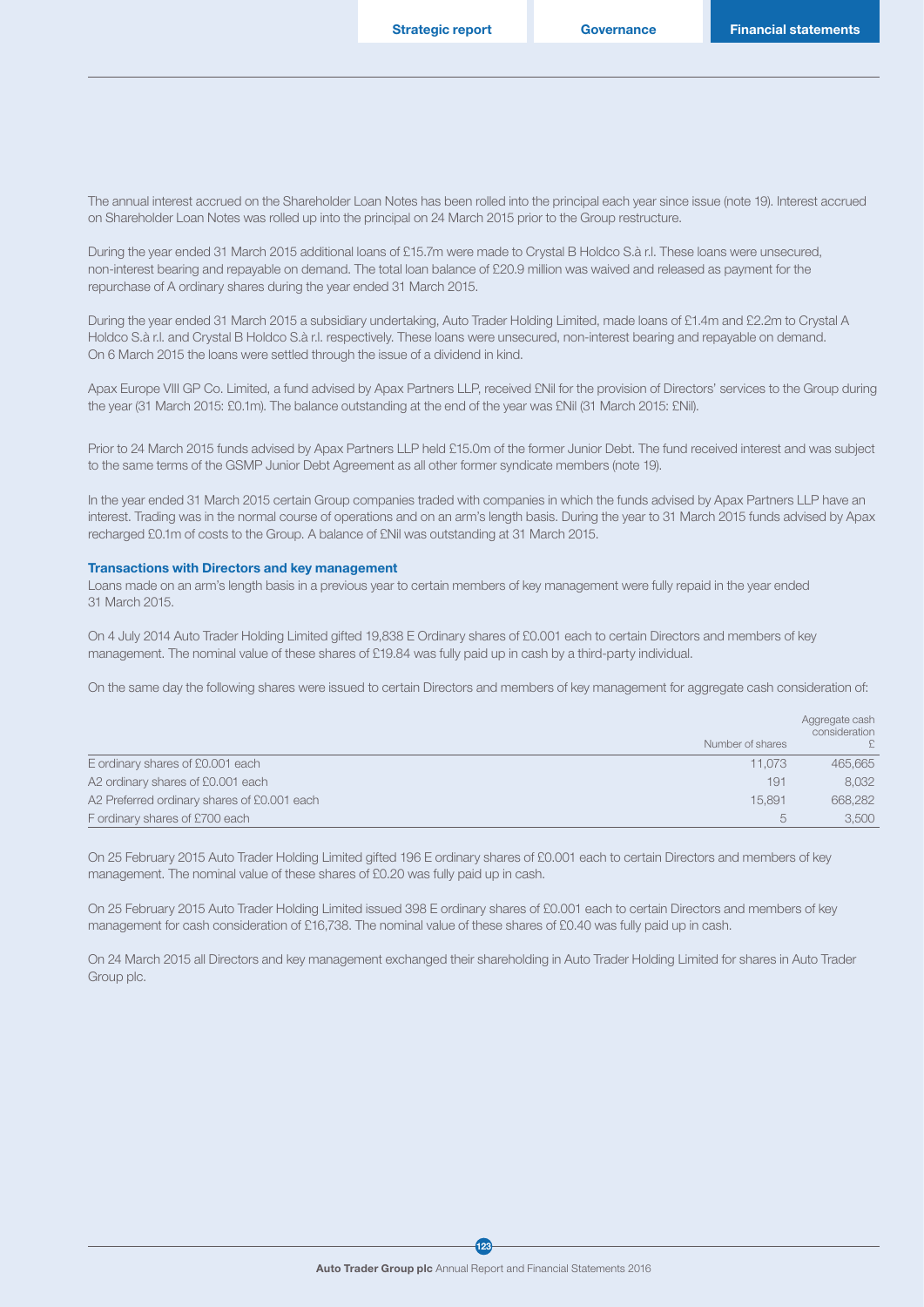The annual interest accrued on the Shareholder Loan Notes has been rolled into the principal each year since issue (note 19). Interest accrued on Shareholder Loan Notes was rolled up into the principal on 24 March 2015 prior to the Group restructure.

During the year ended 31 March 2015 additional loans of £15.7m were made to Crystal B Holdco S.à r.l. These loans were unsecured, non-interest bearing and repayable on demand. The total loan balance of £20.9 million was waived and released as payment for the repurchase of A ordinary shares during the year ended 31 March 2015.

During the year ended 31 March 2015 a subsidiary undertaking, Auto Trader Holding Limited, made loans of £1.4m and £2.2m to Crystal A Holdco S.à r.l. and Crystal B Holdco S.à r.l. respectively. These loans were unsecured, non-interest bearing and repayable on demand. On 6 March 2015 the loans were settled through the issue of a dividend in kind.

Apax Europe VIII GP Co. Limited, a fund advised by Apax Partners LLP, received £Nil for the provision of Directors' services to the Group during the year (31 March 2015: £0.1m). The balance outstanding at the end of the year was £Nil (31 March 2015: £Nil).

Prior to 24 March 2015 funds advised by Apax Partners LLP held £15.0m of the former Junior Debt. The fund received interest and was subject to the same terms of the GSMP Junior Debt Agreement as all other former syndicate members (note 19).

In the year ended 31 March 2015 certain Group companies traded with companies in which the funds advised by Apax Partners LLP have an interest. Trading was in the normal course of operations and on an arm's length basis. During the year to 31 March 2015 funds advised by Apax recharged £0.1m of costs to the Group. A balance of £Nil was outstanding at 31 March 2015.

### Transactions with Directors and key management

Loans made on an arm's length basis in a previous year to certain members of key management were fully repaid in the year ended 31 March 2015.

On 4 July 2014 Auto Trader Holding Limited gifted 19,838 E Ordinary shares of £0.001 each to certain Directors and members of key management. The nominal value of these shares of £19.84 was fully paid up in cash by a third-party individual.

On the same day the following shares were issued to certain Directors and members of key management for aggregate cash consideration of:

| | Number of shares | Aggregate cash consideration £ |
|---|---|---|
| E ordinary shares of £0.001 each | 11,073 | 465,665 |
| A2 ordinary shares of £0.001 each | 191 | 8,032 |
| A2 Preferred ordinary shares of £0.001 each | 15,891 | 668,282 |
| F ordinary shares of £700 each | 5 | 3,500 |

On 25 February 2015 Auto Trader Holding Limited gifted 196 E ordinary shares of £0.001 each to certain Directors and members of key management. The nominal value of these shares of £0.20 was fully paid up in cash.

On 25 February 2015 Auto Trader Holding Limited issued 398 E ordinary shares of £0.001 each to certain Directors and members of key management for cash consideration of £16,738. The nominal value of these shares of £0.40 was fully paid up in cash.

On 24 March 2015 all Directors and key management exchanged their shareholding in Auto Trader Holding Limited for shares in Auto Trader Group plc.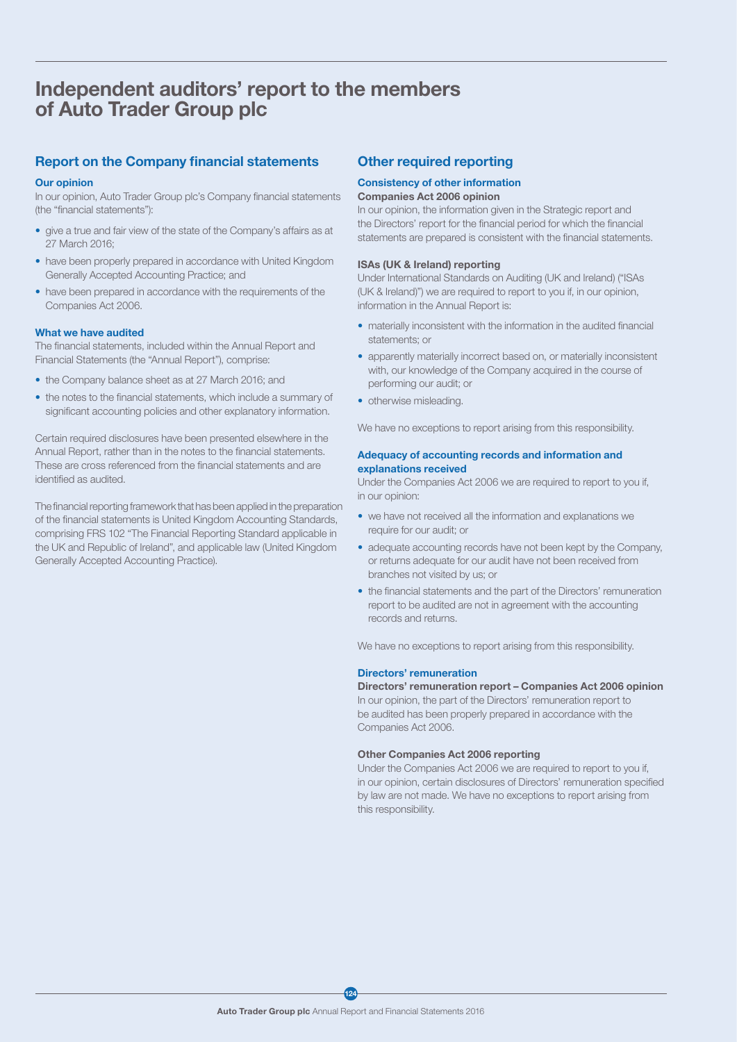# Independent auditors' report to the members of Auto Trader Group plc

## Report on the Company financial statements

### Our opinion

In our opinion, Auto Trader Group plc's Company financial statements (the "financial statements"):

- give a true and fair view of the state of the Company's affairs as at 27 March 2016;
- have been properly prepared in accordance with United Kingdom Generally Accepted Accounting Practice; and
- have been prepared in accordance with the requirements of the Companies Act 2006.

### What we have audited

The financial statements, included within the Annual Report and Financial Statements (the "Annual Report"), comprise:

- the Company balance sheet as at 27 March 2016; and
- the notes to the financial statements, which include a summary of significant accounting policies and other explanatory information.

Certain required disclosures have been presented elsewhere in the Annual Report, rather than in the notes to the financial statements. These are cross referenced from the financial statements and are identified as audited.

The financial reporting framework that has been applied in the preparation of the financial statements is United Kingdom Accounting Standards, comprising FRS 102 "The Financial Reporting Standard applicable in the UK and Republic of Ireland", and applicable law (United Kingdom Generally Accepted Accounting Practice).

## Other required reporting

### Consistency of other information

**Companies Act 2006 opinion**

In our opinion, the information given in the Strategic report and the Directors' report for the financial period for which the financial statements are prepared is consistent with the financial statements.

**ISAs (UK & Ireland) reporting**

Under International Standards on Auditing (UK and Ireland) ("ISAs (UK & Ireland)") we are required to report to you if, in our opinion, information in the Annual Report is:

- materially inconsistent with the information in the audited financial statements; or
- apparently materially incorrect based on, or materially inconsistent with, our knowledge of the Company acquired in the course of performing our audit; or
- otherwise misleading.

We have no exceptions to report arising from this responsibility.

### Adequacy of accounting records and information and explanations received

Under the Companies Act 2006 we are required to report to you if, in our opinion:

- we have not received all the information and explanations we require for our audit; or
- adequate accounting records have not been kept by the Company, or returns adequate for our audit have not been received from branches not visited by us; or
- the financial statements and the part of the Directors' remuneration report to be audited are not in agreement with the accounting records and returns.

We have no exceptions to report arising from this responsibility.

### Directors' remuneration

**Directors' remuneration report – Companies Act 2006 opinion**

In our opinion, the part of the Directors' remuneration report to be audited has been properly prepared in accordance with the Companies Act 2006.

**Other Companies Act 2006 reporting**

Under the Companies Act 2006 we are required to report to you if, in our opinion, certain disclosures of Directors' remuneration specified by law are not made. We have no exceptions to report arising from this responsibility.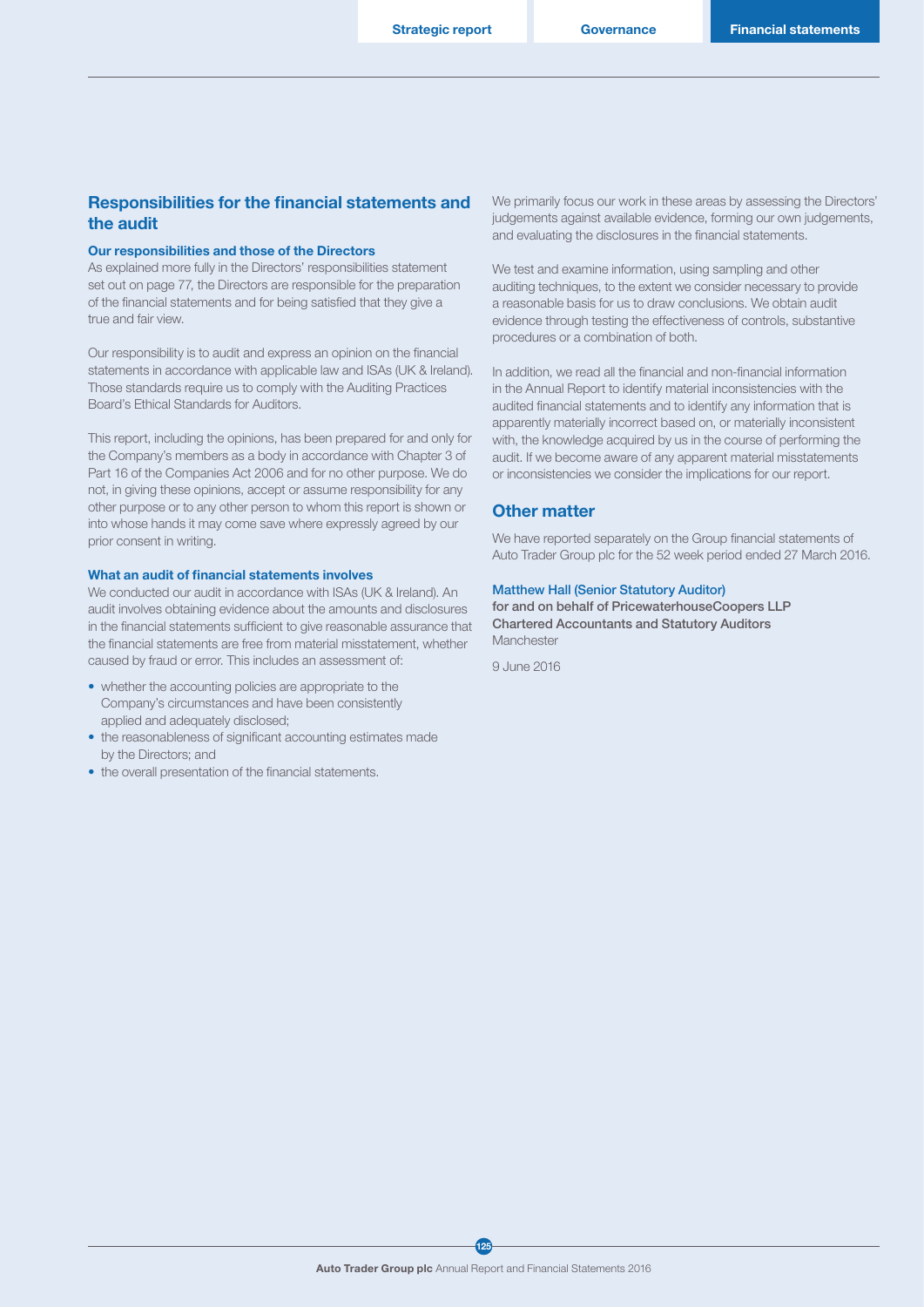## Responsibilities for the financial statements and the audit

### Our responsibilities and those of the Directors

As explained more fully in the Directors' responsibilities statement set out on page 77, the Directors are responsible for the preparation of the financial statements and for being satisfied that they give a true and fair view.

Our responsibility is to audit and express an opinion on the financial statements in accordance with applicable law and ISAs (UK & Ireland). Those standards require us to comply with the Auditing Practices Board's Ethical Standards for Auditors.

This report, including the opinions, has been prepared for and only for the Company's members as a body in accordance with Chapter 3 of Part 16 of the Companies Act 2006 and for no other purpose. We do not, in giving these opinions, accept or assume responsibility for any other purpose or to any other person to whom this report is shown or into whose hands it may come save where expressly agreed by our prior consent in writing.

### What an audit of financial statements involves

We conducted our audit in accordance with ISAs (UK & Ireland). An audit involves obtaining evidence about the amounts and disclosures in the financial statements sufficient to give reasonable assurance that the financial statements are free from material misstatement, whether caused by fraud or error. This includes an assessment of:

- whether the accounting policies are appropriate to the Company's circumstances and have been consistently applied and adequately disclosed;
- the reasonableness of significant accounting estimates made by the Directors; and
- the overall presentation of the financial statements.

We primarily focus our work in these areas by assessing the Directors' judgements against available evidence, forming our own judgements, and evaluating the disclosures in the financial statements.

We test and examine information, using sampling and other auditing techniques, to the extent we consider necessary to provide a reasonable basis for us to draw conclusions. We obtain audit evidence through testing the effectiveness of controls, substantive procedures or a combination of both.

In addition, we read all the financial and non-financial information in the Annual Report to identify material inconsistencies with the audited financial statements and to identify any information that is apparently materially incorrect based on, or materially inconsistent with, the knowledge acquired by us in the course of performing the audit. If we become aware of any apparent material misstatements or inconsistencies we consider the implications for our report.

## Other matter

We have reported separately on the Group financial statements of Auto Trader Group plc for the 52 week period ended 27 March 2016.

Matthew Hall (Senior Statutory Auditor)
**for and on behalf of PricewaterhouseCoopers LLP**
**Chartered Accountants and Statutory Auditors**
Manchester

9 June 2016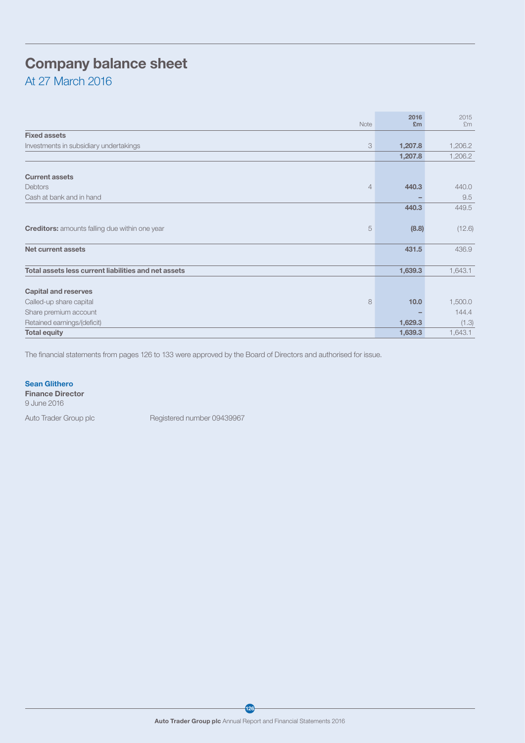# Company balance sheet

## At 27 March 2016

| | Note | 2016 £m | 2015 £m |
|---|---|---|---|
| **Fixed assets** | | | |
| Investments in subsidiary undertakings | 3 | **1,207.8** | 1,206.2 |
| | | **1,207.8** | 1,206.2 |
| **Current assets** | | | |
| Debtors | 4 | **440.3** | 440.0 |
| Cash at bank and in hand | | **–** | 9.5 |
| | | **440.3** | 449.5 |
| **Creditors:** amounts falling due within one year | 5 | **(8.8)** | (12.6) |
| **Net current assets** | | **431.5** | 436.9 |
| **Total assets less current liabilities and net assets** | | **1,639.3** | 1,643.1 |
| **Capital and reserves** | | | |
| Called-up share capital | 8 | **10.0** | 1,500.0 |
| Share premium account | | **–** | 144.4 |
| Retained earnings/(deficit) | | **1,629.3** | (1.3) |
| **Total equity** | | **1,639.3** | 1,643.1 |

The financial statements from pages 126 to 133 were approved by the Board of Directors and authorised for issue.

**Sean Glithero**
**Finance Director**
9 June 2016

Auto Trader Group plc Registered number 09439967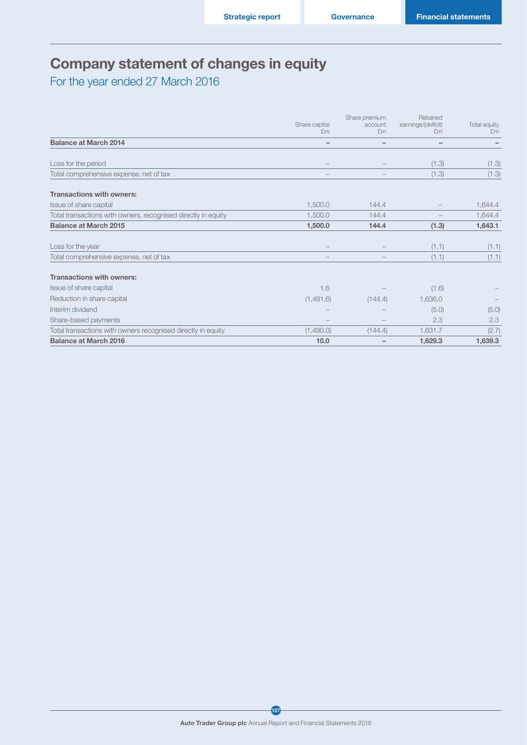# Company statement of changes in equity

## For the year ended 27 March 2016

| | Share capital £m | Share premium account £m | Retained earnings/(deficit) £m | Total equity £m |
|---|---|---|---|---|
| **Balance at March 2014** | **–** | **–** | **–** | **–** |
| Loss for the period | – | – | (1.3) | (1.3) |
| Total comprehensive expense, net of tax | – | – | (1.3) | (1.3) |
| **Transactions with owners:** | | | | |
| Issue of share capital | 1,500.0 | 144.4 | – | 1,644.4 |
| Total transactions with owners, recognised directly in equity | 1,500.0 | 144.4 | – | 1,644.4 |
| **Balance at March 2015** | **1,500.0** | **144.4** | **(1.3)** | **1,643.1** |
| Loss for the year | – | – | (1.1) | (1.1) |
| Total comprehensive expense, net of tax | – | – | (1.1) | (1.1) |
| **Transactions with owners:** | | | | |
| Issue of share capital | 1.6 | – | (1.6) | – |
| Reduction in share capital | (1,491.6) | (144.4) | 1,636.0 | – |
| Interim dividend | – | – | (5.0) | (5.0) |
| Share-based payments | – | – | 2.3 | 2.3 |
| Total transactions with owners recognised directly in equity | (1,490.0) | (144.4) | 1,631.7 | (2.7) |
| **Balance at March 2016** | **10.0** | **–** | **1,629.3** | **1,639.3** |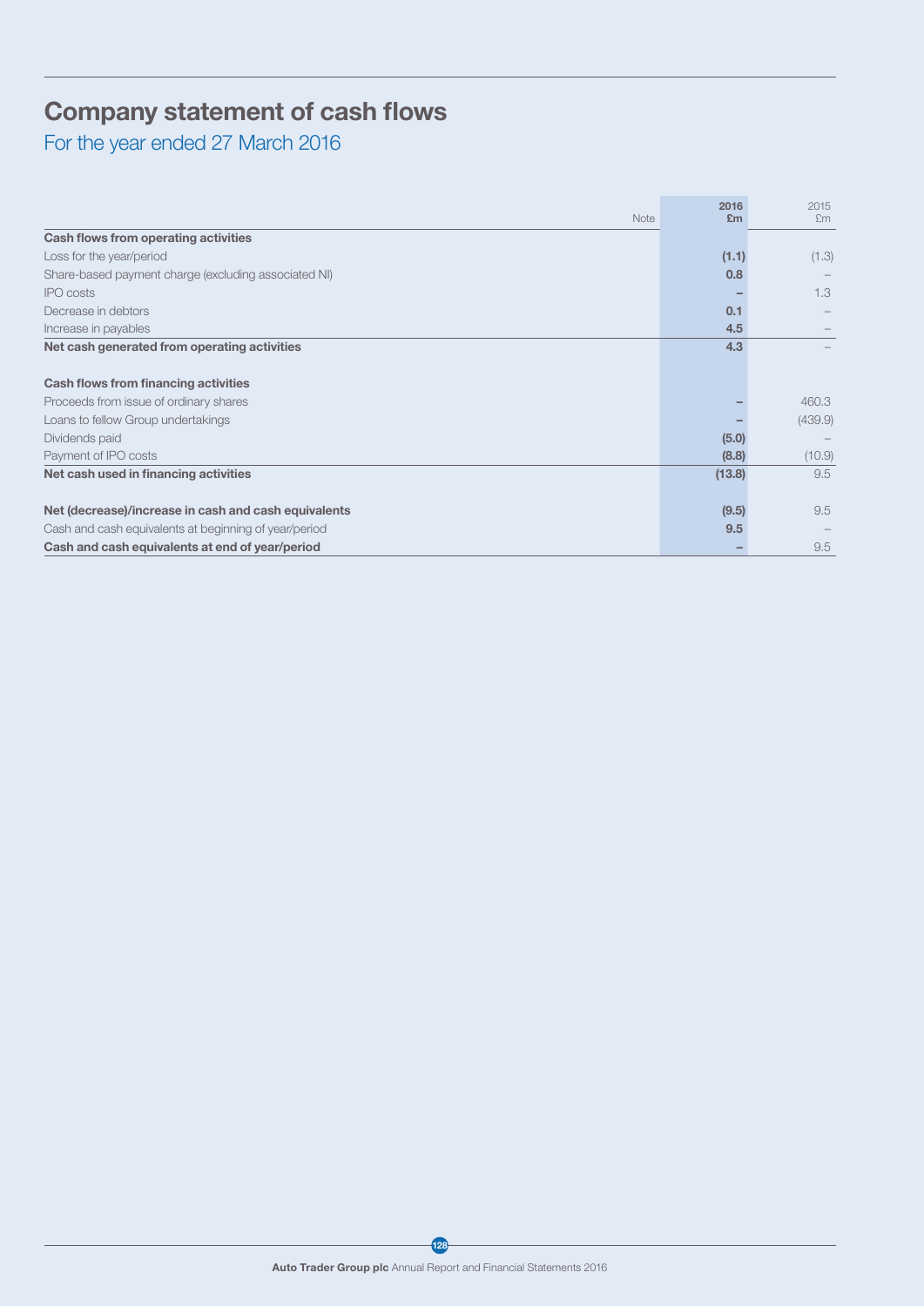# Company statement of cash flows

## For the year ended 27 March 2016

| | Note | 2016 £m | 2015 £m |
|---|---|---|---|
| **Cash flows from operating activities** | | | |
| Loss for the year/period | | (1.1) | (1.3) |
| Share-based payment charge (excluding associated NI) | | 0.8 | – |
| IPO costs | | – | 1.3 |
| Decrease in debtors | | 0.1 | – |
| Increase in payables | | 4.5 | – |
| **Net cash generated from operating activities** | | **4.3** | – |
| | | | |
| **Cash flows from financing activities** | | | |
| Proceeds from issue of ordinary shares | | – | 460.3 |
| Loans to fellow Group undertakings | | – | (439.9) |
| Dividends paid | | (5.0) | – |
| Payment of IPO costs | | (8.8) | (10.9) |
| **Net cash used in financing activities** | | **(13.8)** | 9.5 |
| | | | |
| **Net (decrease)/increase in cash and cash equivalents** | | **(9.5)** | 9.5 |
| Cash and cash equivalents at beginning of year/period | | 9.5 | – |
| **Cash and cash equivalents at end of year/period** | | **–** | 9.5 |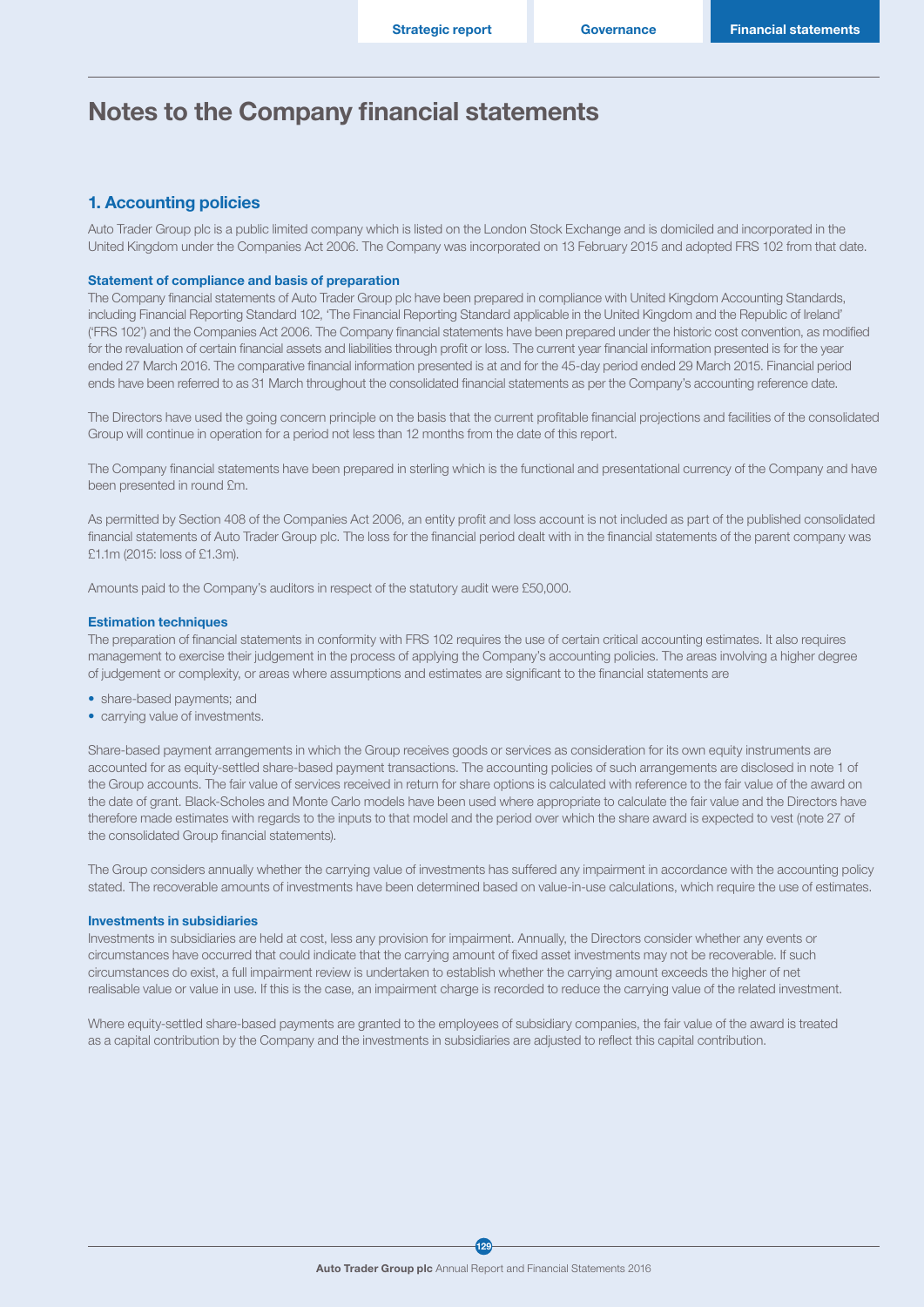# Notes to the Company financial statements

## 1. Accounting policies

Auto Trader Group plc is a public limited company which is listed on the London Stock Exchange and is domiciled and incorporated in the United Kingdom under the Companies Act 2006. The Company was incorporated on 13 February 2015 and adopted FRS 102 from that date.

### Statement of compliance and basis of preparation

The Company financial statements of Auto Trader Group plc have been prepared in compliance with United Kingdom Accounting Standards, including Financial Reporting Standard 102, 'The Financial Reporting Standard applicable in the United Kingdom and the Republic of Ireland' ('FRS 102') and the Companies Act 2006. The Company financial statements have been prepared under the historic cost convention, as modified for the revaluation of certain financial assets and liabilities through profit or loss. The current year financial information presented is for the year ended 27 March 2016. The comparative financial information presented is at and for the 45-day period ended 29 March 2015. Financial period ends have been referred to as 31 March throughout the consolidated financial statements as per the Company's accounting reference date.

The Directors have used the going concern principle on the basis that the current profitable financial projections and facilities of the consolidated Group will continue in operation for a period not less than 12 months from the date of this report.

The Company financial statements have been prepared in sterling which is the functional and presentational currency of the Company and have been presented in round £m.

As permitted by Section 408 of the Companies Act 2006, an entity profit and loss account is not included as part of the published consolidated financial statements of Auto Trader Group plc. The loss for the financial period dealt with in the financial statements of the parent company was £1.1m (2015: loss of £1.3m).

Amounts paid to the Company's auditors in respect of the statutory audit were £50,000.

### Estimation techniques

The preparation of financial statements in conformity with FRS 102 requires the use of certain critical accounting estimates. It also requires management to exercise their judgement in the process of applying the Company's accounting policies. The areas involving a higher degree of judgement or complexity, or areas where assumptions and estimates are significant to the financial statements are

- share-based payments; and
- carrying value of investments.

Share-based payment arrangements in which the Group receives goods or services as consideration for its own equity instruments are accounted for as equity-settled share-based payment transactions. The accounting policies of such arrangements are disclosed in note 1 of the Group accounts. The fair value of services received in return for share options is calculated with reference to the fair value of the award on the date of grant. Black-Scholes and Monte Carlo models have been used where appropriate to calculate the fair value and the Directors have therefore made estimates with regards to the inputs to that model and the period over which the share award is expected to vest (note 27 of the consolidated Group financial statements).

The Group considers annually whether the carrying value of investments has suffered any impairment in accordance with the accounting policy stated. The recoverable amounts of investments have been determined based on value-in-use calculations, which require the use of estimates.

### Investments in subsidiaries

Investments in subsidiaries are held at cost, less any provision for impairment. Annually, the Directors consider whether any events or circumstances have occurred that could indicate that the carrying amount of fixed asset investments may not be recoverable. If such circumstances do exist, a full impairment review is undertaken to establish whether the carrying amount exceeds the higher of net realisable value or value in use. If this is the case, an impairment charge is recorded to reduce the carrying value of the related investment.

Where equity-settled share-based payments are granted to the employees of subsidiary companies, the fair value of the award is treated as a capital contribution by the Company and the investments in subsidiaries are adjusted to reflect this capital contribution.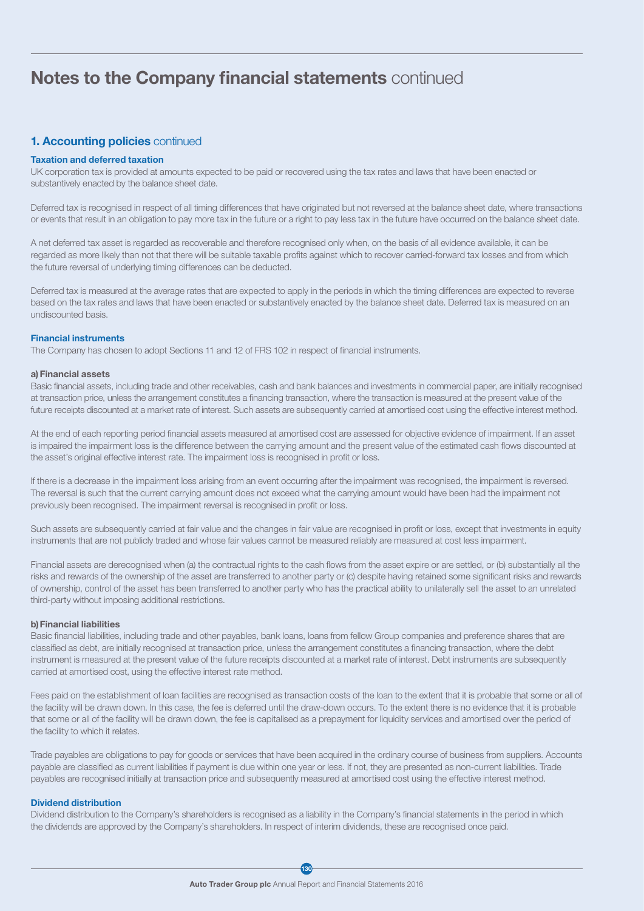# Notes to the Company financial statements continued

## 1. Accounting policies continued

### Taxation and deferred taxation

UK corporation tax is provided at amounts expected to be paid or recovered using the tax rates and laws that have been enacted or substantively enacted by the balance sheet date.

Deferred tax is recognised in respect of all timing differences that have originated but not reversed at the balance sheet date, where transactions or events that result in an obligation to pay more tax in the future or a right to pay less tax in the future have occurred on the balance sheet date.

A net deferred tax asset is regarded as recoverable and therefore recognised only when, on the basis of all evidence available, it can be regarded as more likely than not that there will be suitable taxable profits against which to recover carried-forward tax losses and from which the future reversal of underlying timing differences can be deducted.

Deferred tax is measured at the average rates that are expected to apply in the periods in which the timing differences are expected to reverse based on the tax rates and laws that have been enacted or substantively enacted by the balance sheet date. Deferred tax is measured on an undiscounted basis.

### Financial instruments

The Company has chosen to adopt Sections 11 and 12 of FRS 102 in respect of financial instruments.

#### a) Financial assets

Basic financial assets, including trade and other receivables, cash and bank balances and investments in commercial paper, are initially recognised at transaction price, unless the arrangement constitutes a financing transaction, where the transaction is measured at the present value of the future receipts discounted at a market rate of interest. Such assets are subsequently carried at amortised cost using the effective interest method.

At the end of each reporting period financial assets measured at amortised cost are assessed for objective evidence of impairment. If an asset is impaired the impairment loss is the difference between the carrying amount and the present value of the estimated cash flows discounted at the asset's original effective interest rate. The impairment loss is recognised in profit or loss.

If there is a decrease in the impairment loss arising from an event occurring after the impairment was recognised, the impairment is reversed. The reversal is such that the current carrying amount does not exceed what the carrying amount would have been had the impairment not previously been recognised. The impairment reversal is recognised in profit or loss.

Such assets are subsequently carried at fair value and the changes in fair value are recognised in profit or loss, except that investments in equity instruments that are not publicly traded and whose fair values cannot be measured reliably are measured at cost less impairment.

Financial assets are derecognised when (a) the contractual rights to the cash flows from the asset expire or are settled, or (b) substantially all the risks and rewards of the ownership of the asset are transferred to another party or (c) despite having retained some significant risks and rewards of ownership, control of the asset has been transferred to another party who has the practical ability to unilaterally sell the asset to an unrelated third-party without imposing additional restrictions.

#### b) Financial liabilities

Basic financial liabilities, including trade and other payables, bank loans, loans from fellow Group companies and preference shares that are classified as debt, are initially recognised at transaction price, unless the arrangement constitutes a financing transaction, where the debt instrument is measured at the present value of the future receipts discounted at a market rate of interest. Debt instruments are subsequently carried at amortised cost, using the effective interest rate method.

Fees paid on the establishment of loan facilities are recognised as transaction costs of the loan to the extent that it is probable that some or all of the facility will be drawn down. In this case, the fee is deferred until the draw-down occurs. To the extent there is no evidence that it is probable that some or all of the facility will be drawn down, the fee is capitalised as a prepayment for liquidity services and amortised over the period of the facility to which it relates.

Trade payables are obligations to pay for goods or services that have been acquired in the ordinary course of business from suppliers. Accounts payable are classified as current liabilities if payment is due within one year or less. If not, they are presented as non-current liabilities. Trade payables are recognised initially at transaction price and subsequently measured at amortised cost using the effective interest method.

### Dividend distribution

Dividend distribution to the Company's shareholders is recognised as a liability in the Company's financial statements in the period in which the dividends are approved by the Company's shareholders. In respect of interim dividends, these are recognised once paid.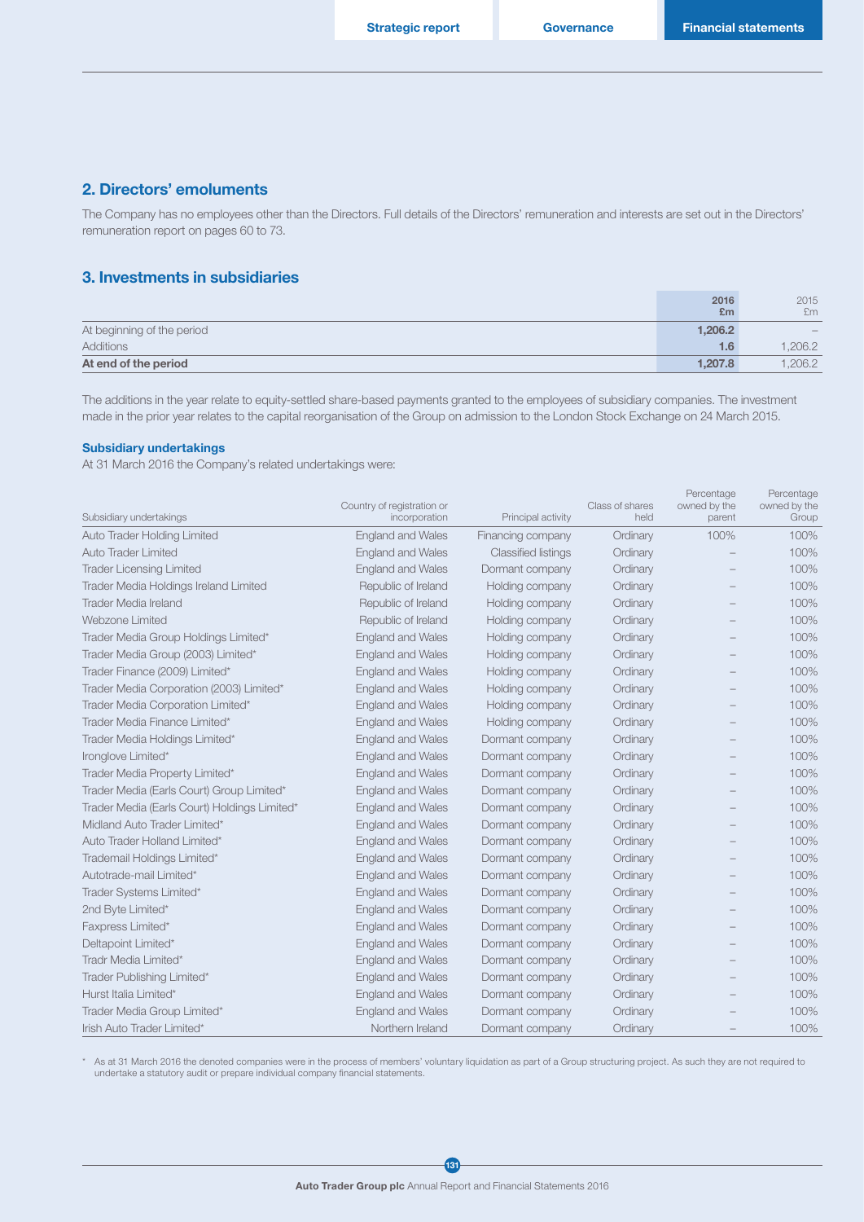## 2. Directors' emoluments

The Company has no employees other than the Directors. Full details of the Directors' remuneration and interests are set out in the Directors' remuneration report on pages 60 to 73.

## 3. Investments in subsidiaries

| | 2016 £m | 2015 £m |
|---|---|---|
| At beginning of the period | 1,206.2 | – |
| Additions | 1.6 | 1,206.2 |
| **At end of the period** | **1,207.8** | 1,206.2 |

The additions in the year relate to equity-settled share-based payments granted to the employees of subsidiary companies. The investment made in the prior year relates to the capital reorganisation of the Group on admission to the London Stock Exchange on 24 March 2015.

### Subsidiary undertakings

At 31 March 2016 the Company's related undertakings were:

| Subsidiary undertakings | Country of registration or incorporation | Principal activity | Class of shares held | Percentage owned by the parent | Percentage owned by the Group |
|---|---|---|---|---|---|
| Auto Trader Holding Limited | England and Wales | Financing company | Ordinary | 100% | 100% |
| Auto Trader Limited | England and Wales | Classified listings | Ordinary | – | 100% |
| Trader Licensing Limited | England and Wales | Dormant company | Ordinary | – | 100% |
| Trader Media Holdings Ireland Limited | Republic of Ireland | Holding company | Ordinary | – | 100% |
| Trader Media Ireland | Republic of Ireland | Holding company | Ordinary | – | 100% |
| Webzone Limited | Republic of Ireland | Holding company | Ordinary | – | 100% |
| Trader Media Group Holdings Limited* | England and Wales | Holding company | Ordinary | – | 100% |
| Trader Media Group (2003) Limited* | England and Wales | Holding company | Ordinary | – | 100% |
| Trader Finance (2009) Limited* | England and Wales | Holding company | Ordinary | – | 100% |
| Trader Media Corporation (2003) Limited* | England and Wales | Holding company | Ordinary | – | 100% |
| Trader Media Corporation Limited* | England and Wales | Holding company | Ordinary | – | 100% |
| Trader Media Finance Limited* | England and Wales | Holding company | Ordinary | – | 100% |
| Trader Media Holdings Limited* | England and Wales | Dormant company | Ordinary | – | 100% |
| Ironglove Limited* | England and Wales | Dormant company | Ordinary | – | 100% |
| Trader Media Property Limited* | England and Wales | Dormant company | Ordinary | – | 100% |
| Trader Media (Earls Court) Group Limited* | England and Wales | Dormant company | Ordinary | – | 100% |
| Trader Media (Earls Court) Holdings Limited* | England and Wales | Dormant company | Ordinary | – | 100% |
| Midland Auto Trader Limited* | England and Wales | Dormant company | Ordinary | – | 100% |
| Auto Trader Holland Limited* | England and Wales | Dormant company | Ordinary | – | 100% |
| Trademail Holdings Limited* | England and Wales | Dormant company | Ordinary | – | 100% |
| Autotrade-mail Limited* | England and Wales | Dormant company | Ordinary | – | 100% |
| Trader Systems Limited* | England and Wales | Dormant company | Ordinary | – | 100% |
| 2nd Byte Limited* | England and Wales | Dormant company | Ordinary | – | 100% |
| Faxpress Limited* | England and Wales | Dormant company | Ordinary | – | 100% |
| Deltapoint Limited* | England and Wales | Dormant company | Ordinary | – | 100% |
| Tradr Media Limited* | England and Wales | Dormant company | Ordinary | – | 100% |
| Trader Publishing Limited* | England and Wales | Dormant company | Ordinary | – | 100% |
| Hurst Italia Limited* | England and Wales | Dormant company | Ordinary | – | 100% |
| Trader Media Group Limited* | England and Wales | Dormant company | Ordinary | – | 100% |
| Irish Auto Trader Limited* | Northern Ireland | Dormant company | Ordinary | – | 100% |

\* As at 31 March 2016 the denoted companies were in the process of members' voluntary liquidation as part of a Group structuring project. As such they are not required to undertake a statutory audit or prepare individual company financial statements.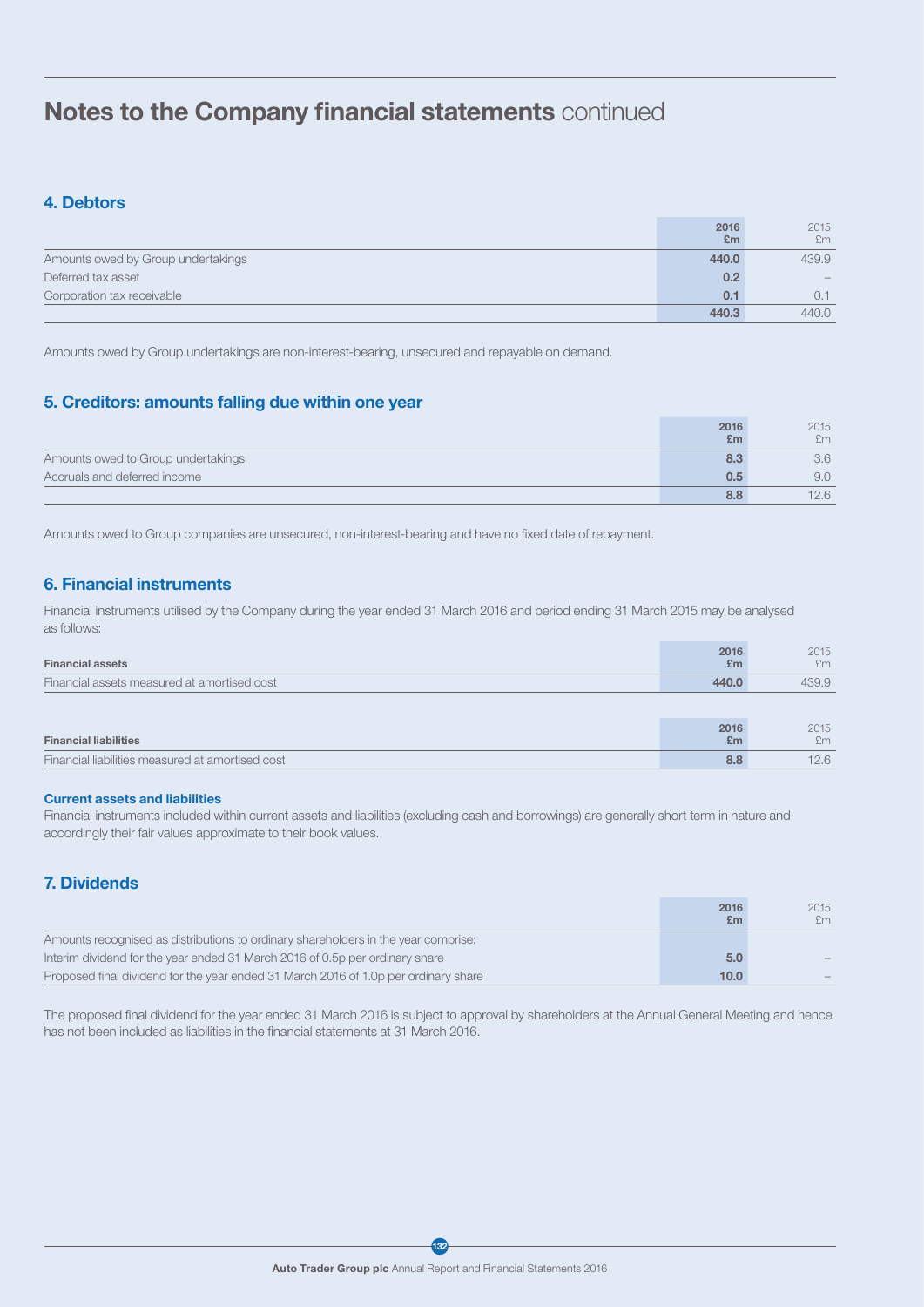# Notes to the Company financial statements continued

## 4. Debtors

| | 2016 £m | 2015 £m |
|---|---|---|
| Amounts owed by Group undertakings | 440.0 | 439.9 |
| Deferred tax asset | 0.2 | – |
| Corporation tax receivable | 0.1 | 0.1 |
| | 440.3 | 440.0 |

Amounts owed by Group undertakings are non-interest-bearing, unsecured and repayable on demand.

## 5. Creditors: amounts falling due within one year

| | 2016 £m | 2015 £m |
|---|---|---|
| Amounts owed to Group undertakings | 8.3 | 3.6 |
| Accruals and deferred income | 0.5 | 9.0 |
| | 8.8 | 12.6 |

Amounts owed to Group companies are unsecured, non-interest-bearing and have no fixed date of repayment.

## 6. Financial instruments

Financial instruments utilised by the Company during the year ended 31 March 2016 and period ending 31 March 2015 may be analysed as follows:

| **Financial assets** | 2016 £m | 2015 £m |
|---|---|---|
| Financial assets measured at amortised cost | 440.0 | 439.9 |

| **Financial liabilities** | 2016 £m | 2015 £m |
|---|---|---|
| Financial liabilities measured at amortised cost | 8.8 | 12.6 |

### Current assets and liabilities

Financial instruments included within current assets and liabilities (excluding cash and borrowings) are generally short term in nature and accordingly their fair values approximate to their book values.

## 7. Dividends

| | 2016 £m | 2015 £m |
|---|---|---|
| Amounts recognised as distributions to ordinary shareholders in the year comprise: | | |
| Interim dividend for the year ended 31 March 2016 of 0.5p per ordinary share | 5.0 | – |
| Proposed final dividend for the year ended 31 March 2016 of 1.0p per ordinary share | 10.0 | – |

The proposed final dividend for the year ended 31 March 2016 is subject to approval by shareholders at the Annual General Meeting and hence has not been included as liabilities in the financial statements at 31 March 2016.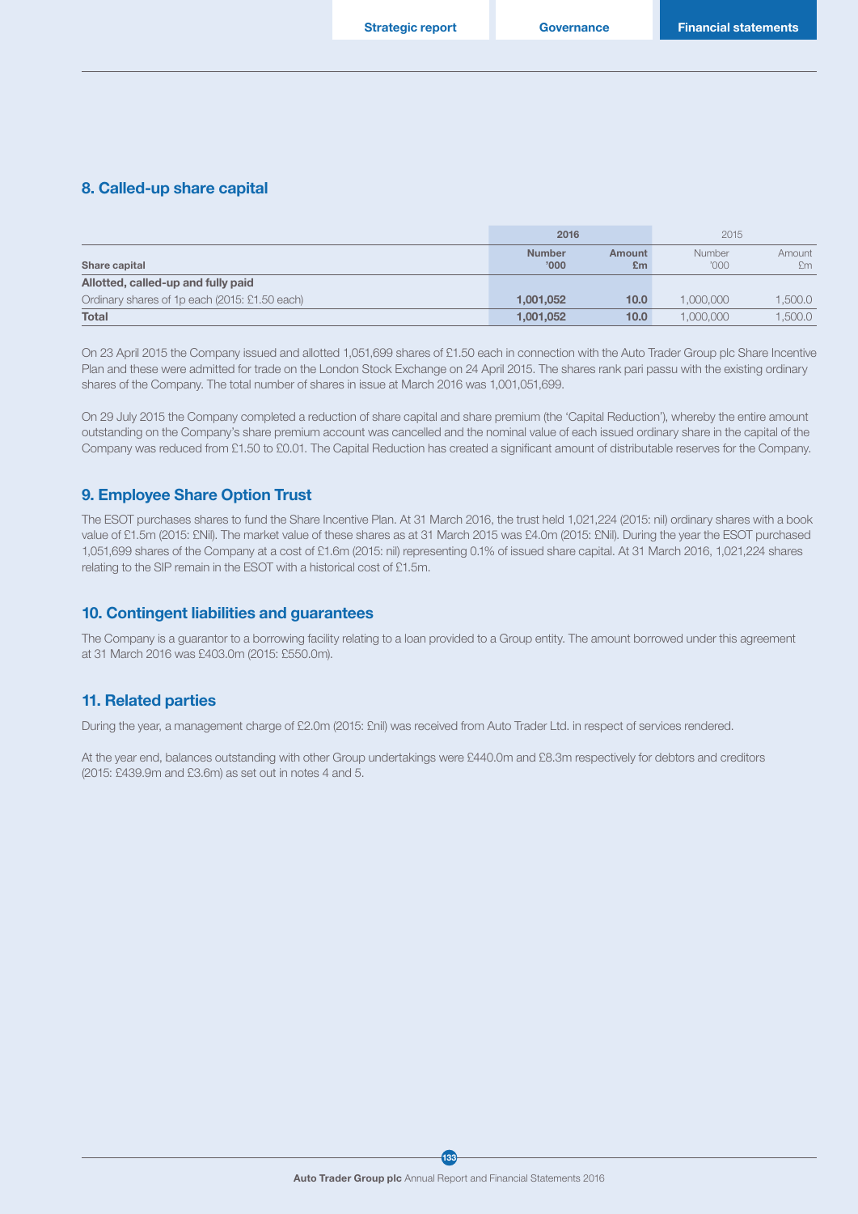## 8. Called-up share capital

| Share capital | 2016 Number '000 | 2016 Amount £m | 2015 Number '000 | 2015 Amount £m |
|---|---|---|---|---|
| **Allotted, called-up and fully paid** | | | | |
| Ordinary shares of 1p each (2015: £1.50 each) | **1,001,052** | **10.0** | 1,000,000 | 1,500.0 |
| **Total** | **1,001,052** | **10.0** | 1,000,000 | 1,500.0 |

On 23 April 2015 the Company issued and allotted 1,051,699 shares of £1.50 each in connection with the Auto Trader Group plc Share Incentive Plan and these were admitted for trade on the London Stock Exchange on 24 April 2015. The shares rank pari passu with the existing ordinary shares of the Company. The total number of shares in issue at March 2016 was 1,001,051,699.

On 29 July 2015 the Company completed a reduction of share capital and share premium (the 'Capital Reduction'), whereby the entire amount outstanding on the Company's share premium account was cancelled and the nominal value of each issued ordinary share in the capital of the Company was reduced from £1.50 to £0.01. The Capital Reduction has created a significant amount of distributable reserves for the Company.

## 9. Employee Share Option Trust

The ESOT purchases shares to fund the Share Incentive Plan. At 31 March 2016, the trust held 1,021,224 (2015: nil) ordinary shares with a book value of £1.5m (2015: £Nil). The market value of these shares as at 31 March 2015 was £4.0m (2015: £Nil). During the year the ESOT purchased 1,051,699 shares of the Company at a cost of £1.6m (2015: nil) representing 0.1% of issued share capital. At 31 March 2016, 1,021,224 shares relating to the SIP remain in the ESOT with a historical cost of £1.5m.

## 10. Contingent liabilities and guarantees

The Company is a guarantor to a borrowing facility relating to a loan provided to a Group entity. The amount borrowed under this agreement at 31 March 2016 was £403.0m (2015: £550.0m).

## 11. Related parties

During the year, a management charge of £2.0m (2015: £nil) was received from Auto Trader Ltd. in respect of services rendered.

At the year end, balances outstanding with other Group undertakings were £440.0m and £8.3m respectively for debtors and creditors (2015: £439.9m and £3.6m) as set out in notes 4 and 5.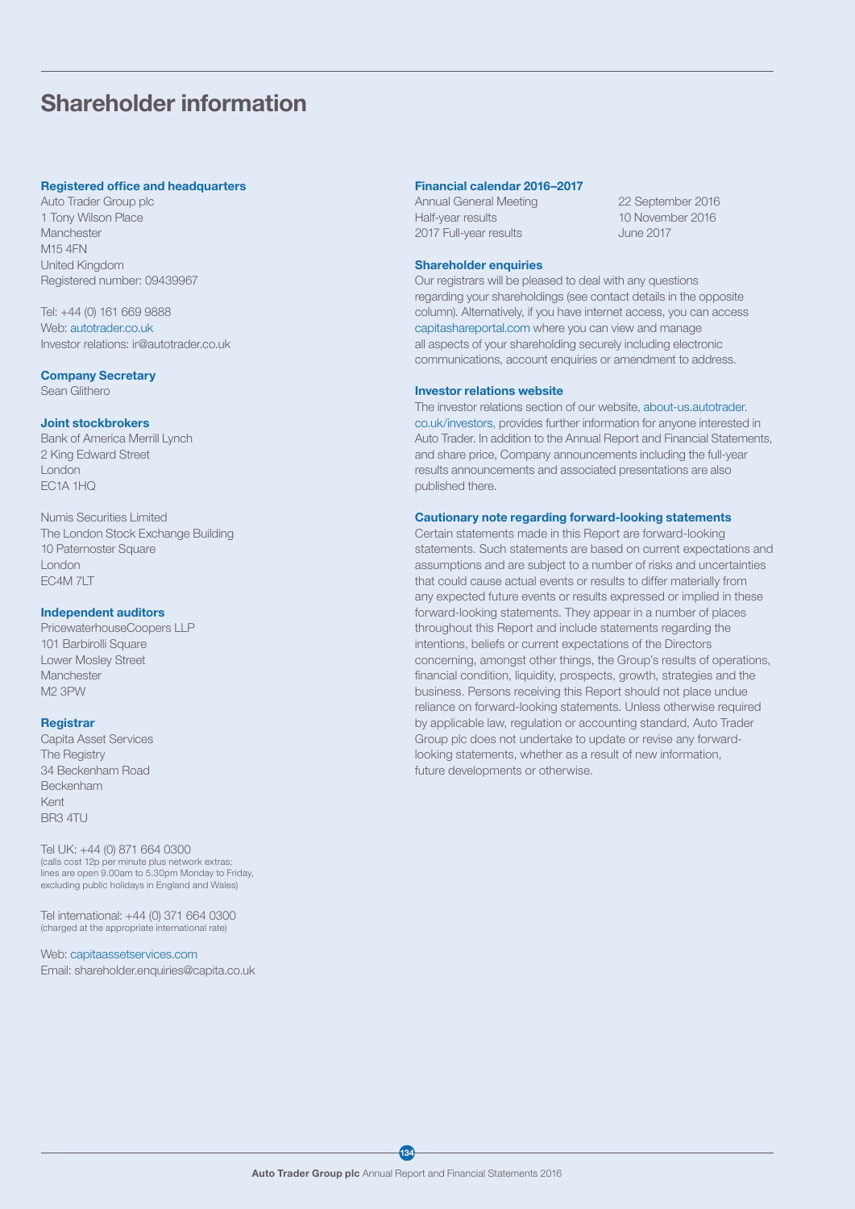# Shareholder information

### Registered office and headquarters

Auto Trader Group plc
1 Tony Wilson Place
Manchester
M15 4FN
United Kingdom
Registered number: 09439967

Tel: +44 (0) 161 669 9888
Web: autotrader.co.uk
Investor relations: ir@autotrader.co.uk

### Company Secretary

Sean Glithero

### Joint stockbrokers

Bank of America Merrill Lynch
2 King Edward Street
London
EC1A 1HQ

Numis Securities Limited
The London Stock Exchange Building
10 Paternoster Square
London
EC4M 7LT

### Independent auditors

PricewaterhouseCoopers LLP
101 Barbirolli Square
Lower Mosley Street
Manchester
M2 3PW

### Registrar

Capita Asset Services
The Registry
34 Beckenham Road
Beckenham
Kent
BR3 4TU

Tel UK: +44 (0) 871 664 0300
(calls cost 12p per minute plus network extras; lines are open 9.00am to 5.30pm Monday to Friday, excluding public holidays in England and Wales)

Tel international: +44 (0) 371 664 0300
(charged at the appropriate international rate)

Web: capitaassetservices.com
Email: shareholder.enquiries@capita.co.uk

### Financial calendar 2016–2017

| | |
|---|---|
| Annual General Meeting | 22 September 2016 |
| Half-year results | 10 November 2016 |
| 2017 Full-year results | June 2017 |

### Shareholder enquiries

Our registrars will be pleased to deal with any questions regarding your shareholdings (see contact details in the opposite column). Alternatively, if you have internet access, you can access capitashareportal.com where you can view and manage all aspects of your shareholding securely including electronic communications, account enquiries or amendment to address.

### Investor relations website

The investor relations section of our website, about-us.autotrader.co.uk/investors, provides further information for anyone interested in Auto Trader. In addition to the Annual Report and Financial Statements, and share price, Company announcements including the full-year results announcements and associated presentations are also published there.

### Cautionary note regarding forward-looking statements

Certain statements made in this Report are forward-looking statements. Such statements are based on current expectations and assumptions and are subject to a number of risks and uncertainties that could cause actual events or results to differ materially from any expected future events or results expressed or implied in these forward-looking statements. They appear in a number of places throughout this Report and include statements regarding the intentions, beliefs or current expectations of the Directors concerning, amongst other things, the Group's results of operations, financial condition, liquidity, prospects, growth, strategies and the business. Persons receiving this Report should not place undue reliance on forward-looking statements. Unless otherwise required by applicable law, regulation or accounting standard, Auto Trader Group plc does not undertake to update or revise any forward-looking statements, whether as a result of new information, future developments or otherwise.